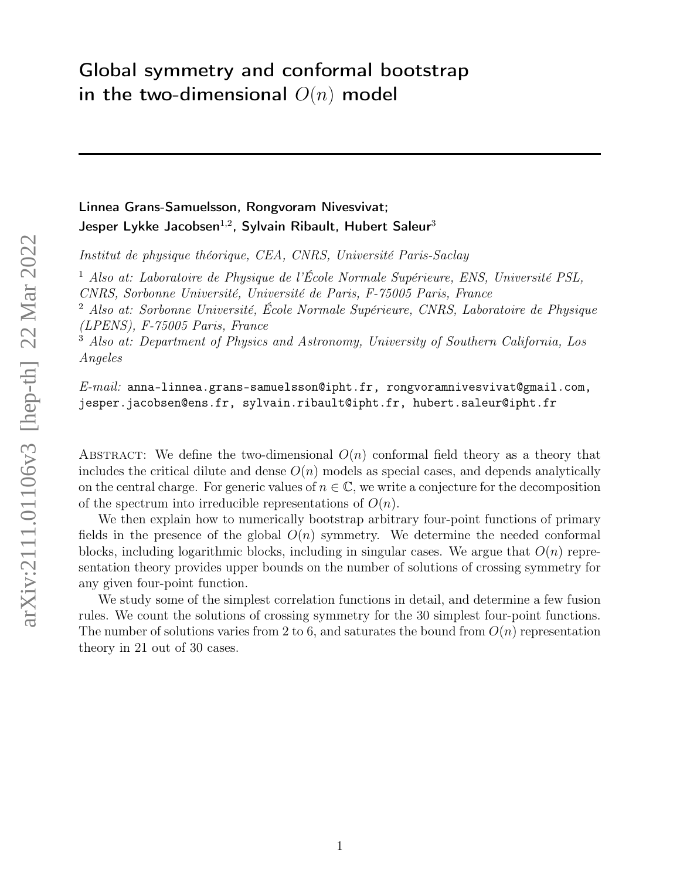# Global symmetry and conformal bootstrap in the two-dimensional $O(n)$ model

**Linnea Grans-Samuelsson, Rongvoram Nivesvivat;**
**Jesper Lykke Jacobsen[1,2], Sylvain Ribault, Hubert Saleur[3]**

*Institut de physique théorique, CEA, CNRS, Université Paris-Saclay*

[1] *Also at: Laboratoire de Physique de l'École Normale Supérieure, ENS, Université PSL, CNRS, Sorbonne Université, Université de Paris, F-75005 Paris, France*

[2] *Also at: Sorbonne Université, École Normale Supérieure, CNRS, Laboratoire de Physique (LPENS), F-75005 Paris, France*

[3] *Also at: Department of Physics and Astronomy, University of Southern California, Los Angeles*

*E-mail:* anna-linnea.grans-samuelsson@ipht.fr, rongvoramnivesvivat@gmail.com, jesper.jacobsen@ens.fr, sylvain.ribault@ipht.fr, hubert.saleur@ipht.fr

Abstract: We define the two-dimensional $O(n)$ conformal field theory as a theory that includes the critical dilute and dense $O(n)$ models as special cases, and depends analytically on the central charge. For generic values of $n \in \mathbb{C}$, we write a conjecture for the decomposition of the spectrum into irreducible representations of $O(n)$.

We then explain how to numerically bootstrap arbitrary four-point functions of primary fields in the presence of the global $O(n)$ symmetry. We determine the needed conformal blocks, including logarithmic blocks, including in singular cases. We argue that $O(n)$ representation theory provides upper bounds on the number of solutions of crossing symmetry for any given four-point function.

We study some of the simplest correlation functions in detail, and determine a few fusion rules. We count the solutions of crossing symmetry for the 30 simplest four-point functions. The number of solutions varies from 2 to 6, and saturates the bound from $O(n)$ representation theory in 21 out of 30 cases.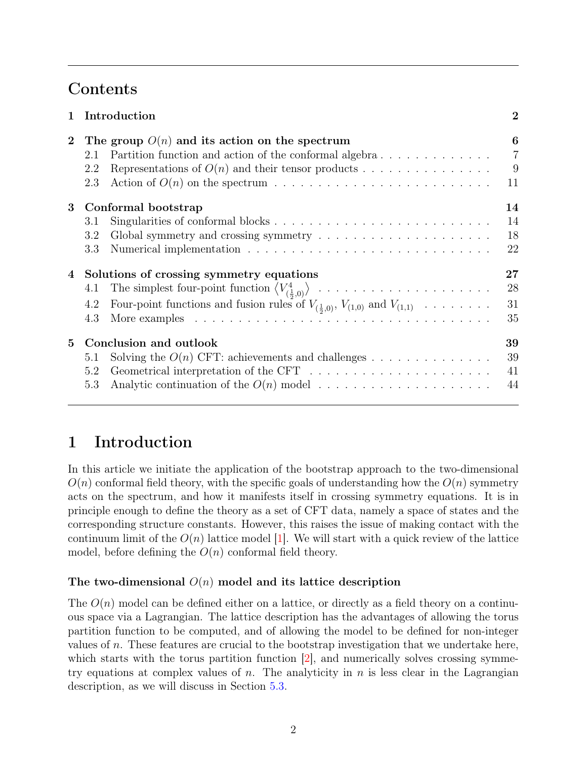## Contents

| | | |
|---|---|---|
| **1** | **Introduction** | **2** |
| **2** | **The group $O(n)$ and its action on the spectrum** | **6** |
| | 2.1 Partition function and action of the conformal algebra | 7 |
| | 2.2 Representations of $O(n)$ and their tensor products | 9 |
| | 2.3 Action of $O(n)$ on the spectrum | 11 |
| **3** | **Conformal bootstrap** | **14** |
| | 3.1 Singularities of conformal blocks | 14 |
| | 3.2 Global symmetry and crossing symmetry | 18 |
| | 3.3 Numerical implementation | 22 |
| **4** | **Solutions of crossing symmetry equations** | **27** |
| | 4.1 The simplest four-point function $\left\langle V^4_{(\frac12,0)}\right\rangle$ | 28 |
| | 4.2 Four-point functions and fusion rules of $V_{(\frac12,0)}$, $V_{(1,0)}$ and $V_{(1,1)}$ | 31 |
| | 4.3 More examples | 35 |
| **5** | **Conclusion and outlook** | **39** |
| | 5.1 Solving the $O(n)$ CFT: achievements and challenges | 39 |
| | 5.2 Geometrical interpretation of the CFT | 41 |
| | 5.3 Analytic continuation of the $O(n)$ model | 44 |

# 1 Introduction

In this article we initiate the application of the bootstrap approach to the two-dimensional $O(n)$ conformal field theory, with the specific goals of understanding how the $O(n)$ symmetry acts on the spectrum, and how it manifests itself in crossing symmetry equations. It is in principle enough to define the theory as a set of CFT data, namely a space of states and the corresponding structure constants. However, this raises the issue of making contact with the continuum limit of the $O(n)$ lattice model [1]. We will start with a quick review of the lattice model, before defining the $O(n)$ conformal field theory.

### The two-dimensional $O(n)$ model and its lattice description

The $O(n)$ model can be defined either on a lattice, or directly as a field theory on a continuous space via a Lagrangian. The lattice description has the advantages of allowing the torus partition function to be computed, and of allowing the model to be defined for non-integer values of $n$. These features are crucial to the bootstrap investigation that we undertake here, which starts with the torus partition function [2], and numerically solves crossing symmetry equations at complex values of $n$. The analyticity in $n$ is less clear in the Lagrangian description, as we will discuss in Section 5.3.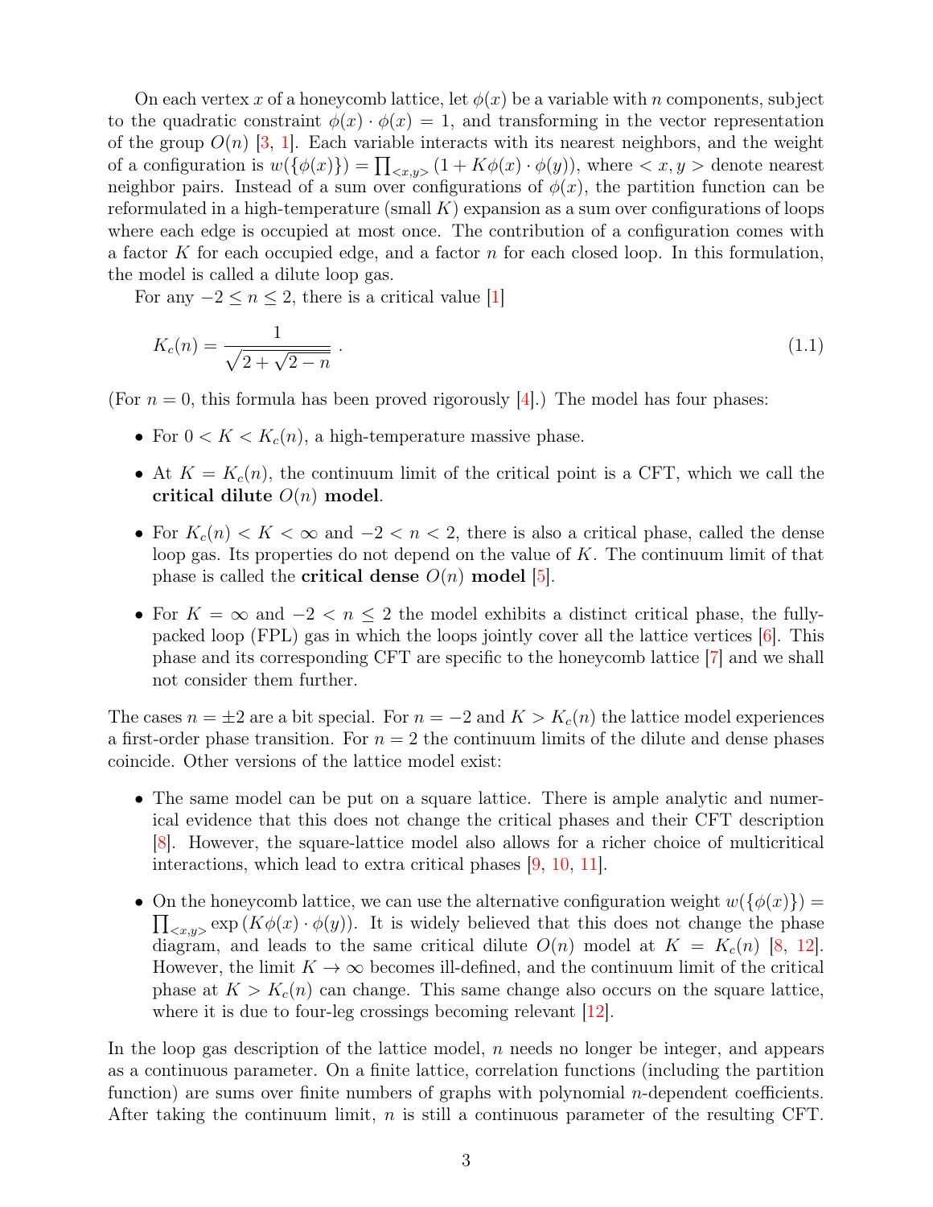On each vertex $x$ of a honeycomb lattice, let $\phi(x)$ be a variable with $n$ components, subject to the quadratic constraint $\phi(x) \cdot \phi(x) = 1$, and transforming in the vector representation of the group $O(n)$ [3, 1]. Each variable interacts with its nearest neighbors, and the weight of a configuration is $w(\{\phi(x)\}) = \prod_{<x,y>} (1 + K\phi(x) \cdot \phi(y))$, where $< x, y >$ denote nearest neighbor pairs. Instead of a sum over configurations of $\phi(x)$, the partition function can be reformulated in a high-temperature (small $K$) expansion as a sum over configurations of loops where each edge is occupied at most once. The contribution of a configuration comes with a factor $K$ for each occupied edge, and a factor $n$ for each closed loop. In this formulation, the model is called a dilute loop gas.

For any $-2 \leq n \leq 2$, there is a critical value [1]

$$K_c(n) = \frac{1}{\sqrt{2 + \sqrt{2 - n}}} \ . \tag{1.1}$$

(For $n = 0$, this formula has been proved rigorously [4].) The model has four phases:

- For $0 < K < K_c(n)$, a high-temperature massive phase.
- At $K = K_c(n)$, the continuum limit of the critical point is a CFT, which we call the **critical dilute $O(n)$ model**.
- For $K_c(n) < K < \infty$ and $-2 < n < 2$, there is also a critical phase, called the dense loop gas. Its properties do not depend on the value of $K$. The continuum limit of that phase is called the **critical dense $O(n)$ model** [5].
- For $K = \infty$ and $-2 < n \leq 2$ the model exhibits a distinct critical phase, the fully-packed loop (FPL) gas in which the loops jointly cover all the lattice vertices [6]. This phase and its corresponding CFT are specific to the honeycomb lattice [7] and we shall not consider them further.

The cases $n = \pm 2$ are a bit special. For $n = -2$ and $K > K_c(n)$ the lattice model experiences a first-order phase transition. For $n = 2$ the continuum limits of the dilute and dense phases coincide. Other versions of the lattice model exist:

- The same model can be put on a square lattice. There is ample analytic and numerical evidence that this does not change the critical phases and their CFT description [8]. However, the square-lattice model also allows for a richer choice of multicritical interactions, which lead to extra critical phases [9, 10, 11].
- On the honeycomb lattice, we can use the alternative configuration weight $w(\{\phi(x)\}) = \prod_{<x,y>} \exp(K\phi(x) \cdot \phi(y))$. It is widely believed that this does not change the phase diagram, and leads to the same critical dilute $O(n)$ model at $K = K_c(n)$ [8, 12]. However, the limit $K \to \infty$ becomes ill-defined, and the continuum limit of the critical phase at $K > K_c(n)$ can change. This same change also occurs on the square lattice, where it is due to four-leg crossings becoming relevant [12].

In the loop gas description of the lattice model, $n$ needs no longer be integer, and appears as a continuous parameter. On a finite lattice, correlation functions (including the partition function) are sums over finite numbers of graphs with polynomial $n$-dependent coefficients. After taking the continuum limit, $n$ is still a continuous parameter of the resulting CFT.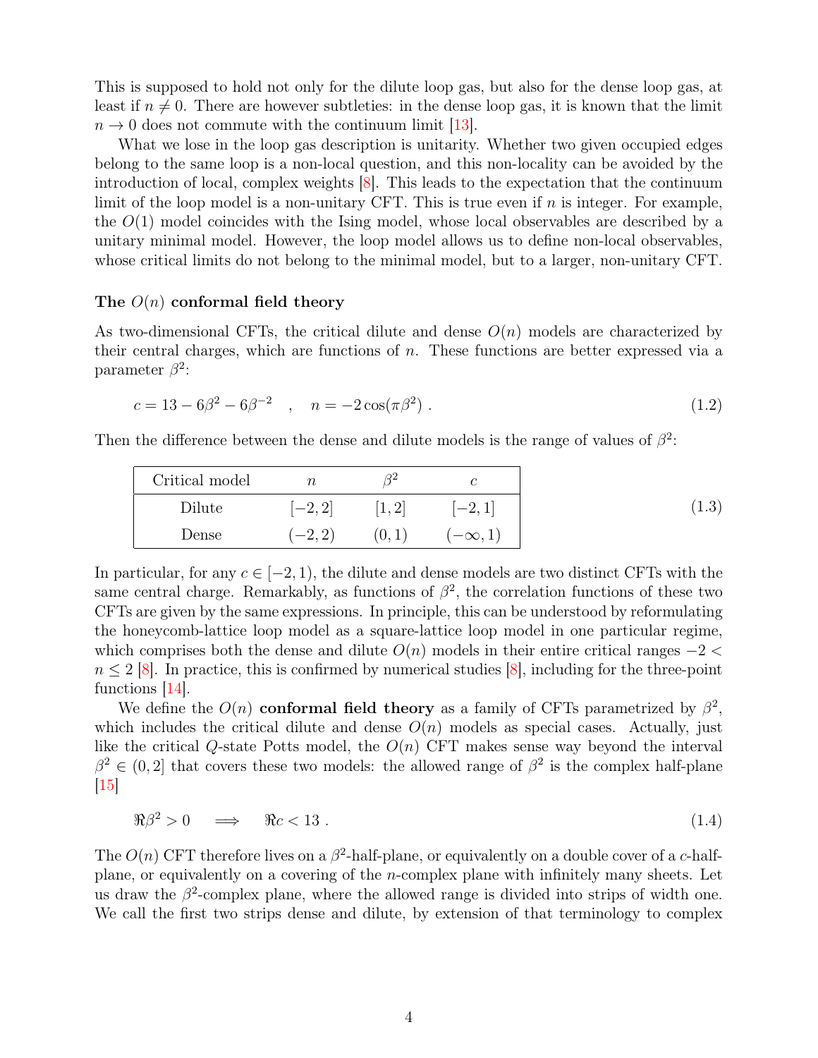This is supposed to hold not only for the dilute loop gas, but also for the dense loop gas, at least if $n \neq 0$. There are however subtleties: in the dense loop gas, it is known that the limit $n \to 0$ does not commute with the continuum limit [13].

What we lose in the loop gas description is unitarity. Whether two given occupied edges belong to the same loop is a non-local question, and this non-locality can be avoided by the introduction of local, complex weights [8]. This leads to the expectation that the continuum limit of the loop model is a non-unitary CFT. This is true even if $n$ is integer. For example, the $O(1)$ model coincides with the Ising model, whose local observables are described by a unitary minimal model. However, the loop model allows us to define non-local observables, whose critical limits do not belong to the minimal model, but to a larger, non-unitary CFT.

#### The $O(n)$ conformal field theory

As two-dimensional CFTs, the critical dilute and dense $O(n)$ models are characterized by their central charges, which are functions of $n$. These functions are better expressed via a parameter $\beta^2$:

$$c = 13 - 6\beta^2 - 6\beta^{-2} \quad , \quad n = -2\cos(\pi\beta^2) \ . \tag{1.2}$$

Then the difference between the dense and dilute models is the range of values of $\beta^2$:

| Critical model | $n$ | $\beta^2$ | $c$ |
|---|---|---|---|
| Dilute | $[-2, 2]$ | $[1, 2]$ | $[-2, 1]$ |
| Dense | $(-2, 2)$ | $(0, 1)$ | $(-\infty, 1)$ |

(1.3)

In particular, for any $c \in [-2, 1)$, the dilute and dense models are two distinct CFTs with the same central charge. Remarkably, as functions of $\beta^2$, the correlation functions of these two CFTs are given by the same expressions. In principle, this can be understood by reformulating the honeycomb-lattice loop model as a square-lattice loop model in one particular regime, which comprises both the dense and dilute $O(n)$ models in their entire critical ranges $-2 < n \leq 2$ [8]. In practice, this is confirmed by numerical studies [8], including for the three-point functions [14].

We define the $O(n)$ **conformal field theory** as a family of CFTs parametrized by $\beta^2$, which includes the critical dilute and dense $O(n)$ models as special cases. Actually, just like the critical $Q$-state Potts model, the $O(n)$ CFT makes sense way beyond the interval $\beta^2 \in (0, 2]$ that covers these two models: the allowed range of $\beta^2$ is the complex half-plane [15]

$$\Re\beta^2 > 0 \quad \Longrightarrow \quad \Re c < 13 \ . \tag{1.4}$$

The $O(n)$ CFT therefore lives on a $\beta^2$-half-plane, or equivalently on a double cover of a $c$-half-plane, or equivalently on a covering of the $n$-complex plane with infinitely many sheets. Let us draw the $\beta^2$-complex plane, where the allowed range is divided into strips of width one. We call the first two strips dense and dilute, by extension of that terminology to complex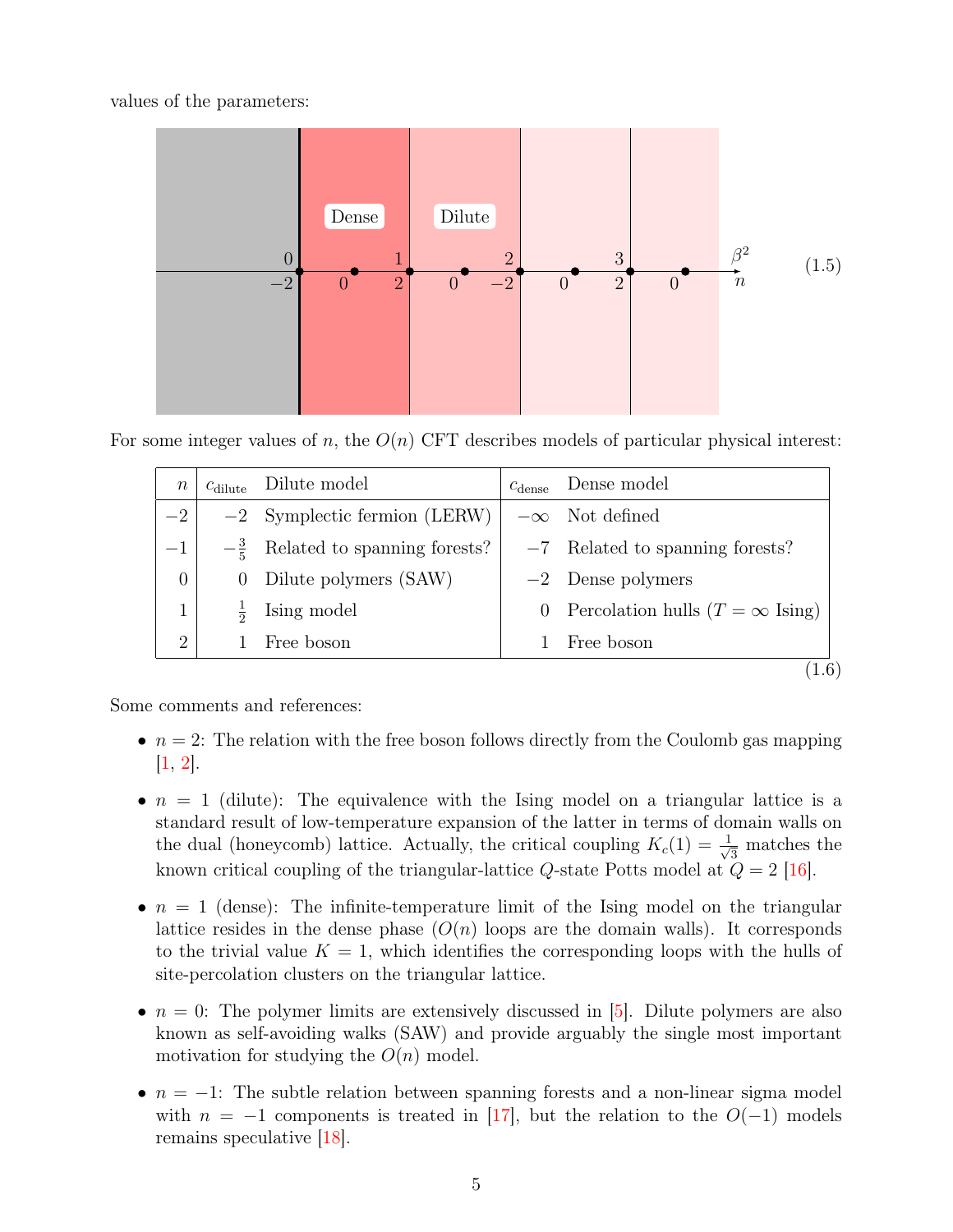values of the parameters:

$$(1.5)$$

For some integer values of $n$, the $O(n)$ CFT describes models of particular physical interest:

| $n$ | $c_{\text{dilute}}$ | Dilute model | $c_{\text{dense}}$ | Dense model |
|---|---|---|---|---|
| $-2$ | $-2$ | Symplectic fermion (LERW) | $-\infty$ | Not defined |
| $-1$ | $-\frac{3}{5}$ | Related to spanning forests? | $-7$ | Related to spanning forests? |
| $0$ | $0$ | Dilute polymers (SAW) | $-2$ | Dense polymers |
| $1$ | $\frac{1}{2}$ | Ising model | $0$ | Percolation hulls ($T = \infty$ Ising) |
| $2$ | $1$ | Free boson | $1$ | Free boson |

(1.6)

Some comments and references:

- $n = 2$: The relation with the free boson follows directly from the Coulomb gas mapping [1, 2].
- $n = 1$ (dilute): The equivalence with the Ising model on a triangular lattice is a standard result of low-temperature expansion of the latter in terms of domain walls on the dual (honeycomb) lattice. Actually, the critical coupling $K_c(1) = \frac{1}{\sqrt{3}}$ matches the known critical coupling of the triangular-lattice $Q$-state Potts model at $Q = 2$ [16].
- $n = 1$ (dense): The infinite-temperature limit of the Ising model on the triangular lattice resides in the dense phase ($O(n)$ loops are the domain walls). It corresponds to the trivial value $K = 1$, which identifies the corresponding loops with the hulls of site-percolation clusters on the triangular lattice.
- $n = 0$: The polymer limits are extensively discussed in [5]. Dilute polymers are also known as self-avoiding walks (SAW) and provide arguably the single most important motivation for studying the $O(n)$ model.
- $n = -1$: The subtle relation between spanning forests and a non-linear sigma model with $n = -1$ components is treated in [17], but the relation to the $O(-1)$ models remains speculative [18].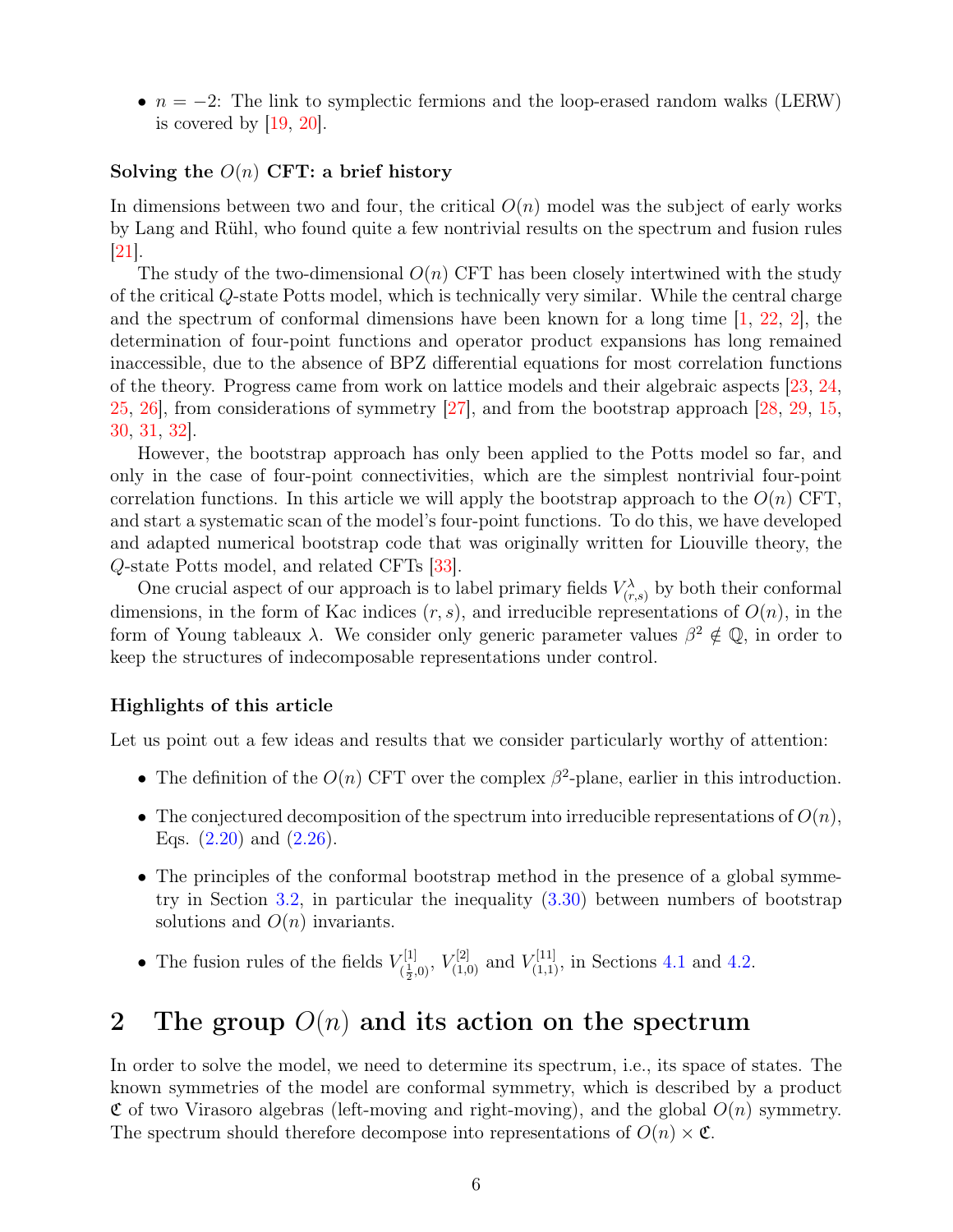- $n = -2$: The link to symplectic fermions and the loop-erased random walks (LERW) is covered by [19, 20].

### Solving the $O(n)$ CFT: a brief history

In dimensions between two and four, the critical $O(n)$ model was the subject of early works by Lang and Rühl, who found quite a few nontrivial results on the spectrum and fusion rules [21].

The study of the two-dimensional $O(n)$ CFT has been closely intertwined with the study of the critical $Q$-state Potts model, which is technically very similar. While the central charge and the spectrum of conformal dimensions have been known for a long time [1, 22, 2], the determination of four-point functions and operator product expansions has long remained inaccessible, due to the absence of BPZ differential equations for most correlation functions of the theory. Progress came from work on lattice models and their algebraic aspects [23, 24, 25, 26], from considerations of symmetry [27], and from the bootstrap approach [28, 29, 15, 30, 31, 32].

However, the bootstrap approach has only been applied to the Potts model so far, and only in the case of four-point connectivities, which are the simplest nontrivial four-point correlation functions. In this article we will apply the bootstrap approach to the $O(n)$ CFT, and start a systematic scan of the model's four-point functions. To do this, we have developed and adapted numerical bootstrap code that was originally written for Liouville theory, the $Q$-state Potts model, and related CFTs [33].

One crucial aspect of our approach is to label primary fields $V^{\lambda}_{(r,s)}$ by both their conformal dimensions, in the form of Kac indices $(r, s)$, and irreducible representations of $O(n)$, in the form of Young tableaux $\lambda$. We consider only generic parameter values $\beta^2 \notin \mathbb{Q}$, in order to keep the structures of indecomposable representations under control.

### Highlights of this article

Let us point out a few ideas and results that we consider particularly worthy of attention:

- The definition of the $O(n)$ CFT over the complex $\beta^2$-plane, earlier in this introduction.
- The conjectured decomposition of the spectrum into irreducible representations of $O(n)$, Eqs. (2.20) and (2.26).
- The principles of the conformal bootstrap method in the presence of a global symmetry in Section 3.2, in particular the inequality (3.30) between numbers of bootstrap solutions and $O(n)$ invariants.
- The fusion rules of the fields $V^{[1]}_{(\frac{1}{2},0)}$, $V^{[2]}_{(1,0)}$ and $V^{[11]}_{(1,1)}$, in Sections 4.1 and 4.2.

## 2 The group $O(n)$ and its action on the spectrum

In order to solve the model, we need to determine its spectrum, i.e., its space of states. The known symmetries of the model are conformal symmetry, which is described by a product $\mathfrak{C}$ of two Virasoro algebras (left-moving and right-moving), and the global $O(n)$ symmetry. The spectrum should therefore decompose into representations of $O(n) \times \mathfrak{C}$.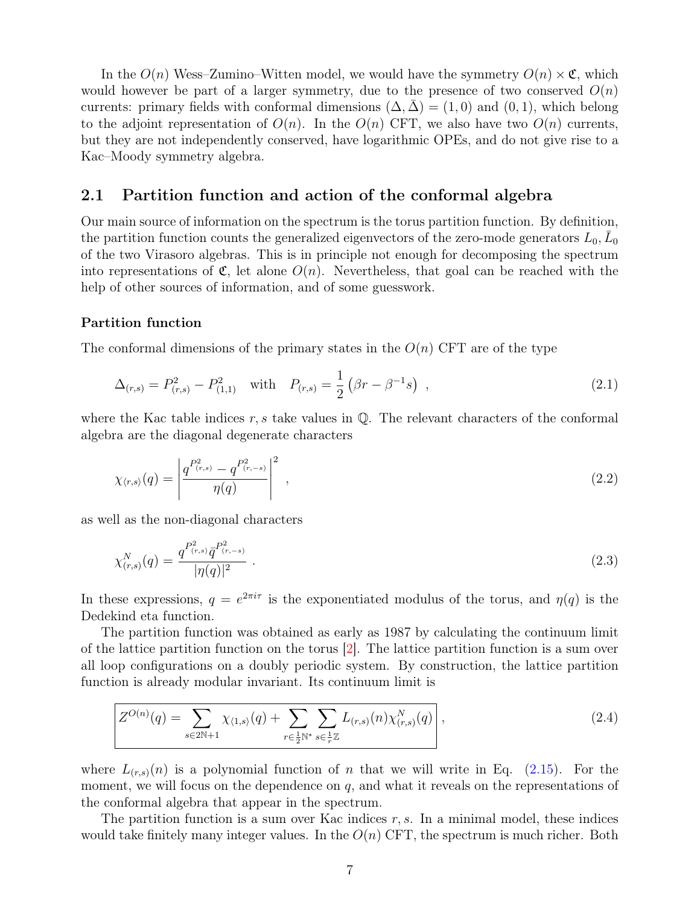In the $O(n)$ Wess–Zumino–Witten model, we would have the symmetry $O(n) \times \mathfrak{C}$, which would however be part of a larger symmetry, due to the presence of two conserved $O(n)$ currents: primary fields with conformal dimensions $(\Delta, \bar{\Delta}) = (1, 0)$ and $(0, 1)$, which belong to the adjoint representation of $O(n)$. In the $O(n)$ CFT, we also have two $O(n)$ currents, but they are not independently conserved, have logarithmic OPEs, and do not give rise to a Kac–Moody symmetry algebra.

## 2.1 Partition function and action of the conformal algebra

Our main source of information on the spectrum is the torus partition function. By definition, the partition function counts the generalized eigenvectors of the zero-mode generators $L_0, \bar{L}_0$ of the two Virasoro algebras. This is in principle not enough for decomposing the spectrum into representations of $\mathfrak{C}$, let alone $O(n)$. Nevertheless, that goal can be reached with the help of other sources of information, and of some guesswork.

### Partition function

The conformal dimensions of the primary states in the $O(n)$ CFT are of the type

$$\Delta_{(r,s)} = P_{(r,s)}^2 - P_{(1,1)}^2 \quad \text{with} \quad P_{(r,s)} = \frac{1}{2}\left(\beta r - \beta^{-1} s\right) , \tag{2.1}$$

where the Kac table indices $r, s$ take values in $\mathbb{Q}$. The relevant characters of the conformal algebra are the diagonal degenerate characters

$$\chi_{\langle r,s\rangle}(q) = \left| \frac{q^{P_{(r,s)}^2} - q^{P_{(r,-s)}^2}}{\eta(q)} \right|^2 , \tag{2.2}$$

as well as the non-diagonal characters

$$\chi_{(r,s)}^N(q) = \frac{q^{P_{(r,s)}^2} \bar{q}^{P_{(r,-s)}^2}}{|\eta(q)|^2} . \tag{2.3}$$

In these expressions, $q = e^{2\pi i \tau}$ is the exponentiated modulus of the torus, and $\eta(q)$ is the Dedekind eta function.

The partition function was obtained as early as 1987 by calculating the continuum limit of the lattice partition function on the torus [2]. The lattice partition function is a sum over all loop configurations on a doubly periodic system. By construction, the lattice partition function is already modular invariant. Its continuum limit is

$$\boxed{Z^{O(n)}(q) = \sum_{s \in 2\mathbb{N}+1} \chi_{\langle 1,s\rangle}(q) + \sum_{r \in \frac{1}{2}\mathbb{N}^*} \sum_{s \in \frac{1}{r}\mathbb{Z}} L_{(r,s)}(n) \chi_{(r,s)}^N(q)} , \tag{2.4}$$

where $L_{(r,s)}(n)$ is a polynomial function of $n$ that we will write in Eq. (2.15). For the moment, we will focus on the dependence on $q$, and what it reveals on the representations of the conformal algebra that appear in the spectrum.

The partition function is a sum over Kac indices $r, s$. In a minimal model, these indices would take finitely many integer values. In the $O(n)$ CFT, the spectrum is much richer. Both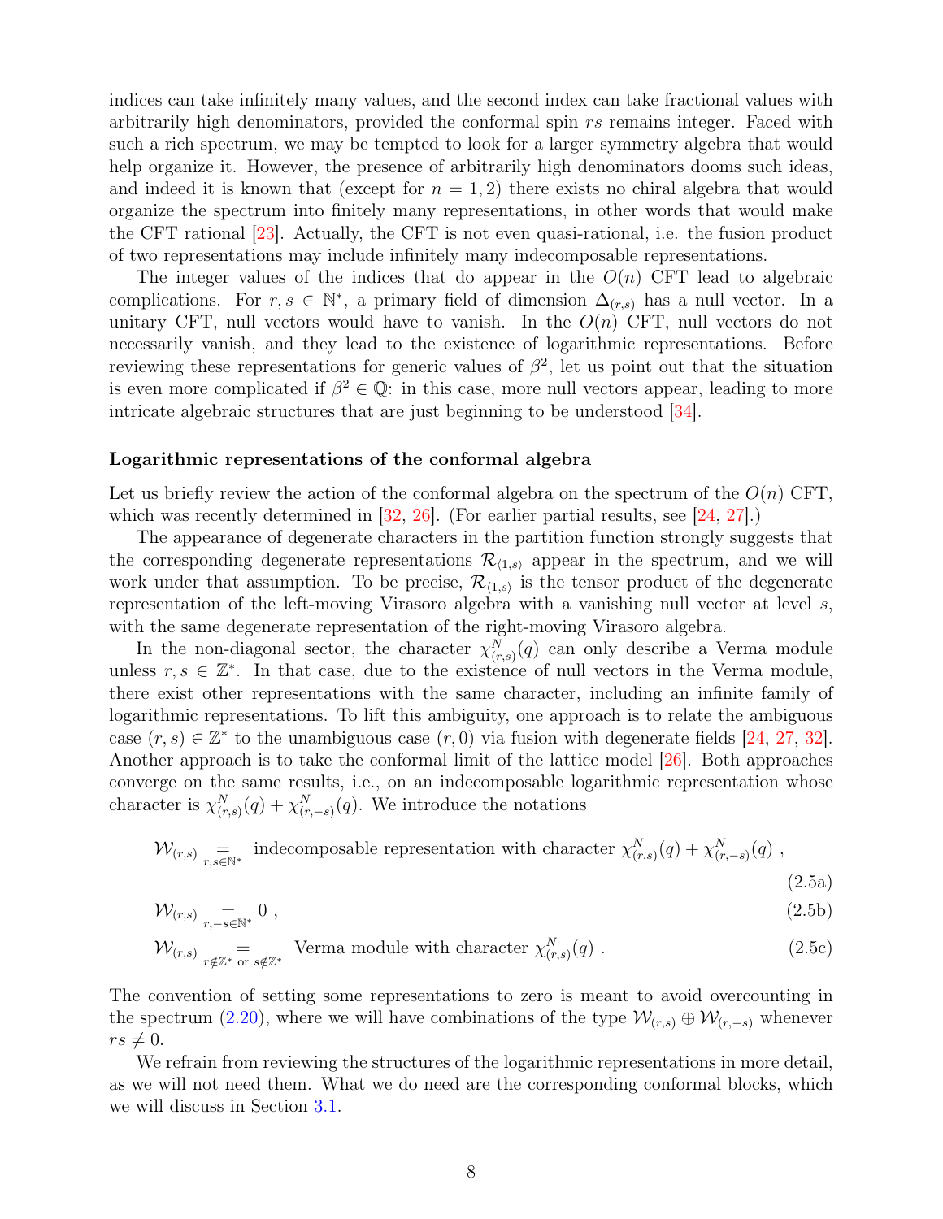indices can take infinitely many values, and the second index can take fractional values with arbitrarily high denominators, provided the conformal spin $rs$ remains integer. Faced with such a rich spectrum, we may be tempted to look for a larger symmetry algebra that would help organize it. However, the presence of arbitrarily high denominators dooms such ideas, and indeed it is known that (except for $n = 1, 2$) there exists no chiral algebra that would organize the spectrum into finitely many representations, in other words that would make the CFT rational [23]. Actually, the CFT is not even quasi-rational, i.e. the fusion product of two representations may include infinitely many indecomposable representations.

The integer values of the indices that do appear in the $O(n)$ CFT lead to algebraic complications. For $r, s \in \mathbb{N}^*$, a primary field of dimension $\Delta_{(r,s)}$ has a null vector. In a unitary CFT, null vectors would have to vanish. In the $O(n)$ CFT, null vectors do not necessarily vanish, and they lead to the existence of logarithmic representations. Before reviewing these representations for generic values of $\beta^2$, let us point out that the situation is even more complicated if $\beta^2 \in \mathbb{Q}$: in this case, more null vectors appear, leading to more intricate algebraic structures that are just beginning to be understood [34].

#### Logarithmic representations of the conformal algebra

Let us briefly review the action of the conformal algebra on the spectrum of the $O(n)$ CFT, which was recently determined in [32, 26]. (For earlier partial results, see [24, 27].)

The appearance of degenerate characters in the partition function strongly suggests that the corresponding degenerate representations $\mathcal{R}_{\langle 1,s\rangle}$ appear in the spectrum, and we will work under that assumption. To be precise, $\mathcal{R}_{\langle 1,s\rangle}$ is the tensor product of the degenerate representation of the left-moving Virasoro algebra with a vanishing null vector at level $s$, with the same degenerate representation of the right-moving Virasoro algebra.

In the non-diagonal sector, the character $\chi^N_{(r,s)}(q)$ can only describe a Verma module unless $r, s \in \mathbb{Z}^*$. In that case, due to the existence of null vectors in the Verma module, there exist other representations with the same character, including an infinite family of logarithmic representations. To lift this ambiguity, one approach is to relate the ambiguous case $(r, s) \in \mathbb{Z}^*$ to the unambiguous case $(r, 0)$ via fusion with degenerate fields [24, 27, 32]. Another approach is to take the conformal limit of the lattice model [26]. Both approaches converge on the same results, i.e., on an indecomposable logarithmic representation whose character is $\chi^N_{(r,s)}(q) + \chi^N_{(r,-s)}(q)$. We introduce the notations

$$\mathcal{W}_{(r,s)} \underset{r,s\in\mathbb{N}^*}{=} \text{indecomposable representation with character } \chi^N_{(r,s)}(q) + \chi^N_{(r,-s)}(q) \ , \tag{2.5a}$$

$$\mathcal{W}_{(r,s)} \underset{r,-s\in\mathbb{N}^*}{=} 0 \ , \tag{2.5b}$$

$$\mathcal{W}_{(r,s)} \underset{r\notin\mathbb{Z}^* \text{ or } s\notin\mathbb{Z}^*}{=} \text{Verma module with character } \chi^N_{(r,s)}(q) \ . \tag{2.5c}$$

The convention of setting some representations to zero is meant to avoid overcounting in the spectrum (2.20), where we will have combinations of the type $\mathcal{W}_{(r,s)} \oplus \mathcal{W}_{(r,-s)}$ whenever $rs \neq 0$.

We refrain from reviewing the structures of the logarithmic representations in more detail, as we will not need them. What we do need are the corresponding conformal blocks, which we will discuss in Section 3.1.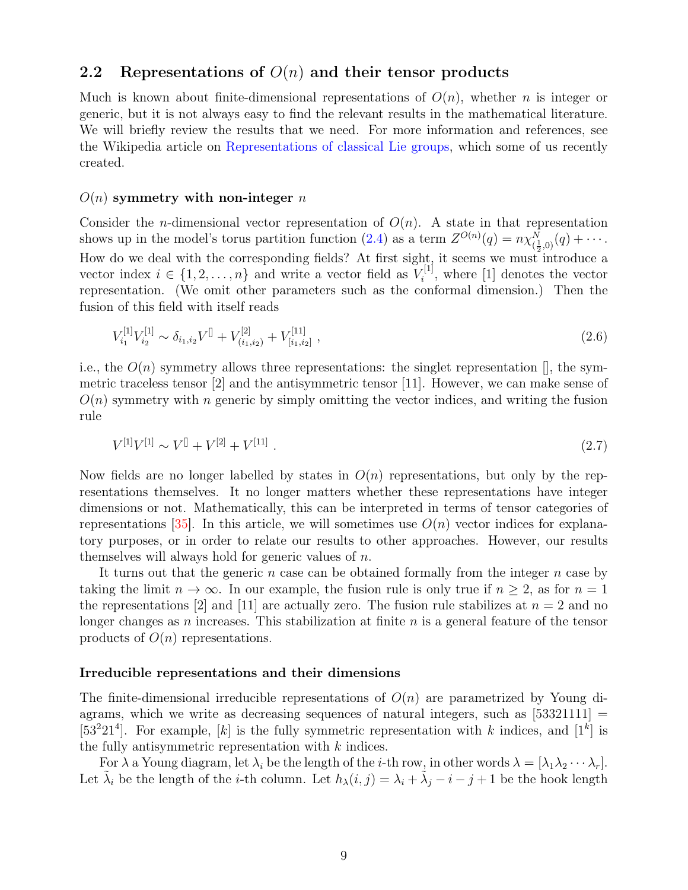## 2.2 Representations of $O(n)$ and their tensor products

Much is known about finite-dimensional representations of $O(n)$, whether $n$ is integer or generic, but it is not always easy to find the relevant results in the mathematical literature. We will briefly review the results that we need. For more information and references, see the Wikipedia article on Representations of classical Lie groups, which some of us recently created.

### $O(n)$ symmetry with non-integer $n$

Consider the $n$-dimensional vector representation of $O(n)$. A state in that representation shows up in the model's torus partition function (2.4) as a term $Z^{O(n)}(q) = n\chi^N_{(\frac{1}{2},0)}(q) + \cdots$. How do we deal with the corresponding fields? At first sight, it seems we must introduce a vector index $i \in \{1, 2, \ldots, n\}$ and write a vector field as $V^{[1]}_i$, where [1] denotes the vector representation. (We omit other parameters such as the conformal dimension.) Then the fusion of this field with itself reads

$$V^{[1]}_{i_1} V^{[1]}_{i_2} \sim \delta_{i_1,i_2} V^{[]} + V^{[2]}_{(i_1,i_2)} + V^{[11]}_{[i_1,i_2]} \ , \tag{2.6}$$

i.e., the $O(n)$ symmetry allows three representations: the singlet representation [], the symmetric traceless tensor [2] and the antisymmetric tensor [11]. However, we can make sense of $O(n)$ symmetry with $n$ generic by simply omitting the vector indices, and writing the fusion rule

$$V^{[1]} V^{[1]} \sim V^{[]} + V^{[2]} + V^{[11]} \ . \tag{2.7}$$

Now fields are no longer labelled by states in $O(n)$ representations, but only by the representations themselves. It no longer matters whether these representations have integer dimensions or not. Mathematically, this can be interpreted in terms of tensor categories of representations [35]. In this article, we will sometimes use $O(n)$ vector indices for explanatory purposes, or in order to relate our results to other approaches. However, our results themselves will always hold for generic values of $n$.

It turns out that the generic $n$ case can be obtained formally from the integer $n$ case by taking the limit $n \to \infty$. In our example, the fusion rule is only true if $n \geq 2$, as for $n = 1$ the representations [2] and [11] are actually zero. The fusion rule stabilizes at $n = 2$ and no longer changes as $n$ increases. This stabilization at finite $n$ is a general feature of the tensor products of $O(n)$ representations.

### Irreducible representations and their dimensions

The finite-dimensional irreducible representations of $O(n)$ are parametrized by Young diagrams, which we write as decreasing sequences of natural integers, such as $[53321111] = [53^2 21^4]$. For example, $[k]$ is the fully symmetric representation with $k$ indices, and $[1^k]$ is the fully antisymmetric representation with $k$ indices.

For $\lambda$ a Young diagram, let $\lambda_i$ be the length of the $i$-th row, in other words $\lambda = [\lambda_1 \lambda_2 \cdots \lambda_r]$. Let $\tilde{\lambda}_i$ be the length of the $i$-th column. Let $h_\lambda(i,j) = \lambda_i + \tilde{\lambda}_j - i - j + 1$ be the hook length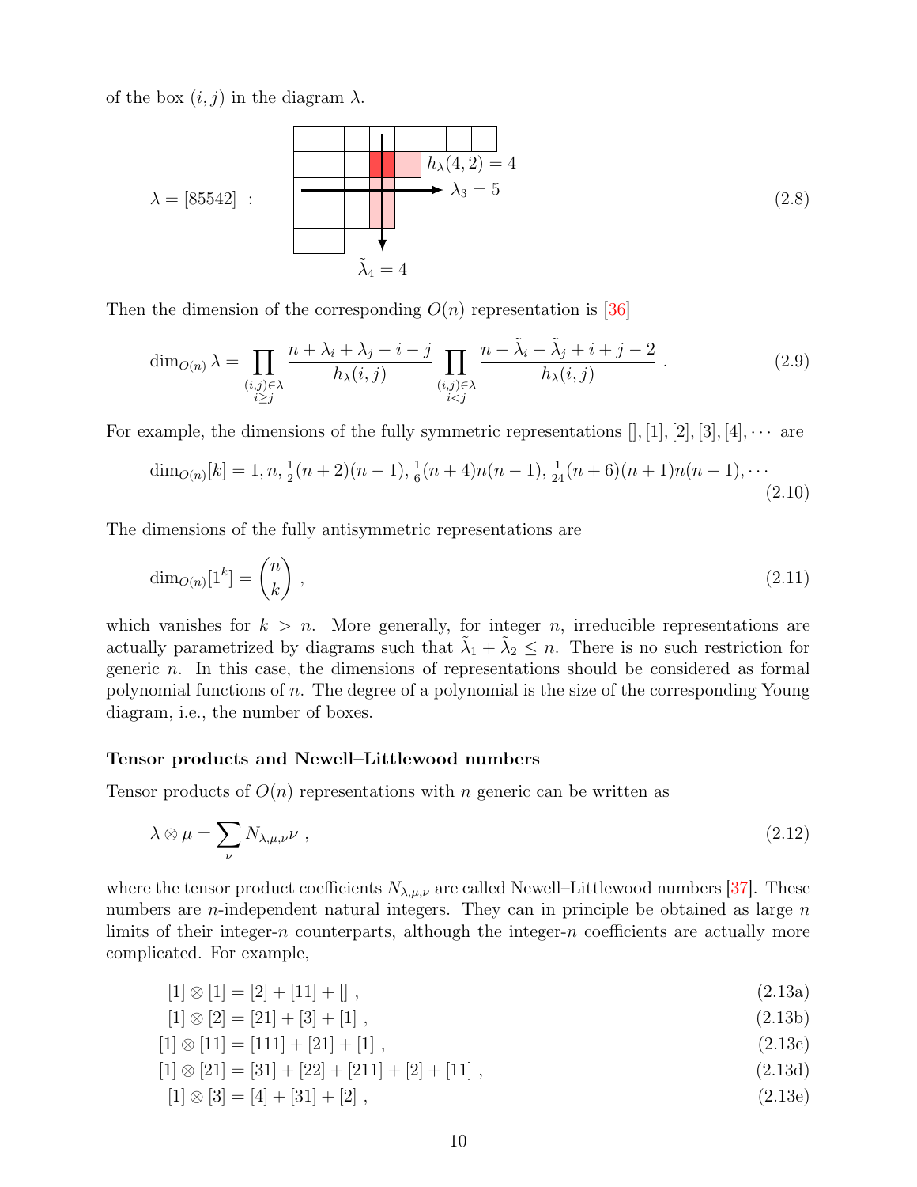of the box $(i,j)$ in the diagram $\lambda$.

$$\lambda = [85542] \quad : \qquad h_\lambda(4,2) = 4, \quad \lambda_3 = 5, \quad \tilde{\lambda}_4 = 4 \tag{2.8}$$

Then the dimension of the corresponding $O(n)$ representation is [36]

$$\dim_{O(n)} \lambda = \prod_{\substack{(i,j)\in\lambda \\ i\geq j}} \frac{n+\lambda_i+\lambda_j-i-j}{h_\lambda(i,j)} \prod_{\substack{(i,j)\in\lambda \\ i< j}} \frac{n-\tilde{\lambda}_i-\tilde{\lambda}_j+i+j-2}{h_\lambda(i,j)} \ . \tag{2.9}$$

For example, the dimensions of the fully symmetric representations $[], [1], [2], [3], [4], \cdots$ are

$$\dim_{O(n)}[k] = 1, n, \tfrac{1}{2}(n+2)(n-1), \tfrac{1}{6}(n+4)n(n-1), \tfrac{1}{24}(n+6)(n+1)n(n-1), \cdots \tag{2.10}$$

The dimensions of the fully antisymmetric representations are

$$\dim_{O(n)}[1^k] = \binom{n}{k} \ , \tag{2.11}$$

which vanishes for $k > n$. More generally, for integer $n$, irreducible representations are actually parametrized by diagrams such that $\tilde{\lambda}_1 + \tilde{\lambda}_2 \leq n$. There is no such restriction for generic $n$. In this case, the dimensions of representations should be considered as formal polynomial functions of $n$. The degree of a polynomial is the size of the corresponding Young diagram, i.e., the number of boxes.

**Tensor products and Newell–Littlewood numbers**

Tensor products of $O(n)$ representations with $n$ generic can be written as

$$\lambda \otimes \mu = \sum_\nu N_{\lambda,\mu,\nu} \nu \ , \tag{2.12}$$

where the tensor product coefficients $N_{\lambda,\mu,\nu}$ are called Newell–Littlewood numbers [37]. These numbers are $n$-independent natural integers. They can in principle be obtained as large $n$ limits of their integer-$n$ counterparts, although the integer-$n$ coefficients are actually more complicated. For example,

$$[1] \otimes [1] = [2] + [11] + [] \ , \tag{2.13a}$$

$$[1] \otimes [2] = [21] + [3] + [1] \ , \tag{2.13b}$$

$$[1] \otimes [11] = [111] + [21] + [1] \ , \tag{2.13c}$$

$$[1] \otimes [21] = [31] + [22] + [211] + [2] + [11] \ , \tag{2.13d}$$

$$[1] \otimes [3] = [4] + [31] + [2] \ , \tag{2.13e}$$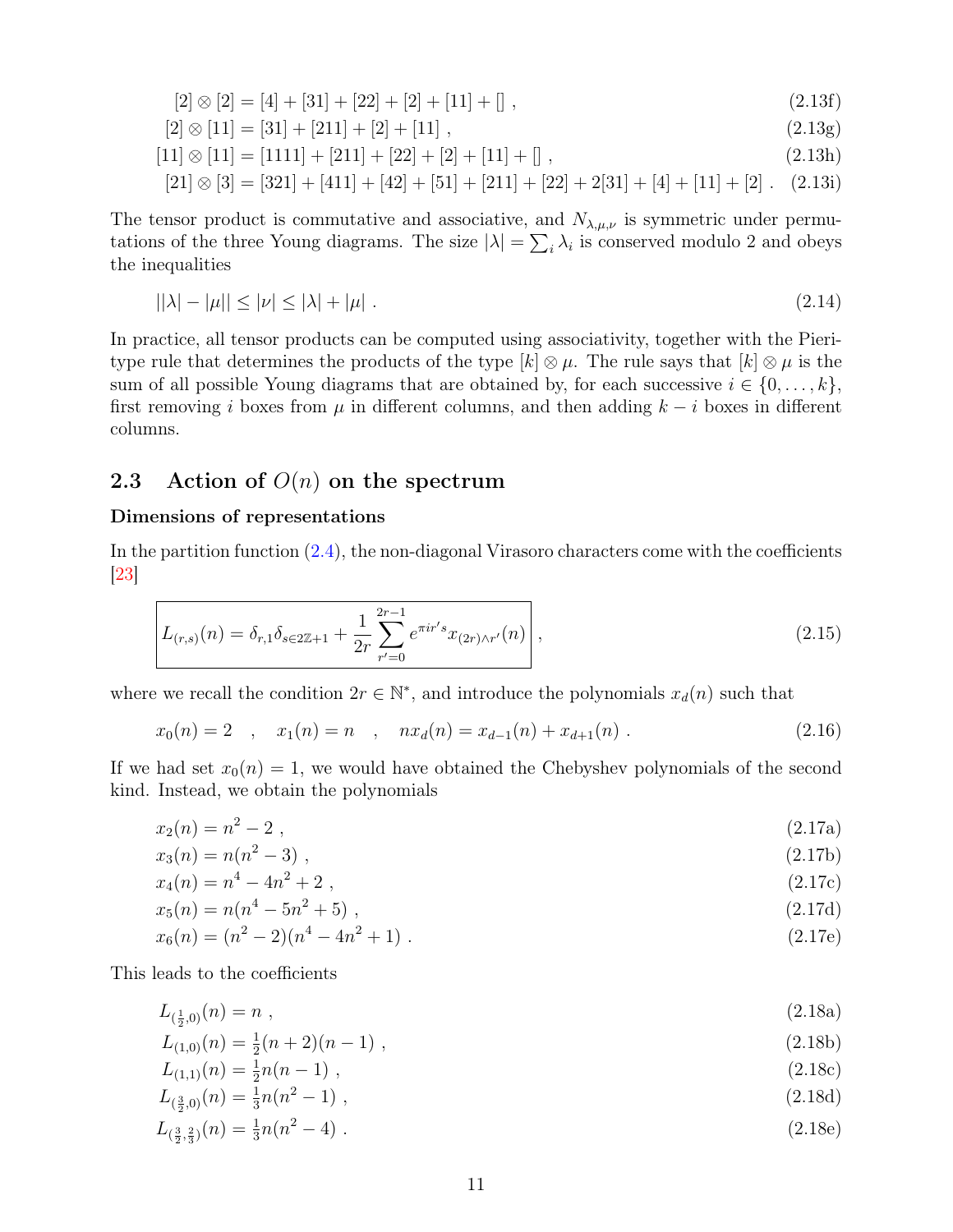$$[2] \otimes [2] = [4] + [31] + [22] + [2] + [11] + [] \ , \tag{2.13f}$$

$$[2] \otimes [11] = [31] + [211] + [2] + [11] \ , \tag{2.13g}$$

$$[11] \otimes [11] = [1111] + [211] + [22] + [2] + [11] + [] \ , \tag{2.13h}$$

$$[21] \otimes [3] = [321] + [411] + [42] + [51] + [211] + [22] + 2[31] + [4] + [11] + [2] \ . \tag{2.13i}$$

The tensor product is commutative and associative, and $N_{\lambda,\mu,\nu}$ is symmetric under permutations of the three Young diagrams. The size $|\lambda| = \sum_i \lambda_i$ is conserved modulo 2 and obeys the inequalities

$$||\lambda| - |\mu|| \leq |\nu| \leq |\lambda| + |\mu| \ . \tag{2.14}$$

In practice, all tensor products can be computed using associativity, together with the Pieri-type rule that determines the products of the type $[k] \otimes \mu$. The rule says that $[k] \otimes \mu$ is the sum of all possible Young diagrams that are obtained by, for each successive $i \in \{0, \dots, k\}$, first removing $i$ boxes from $\mu$ in different columns, and then adding $k - i$ boxes in different columns.

## 2.3 Action of $O(n)$ on the spectrum

**Dimensions of representations**

In the partition function (2.4), the non-diagonal Virasoro characters come with the coefficients [23]

$$\boxed{L_{(r,s)}(n) = \delta_{r,1}\delta_{s\in 2\mathbb{Z}+1} + \frac{1}{2r}\sum_{r'=0}^{2r-1} e^{\pi i r' s} x_{(2r)\wedge r'}(n)} \ , \tag{2.15}$$

where we recall the condition $2r \in \mathbb{N}^*$, and introduce the polynomials $x_d(n)$ such that

$$x_0(n) = 2 \quad , \quad x_1(n) = n \quad , \quad n x_d(n) = x_{d-1}(n) + x_{d+1}(n) \ . \tag{2.16}$$

If we had set $x_0(n) = 1$, we would have obtained the Chebyshev polynomials of the second kind. Instead, we obtain the polynomials

$$x_2(n) = n^2 - 2 \ , \tag{2.17a}$$

$$x_3(n) = n(n^2 - 3) \ , \tag{2.17b}$$

$$x_4(n) = n^4 - 4n^2 + 2 \ , \tag{2.17c}$$

$$x_5(n) = n(n^4 - 5n^2 + 5) \ , \tag{2.17d}$$

$$x_6(n) = (n^2 - 2)(n^4 - 4n^2 + 1) \ . \tag{2.17e}$$

This leads to the coefficients

$$L_{(\frac12,0)}(n) = n \ , \tag{2.18a}$$

$$L_{(1,0)}(n) = \tfrac12 (n+2)(n-1) \ , \tag{2.18b}$$

$$L_{(1,1)}(n) = \tfrac12 n(n-1) \ , \tag{2.18c}$$

$$L_{(\frac32,0)}(n) = \tfrac13 n(n^2-1) \ , \tag{2.18d}$$

$$L_{(\frac32,\frac23)}(n) = \tfrac13 n(n^2-4) \ . \tag{2.18e}$$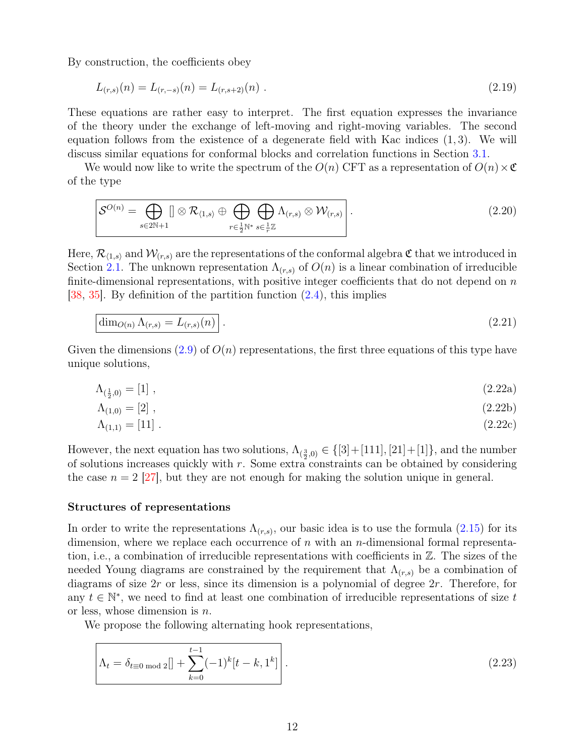By construction, the coefficients obey

$$L_{(r,s)}(n) = L_{(r,-s)}(n) = L_{(r,s+2)}(n) \ . \tag{2.19}$$

These equations are rather easy to interpret. The first equation expresses the invariance of the theory under the exchange of left-moving and right-moving variables. The second equation follows from the existence of a degenerate field with Kac indices $(1,3)$. We will discuss similar equations for conformal blocks and correlation functions in Section 3.1.

We would now like to write the spectrum of the $O(n)$ CFT as a representation of $O(n)\times\mathfrak{C}$ of the type

$$\boxed{\mathcal{S}^{O(n)} = \bigoplus_{s\in 2\mathbb{N}+1} [] \otimes \mathcal{R}_{\langle 1,s\rangle} \oplus \bigoplus_{r\in\frac12\mathbb{N}^*} \bigoplus_{s\in\frac1r\mathbb{Z}} \Lambda_{(r,s)} \otimes \mathcal{W}_{(r,s)}} \ . \tag{2.20}$$

Here, $\mathcal{R}_{\langle 1,s\rangle}$ and $\mathcal{W}_{(r,s)}$ are the representations of the conformal algebra $\mathfrak{C}$ that we introduced in Section 2.1. The unknown representation $\Lambda_{(r,s)}$ of $O(n)$ is a linear combination of irreducible finite-dimensional representations, with positive integer coefficients that do not depend on $n$ [38, 35]. By definition of the partition function (2.4), this implies

$$\boxed{\dim_{O(n)} \Lambda_{(r,s)} = L_{(r,s)}(n)} \ . \tag{2.21}$$

Given the dimensions (2.9) of $O(n)$ representations, the first three equations of this type have unique solutions,

$$\Lambda_{(\frac12,0)} = [1] \ , \tag{2.22a}$$

$$\Lambda_{(1,0)} = [2] \ , \tag{2.22b}$$

$$\Lambda_{(1,1)} = [11] \ . \tag{2.22c}$$

However, the next equation has two solutions, $\Lambda_{(\frac32,0)} \in \{[3]+[111], [21]+[1]\}$, and the number of solutions increases quickly with $r$. Some extra constraints can be obtained by considering the case $n=2$ [27], but they are not enough for making the solution unique in general.

#### Structures of representations

In order to write the representations $\Lambda_{(r,s)}$, our basic idea is to use the formula (2.15) for its dimension, where we replace each occurrence of $n$ with an $n$-dimensional formal representation, i.e., a combination of irreducible representations with coefficients in $\mathbb{Z}$. The sizes of the needed Young diagrams are constrained by the requirement that $\Lambda_{(r,s)}$ be a combination of diagrams of size $2r$ or less, since its dimension is a polynomial of degree $2r$. Therefore, for any $t\in\mathbb{N}^*$, we need to find at least one combination of irreducible representations of size $t$ or less, whose dimension is $n$.

We propose the following alternating hook representations,

$$\boxed{\Lambda_t = \delta_{t\equiv 0 \bmod 2}[] + \sum_{k=0}^{t-1}(-1)^k[t-k,1^k]} \ . \tag{2.23}$$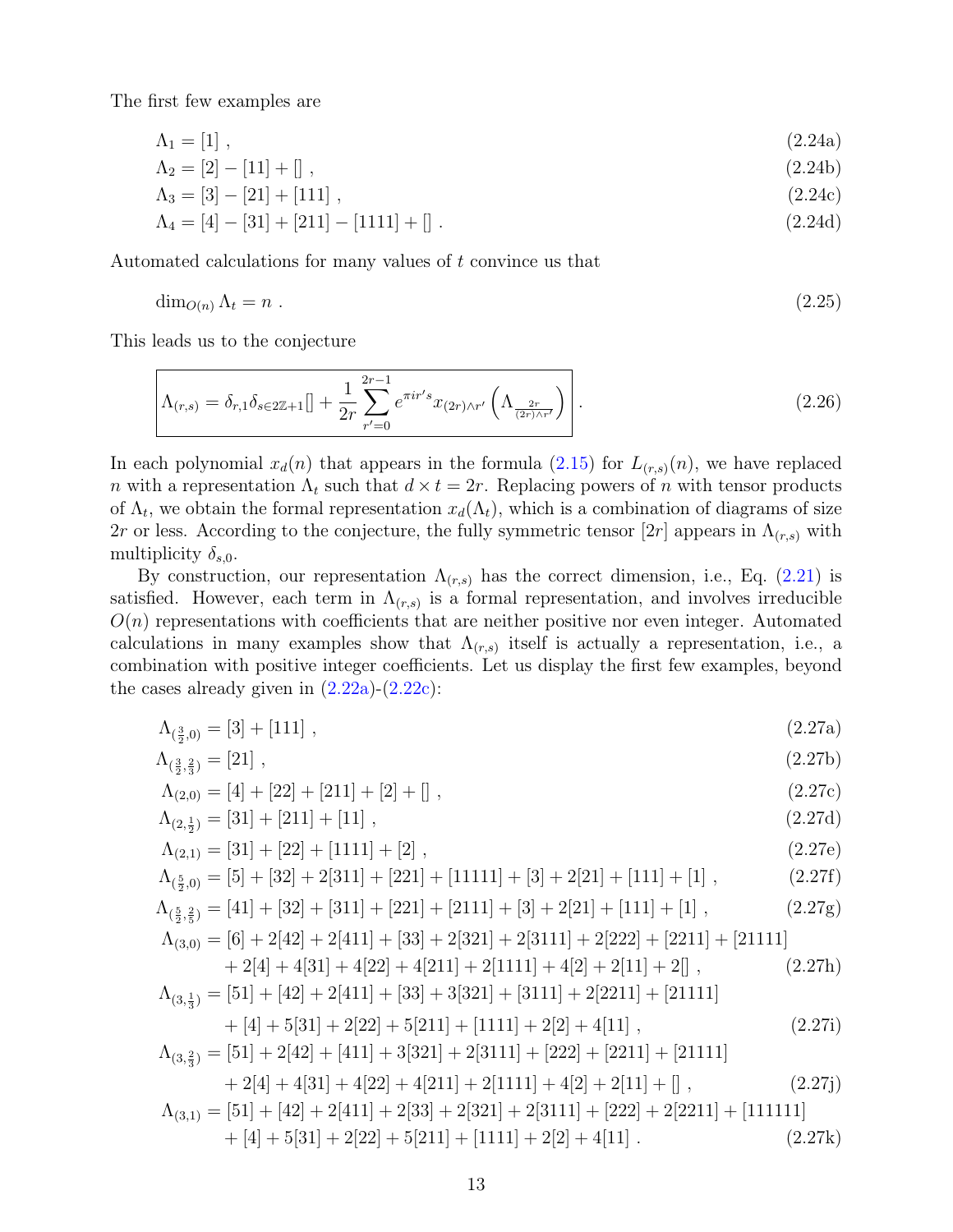The first few examples are

$$\Lambda_1 = [1] \ , \tag{2.24a}$$

$$\Lambda_2 = [2] - [11] + [] \ , \tag{2.24b}$$

$$\Lambda_3 = [3] - [21] + [111] \ , \tag{2.24c}$$

$$\Lambda_4 = [4] - [31] + [211] - [1111] + [] \ . \tag{2.24d}$$

Automated calculations for many values of $t$ convince us that

$$\dim_{O(n)} \Lambda_t = n \ . \tag{2.25}$$

This leads us to the conjecture

$$\boxed{\Lambda_{(r,s)} = \delta_{r,1}\delta_{s\in 2\mathbb{Z}+1}[] + \frac{1}{2r}\sum_{r'=0}^{2r-1} e^{\pi i r' s} x_{(2r)\wedge r'}\left(\Lambda_{\frac{2r}{(2r)\wedge r'}}\right)} \ . \tag{2.26}$$

In each polynomial $x_d(n)$ that appears in the formula (2.15) for $L_{(r,s)}(n)$, we have replaced $n$ with a representation $\Lambda_t$ such that $d \times t = 2r$. Replacing powers of $n$ with tensor products of $\Lambda_t$, we obtain the formal representation $x_d(\Lambda_t)$, which is a combination of diagrams of size $2r$ or less. According to the conjecture, the fully symmetric tensor $[2r]$ appears in $\Lambda_{(r,s)}$ with multiplicity $\delta_{s,0}$.

By construction, our representation $\Lambda_{(r,s)}$ has the correct dimension, i.e., Eq. (2.21) is satisfied. However, each term in $\Lambda_{(r,s)}$ is a formal representation, and involves irreducible $O(n)$ representations with coefficients that are neither positive nor even integer. Automated calculations in many examples show that $\Lambda_{(r,s)}$ itself is actually a representation, i.e., a combination with positive integer coefficients. Let us display the first few examples, beyond the cases already given in (2.22a)-(2.22c):

$$\Lambda_{(\frac{3}{2},0)} = [3] + [111] \ , \tag{2.27a}$$

$$\Lambda_{(\frac{3}{2},\frac{2}{3})} = [21] \ , \tag{2.27b}$$

$$\Lambda_{(2,0)} = [4] + [22] + [211] + [2] + [] \ , \tag{2.27c}$$

$$\Lambda_{(2,\frac{1}{2})} = [31] + [211] + [11] \ , \tag{2.27d}$$

$$\Lambda_{(2,1)} = [31] + [22] + [1111] + [2] \ , \tag{2.27e}$$

$$\Lambda_{(\frac{5}{2},0)} = [5] + [32] + 2[311] + [221] + [11111] + [3] + 2[21] + [111] + [1] \ , \tag{2.27f}$$

$$\Lambda_{(\frac{5}{2},\frac{2}{5})} = [41] + [32] + [311] + [221] + [2111] + [3] + 2[21] + [111] + [1] \ , \tag{2.27g}$$

$$\begin{aligned}\Lambda_{(3,0)} = {}& [6] + 2[42] + 2[411] + [33] + 2[321] + 2[3111] + 2[222] + [2211] + [21111] \\ & + 2[4] + 4[31] + 4[22] + 4[211] + 2[1111] + 4[2] + 2[11] + 2[] \ ,\end{aligned} \tag{2.27h}$$

$$\begin{aligned}\Lambda_{(3,\frac{1}{3})} = {}& [51] + [42] + 2[411] + [33] + 3[321] + [3111] + 2[2211] + [21111] \\ & + [4] + 5[31] + 2[22] + 5[211] + [1111] + 2[2] + 4[11] \ ,\end{aligned} \tag{2.27i}$$

$$\begin{aligned}\Lambda_{(3,\frac{2}{3})} = {}& [51] + 2[42] + [411] + 3[321] + 2[3111] + [222] + [2211] + [21111] \\ & + 2[4] + 4[31] + 4[22] + 4[211] + 2[1111] + 4[2] + 2[11] + [] \ ,\end{aligned} \tag{2.27j}$$

$$\begin{aligned}\Lambda_{(3,1)} = {}& [51] + [42] + 2[411] + 2[33] + 2[321] + 2[3111] + [222] + 2[2211] + [111111] \\ & + [4] + 5[31] + 2[22] + 5[211] + [1111] + 2[2] + 4[11] \ .\end{aligned} \tag{2.27k}$$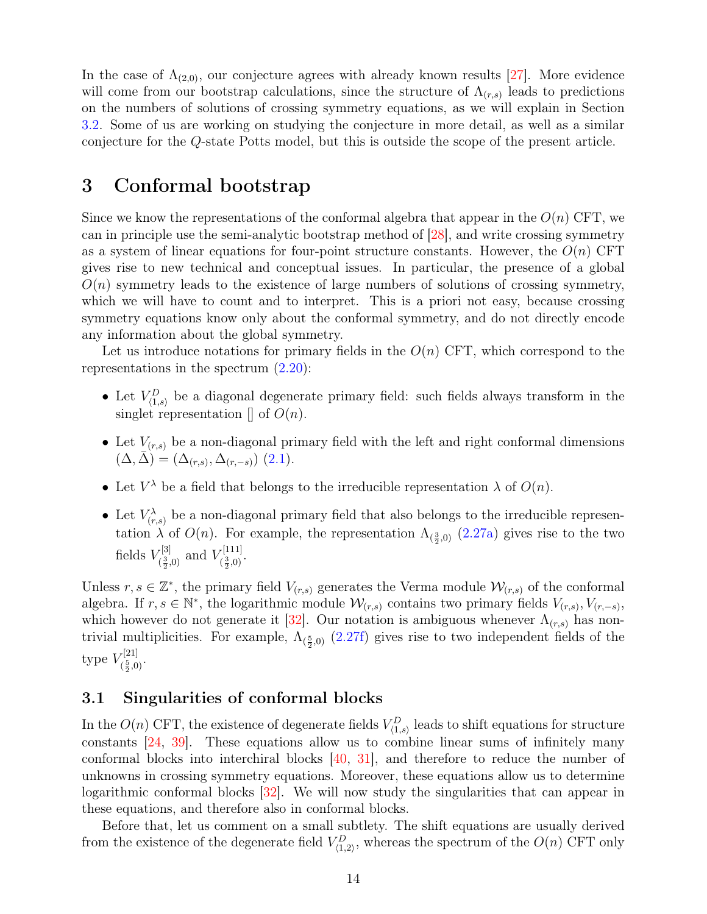In the case of $\Lambda_{(2,0)}$, our conjecture agrees with already known results [27]. More evidence will come from our bootstrap calculations, since the structure of $\Lambda_{(r,s)}$ leads to predictions on the numbers of solutions of crossing symmetry equations, as we will explain in Section 3.2. Some of us are working on studying the conjecture in more detail, as well as a similar conjecture for the $Q$-state Potts model, but this is outside the scope of the present article.

# 3 Conformal bootstrap

Since we know the representations of the conformal algebra that appear in the $O(n)$ CFT, we can in principle use the semi-analytic bootstrap method of [28], and write crossing symmetry as a system of linear equations for four-point structure constants. However, the $O(n)$ CFT gives rise to new technical and conceptual issues. In particular, the presence of a global $O(n)$ symmetry leads to the existence of large numbers of solutions of crossing symmetry, which we will have to count and to interpret. This is a priori not easy, because crossing symmetry equations know only about the conformal symmetry, and do not directly encode any information about the global symmetry.

Let us introduce notations for primary fields in the $O(n)$ CFT, which correspond to the representations in the spectrum (2.20):

- Let $V^D_{\langle 1,s\rangle}$ be a diagonal degenerate primary field: such fields always transform in the singlet representation $[]$ of $O(n)$.
- Let $V_{(r,s)}$ be a non-diagonal primary field with the left and right conformal dimensions $(\Delta,\bar{\Delta}) = (\Delta_{(r,s)}, \Delta_{(r,-s)})$ (2.1).
- Let $V^\lambda$ be a field that belongs to the irreducible representation $\lambda$ of $O(n)$.
- Let $V^\lambda_{(r,s)}$ be a non-diagonal primary field that also belongs to the irreducible representation $\lambda$ of $O(n)$. For example, the representation $\Lambda_{(\frac32,0)}$ (2.27a) gives rise to the two fields $V^{[3]}_{(\frac32,0)}$ and $V^{[111]}_{(\frac32,0)}$.

Unless $r,s\in\mathbb{Z}^*$, the primary field $V_{(r,s)}$ generates the Verma module $\mathcal{W}_{(r,s)}$ of the conformal algebra. If $r,s\in\mathbb{N}^*$, the logarithmic module $\mathcal{W}_{(r,s)}$ contains two primary fields $V_{(r,s)}, V_{(r,-s)}$, which however do not generate it [32]. Our notation is ambiguous whenever $\Lambda_{(r,s)}$ has non-trivial multiplicities. For example, $\Lambda_{(\frac52,0)}$ (2.27f) gives rise to two independent fields of the type $V^{[21]}_{(\frac52,0)}$.

## 3.1 Singularities of conformal blocks

In the $O(n)$ CFT, the existence of degenerate fields $V^D_{\langle 1,s\rangle}$ leads to shift equations for structure constants [24, 39]. These equations allow us to combine linear sums of infinitely many conformal blocks into interchiral blocks [40, 31], and therefore to reduce the number of unknowns in crossing symmetry equations. Moreover, these equations allow us to determine logarithmic conformal blocks [32]. We will now study the singularities that can appear in these equations, and therefore also in conformal blocks.

Before that, let us comment on a small subtlety. The shift equations are usually derived from the existence of the degenerate field $V^D_{\langle 1,2\rangle}$, whereas the spectrum of the $O(n)$ CFT only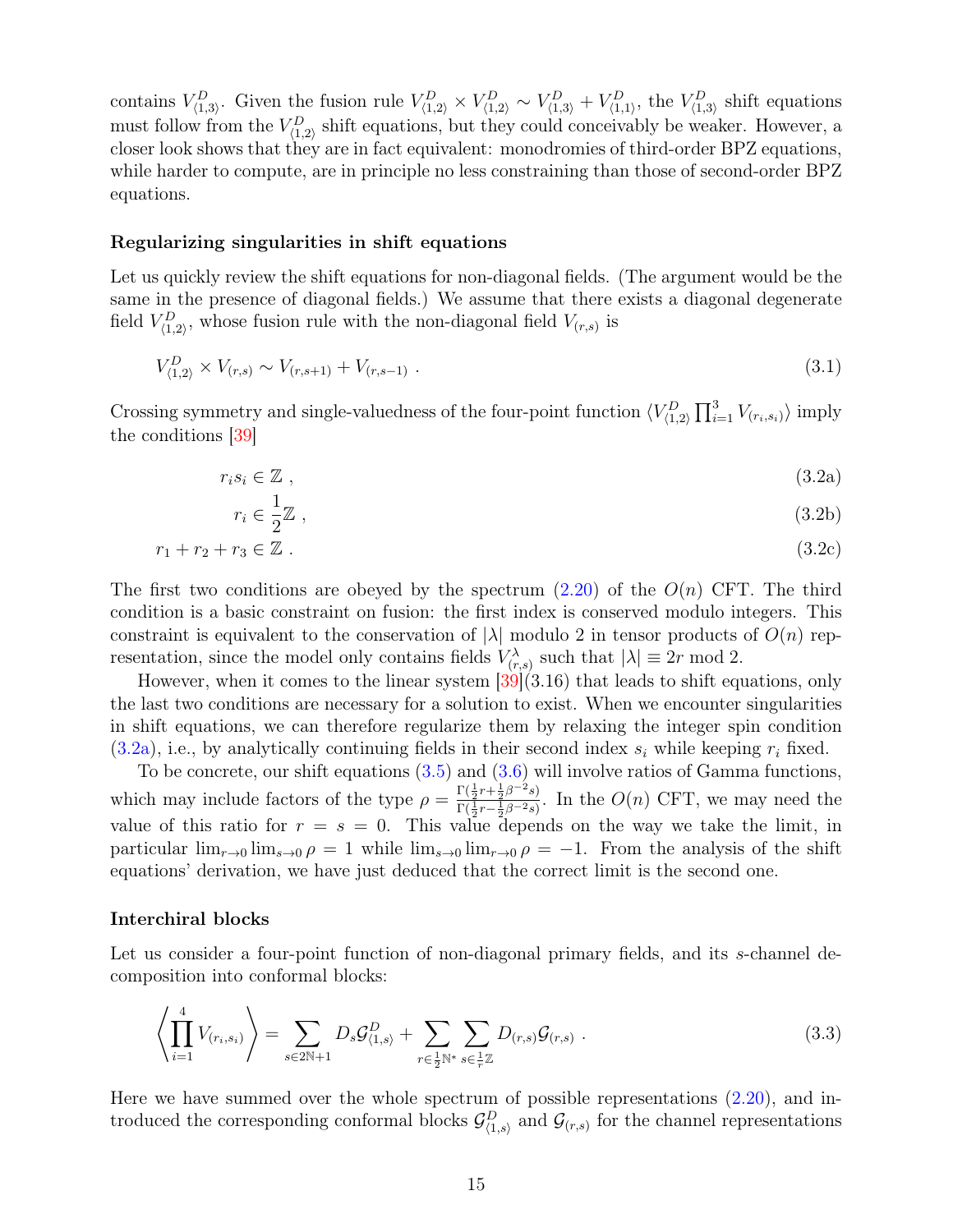contains $V^D_{\langle 1,3\rangle}$. Given the fusion rule $V^D_{\langle 1,2\rangle} \times V^D_{\langle 1,2\rangle} \sim V^D_{\langle 1,3\rangle} + V^D_{\langle 1,1\rangle}$, the $V^D_{\langle 1,3\rangle}$ shift equations must follow from the $V^D_{\langle 1,2\rangle}$ shift equations, but they could conceivably be weaker. However, a closer look shows that they are in fact equivalent: monodromies of third-order BPZ equations, while harder to compute, are in principle no less constraining than those of second-order BPZ equations.

#### Regularizing singularities in shift equations

Let us quickly review the shift equations for non-diagonal fields. (The argument would be the same in the presence of diagonal fields.) We assume that there exists a diagonal degenerate field $V^D_{\langle 1,2\rangle}$, whose fusion rule with the non-diagonal field $V_{(r,s)}$ is

$$V^D_{\langle 1,2\rangle} \times V_{(r,s)} \sim V_{(r,s+1)} + V_{(r,s-1)} \ . \tag{3.1}$$

Crossing symmetry and single-valuedness of the four-point function $\langle V^D_{\langle 1,2\rangle} \prod_{i=1}^3 V_{(r_i,s_i)}\rangle$ imply the conditions [39]

$$r_i s_i \in \mathbb{Z} \ , \tag{3.2a}$$

$$r_i \in \frac{1}{2}\mathbb{Z} \ , \tag{3.2b}$$

$$r_1 + r_2 + r_3 \in \mathbb{Z} \ . \tag{3.2c}$$

The first two conditions are obeyed by the spectrum (2.20) of the $O(n)$ CFT. The third condition is a basic constraint on fusion: the first index is conserved modulo integers. This constraint is equivalent to the conservation of $|\lambda|$ modulo 2 in tensor products of $O(n)$ representation, since the model only contains fields $V^\lambda_{(r,s)}$ such that $|\lambda| \equiv 2r \bmod 2$.

However, when it comes to the linear system [39](3.16) that leads to shift equations, only the last two conditions are necessary for a solution to exist. When we encounter singularities in shift equations, we can therefore regularize them by relaxing the integer spin condition (3.2a), i.e., by analytically continuing fields in their second index $s_i$ while keeping $r_i$ fixed.

To be concrete, our shift equations (3.5) and (3.6) will involve ratios of Gamma functions, which may include factors of the type $\rho = \frac{\Gamma(\frac12 r + \frac12 \beta^{-2}s)}{\Gamma(\frac12 r - \frac12 \beta^{-2}s)}$. In the $O(n)$ CFT, we may need the value of this ratio for $r = s = 0$. This value depends on the way we take the limit, in particular $\lim_{r\to 0}\lim_{s\to 0}\rho = 1$ while $\lim_{s\to 0}\lim_{r\to 0}\rho = -1$. From the analysis of the shift equations' derivation, we have just deduced that the correct limit is the second one.

#### Interchiral blocks

Let us consider a four-point function of non-diagonal primary fields, and its $s$-channel decomposition into conformal blocks:

$$\left\langle \prod_{i=1}^4 V_{(r_i,s_i)} \right\rangle = \sum_{s\in 2\mathbb{N}+1} D_s \mathcal{G}^D_{\langle 1,s\rangle} + \sum_{r\in\frac12\mathbb{N}^*} \sum_{s\in\frac1r\mathbb{Z}} D_{(r,s)} \mathcal{G}_{(r,s)} \ . \tag{3.3}$$

Here we have summed over the whole spectrum of possible representations (2.20), and introduced the corresponding conformal blocks $\mathcal{G}^D_{\langle 1,s\rangle}$ and $\mathcal{G}_{(r,s)}$ for the channel representations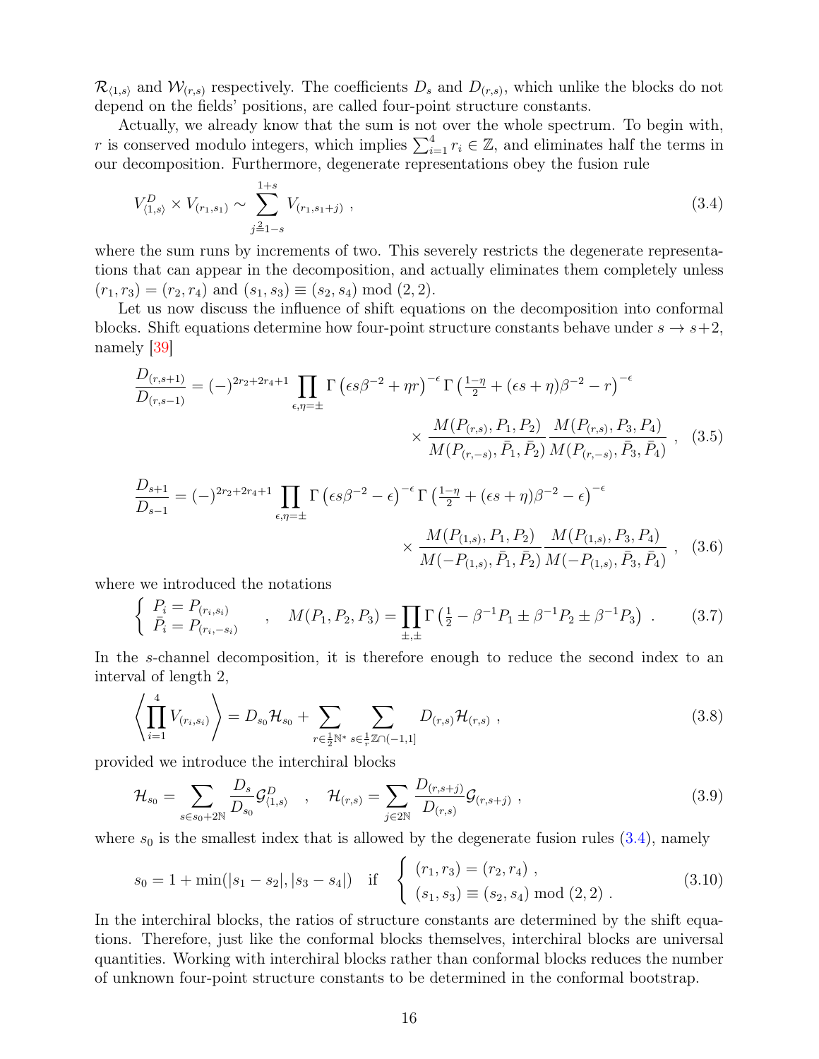$\mathcal{R}_{\langle 1,s\rangle}$ and $\mathcal{W}_{(r,s)}$ respectively. The coefficients $D_s$ and $D_{(r,s)}$, which unlike the blocks do not depend on the fields' positions, are called four-point structure constants.

Actually, we already know that the sum is not over the whole spectrum. To begin with, $r$ is conserved modulo integers, which implies $\sum_{i=1}^4 r_i \in \mathbb{Z}$, and eliminates half the terms in our decomposition. Furthermore, degenerate representations obey the fusion rule

$$V^D_{\langle 1,s\rangle} \times V_{(r_1,s_1)} \sim \sum_{j\overset{2}{=}1-s}^{1+s} V_{(r_1,s_1+j)} \ , \tag{3.4}$$

where the sum runs by increments of two. This severely restricts the degenerate representations that can appear in the decomposition, and actually eliminates them completely unless $(r_1,r_3) = (r_2,r_4)$ and $(s_1,s_3) \equiv (s_2,s_4) \bmod (2,2)$.

Let us now discuss the influence of shift equations on the decomposition into conformal blocks. Shift equations determine how four-point structure constants behave under $s\to s+2$, namely [39]

$$\frac{D_{(r,s+1)}}{D_{(r,s-1)}} = (-)^{2r_2+2r_4+1} \prod_{\epsilon,\eta=\pm} \Gamma\left(\epsilon s\beta^{-2} + \eta r\right)^{-\epsilon} \Gamma\left(\tfrac{1-\eta}{2} + (\epsilon s+\eta)\beta^{-2} - r\right)^{-\epsilon}$$
$$\times \frac{M(P_{(r,s)},P_1,P_2)}{M(P_{(r,-s)},\bar{P}_1,\bar{P}_2)} \frac{M(P_{(r,s)},P_3,P_4)}{M(P_{(r,-s)},\bar{P}_3,\bar{P}_4)} \ , \tag{3.5}$$

$$\frac{D_{s+1}}{D_{s-1}} = (-)^{2r_2+2r_4+1} \prod_{\epsilon,\eta=\pm} \Gamma\left(\epsilon s\beta^{-2} - \epsilon\right)^{-\epsilon} \Gamma\left(\tfrac{1-\eta}{2} + (\epsilon s+\eta)\beta^{-2} - \epsilon\right)^{-\epsilon}$$
$$\times \frac{M(P_{(1,s)},P_1,P_2)}{M(-P_{(1,s)},\bar{P}_1,\bar{P}_2)} \frac{M(P_{(1,s)},P_3,P_4)}{M(-P_{(1,s)},\bar{P}_3,\bar{P}_4)} \ , \tag{3.6}$$

where we introduced the notations

$$\left\{\begin{array}{l} P_i = P_{(r_i,s_i)} \\ \bar{P}_i = P_{(r_i,-s_i)} \end{array}\right. \quad , \quad M(P_1,P_2,P_3) = \prod_{\pm,\pm} \Gamma\left(\tfrac12 - \beta^{-1}P_1 \pm \beta^{-1}P_2 \pm \beta^{-1}P_3\right) \ . \tag{3.7}$$

In the $s$-channel decomposition, it is therefore enough to reduce the second index to an interval of length 2,

$$\left\langle \prod_{i=1}^4 V_{(r_i,s_i)} \right\rangle = D_{s_0}\mathcal{H}_{s_0} + \sum_{r\in\frac12\mathbb{N}^*} \sum_{s\in\frac1r\mathbb{Z}\cap(-1,1]} D_{(r,s)}\mathcal{H}_{(r,s)} \ , \tag{3.8}$$

provided we introduce the interchiral blocks

$$\mathcal{H}_{s_0} = \sum_{s\in s_0+2\mathbb{N}} \frac{D_s}{D_{s_0}} \mathcal{G}^D_{\langle 1,s\rangle} \quad , \quad \mathcal{H}_{(r,s)} = \sum_{j\in 2\mathbb{N}} \frac{D_{(r,s+j)}}{D_{(r,s)}} \mathcal{G}_{(r,s+j)} \ , \tag{3.9}$$

where $s_0$ is the smallest index that is allowed by the degenerate fusion rules (3.4), namely

$$s_0 = 1 + \min(|s_1-s_2|, |s_3-s_4|) \quad \text{if} \quad \left\{\begin{array}{l} (r_1,r_3) = (r_2,r_4) \ , \\ (s_1,s_3) \equiv (s_2,s_4) \bmod (2,2) \ . \end{array}\right. \tag{3.10}$$

In the interchiral blocks, the ratios of structure constants are determined by the shift equations. Therefore, just like the conformal blocks themselves, interchiral blocks are universal quantities. Working with interchiral blocks rather than conformal blocks reduces the number of unknown four-point structure constants to be determined in the conformal bootstrap.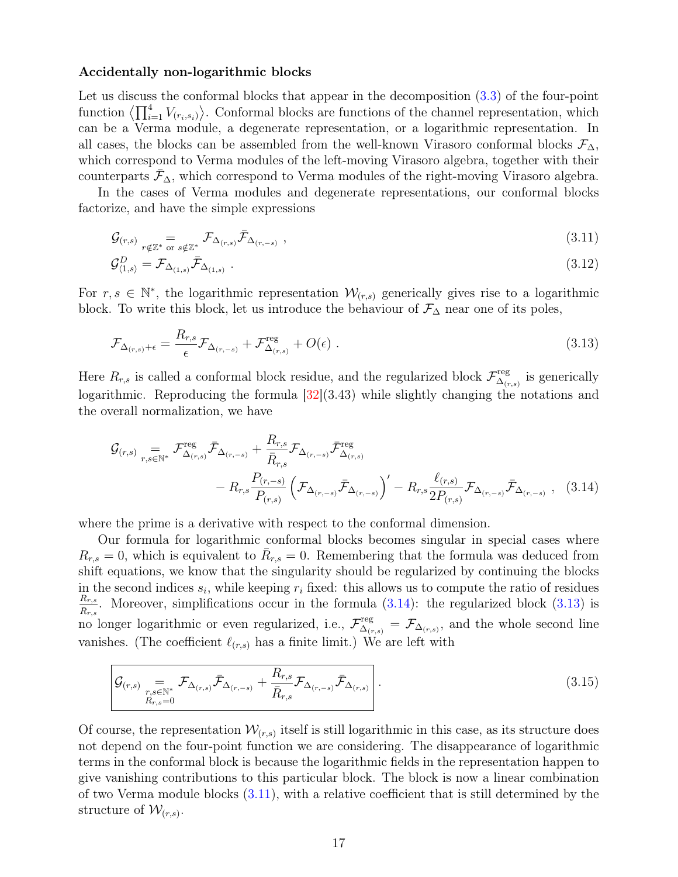**Accidentally non-logarithmic blocks**

Let us discuss the conformal blocks that appear in the decomposition (3.3) of the four-point function $\left\langle \prod_{i=1}^4 V_{(r_i,s_i)} \right\rangle$. Conformal blocks are functions of the channel representation, which can be a Verma module, a degenerate representation, or a logarithmic representation. In all cases, the blocks can be assembled from the well-known Virasoro conformal blocks $\mathcal{F}_\Delta$, which correspond to Verma modules of the left-moving Virasoro algebra, together with their counterparts $\bar{\mathcal{F}}_\Delta$, which correspond to Verma modules of the right-moving Virasoro algebra.

In the cases of Verma modules and degenerate representations, our conformal blocks factorize, and have the simple expressions

$$\mathcal{G}_{(r,s)} \underset{r\notin\mathbb{Z}^* \text{ or } s\notin\mathbb{Z}^*}{=} \mathcal{F}_{\Delta_{(r,s)}} \bar{\mathcal{F}}_{\Delta_{(r,-s)}} \ , \tag{3.11}$$

$$\mathcal{G}^D_{\langle 1,s\rangle} = \mathcal{F}_{\Delta_{(1,s)}} \bar{\mathcal{F}}_{\Delta_{(1,s)}} \ . \tag{3.12}$$

For $r, s \in \mathbb{N}^*$, the logarithmic representation $\mathcal{W}_{(r,s)}$ generically gives rise to a logarithmic block. To write this block, let us introduce the behaviour of $\mathcal{F}_\Delta$ near one of its poles,

$$\mathcal{F}_{\Delta_{(r,s)}+\epsilon} = \frac{R_{r,s}}{\epsilon} \mathcal{F}_{\Delta_{(r,-s)}} + \mathcal{F}^{\text{reg}}_{\Delta_{(r,s)}} + O(\epsilon) \ . \tag{3.13}$$

Here $R_{r,s}$ is called a conformal block residue, and the regularized block $\mathcal{F}^{\text{reg}}_{\Delta_{(r,s)}}$ is generically logarithmic. Reproducing the formula [32](3.43) while slightly changing the notations and the overall normalization, we have

$$\begin{aligned}\mathcal{G}_{(r,s)} \underset{r,s\in\mathbb{N}^*}{=} &\mathcal{F}^{\text{reg}}_{\Delta_{(r,s)}} \bar{\mathcal{F}}_{\Delta_{(r,-s)}} + \frac{R_{r,s}}{\bar{R}_{r,s}} \mathcal{F}_{\Delta_{(r,-s)}} \bar{\mathcal{F}}^{\text{reg}}_{\Delta_{(r,s)}} \\ &- R_{r,s} \frac{P_{(r,-s)}}{P_{(r,s)}} \left( \mathcal{F}_{\Delta_{(r,-s)}} \bar{\mathcal{F}}_{\Delta_{(r,-s)}} \right)' - R_{r,s} \frac{\ell_{(r,s)}}{2P_{(r,s)}} \mathcal{F}_{\Delta_{(r,-s)}} \bar{\mathcal{F}}_{\Delta_{(r,-s)}} \ , \end{aligned}\tag{3.14}$$

where the prime is a derivative with respect to the conformal dimension.

Our formula for logarithmic conformal blocks becomes singular in special cases where $R_{r,s} = 0$, which is equivalent to $\bar{R}_{r,s} = 0$. Remembering that the formula was deduced from shift equations, we know that the singularity should be regularized by continuing the blocks in the second indices $s_i$, while keeping $r_i$ fixed: this allows us to compute the ratio of residues $\frac{R_{r,s}}{\bar{R}_{r,s}}$. Moreover, simplifications occur in the formula (3.14): the regularized block (3.13) is no longer logarithmic or even regularized, i.e., $\mathcal{F}^{\text{reg}}_{\Delta_{(r,s)}} = \mathcal{F}_{\Delta_{(r,s)}}$, and the whole second line vanishes. (The coefficient $\ell_{(r,s)}$ has a finite limit.) We are left with

$$\boxed{\mathcal{G}_{(r,s)} \underset{\substack{r,s\in\mathbb{N}^* \\ R_{r,s}=0}}{=} \mathcal{F}_{\Delta_{(r,s)}} \bar{\mathcal{F}}_{\Delta_{(r,-s)}} + \frac{R_{r,s}}{\bar{R}_{r,s}} \mathcal{F}_{\Delta_{(r,-s)}} \bar{\mathcal{F}}_{\Delta_{(r,s)}}} \ . \tag{3.15}$$

Of course, the representation $\mathcal{W}_{(r,s)}$ itself is still logarithmic in this case, as its structure does not depend on the four-point function we are considering. The disappearance of logarithmic terms in the conformal block is because the logarithmic fields in the representation happen to give vanishing contributions to this particular block. The block is now a linear combination of two Verma module blocks (3.11), with a relative coefficient that is still determined by the structure of $\mathcal{W}_{(r,s)}$.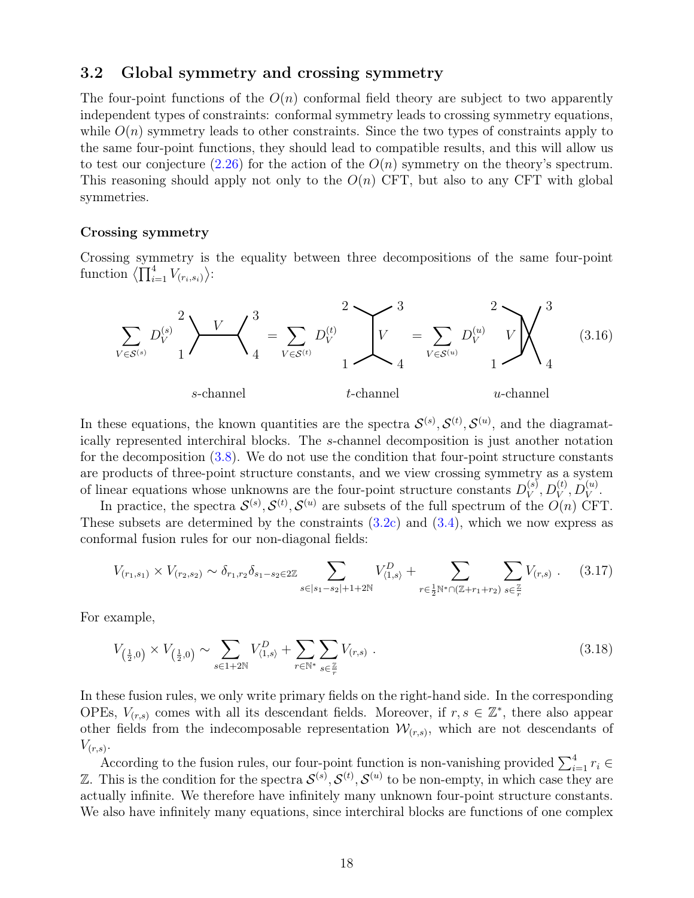## 3.2 Global symmetry and crossing symmetry

The four-point functions of the $O(n)$ conformal field theory are subject to two apparently independent types of constraints: conformal symmetry leads to crossing symmetry equations, while $O(n)$ symmetry leads to other constraints. Since the two types of constraints apply to the same four-point functions, they should lead to compatible results, and this will allow us to test our conjecture (2.26) for the action of the $O(n)$ symmetry on the theory's spectrum. This reasoning should apply not only to the $O(n)$ CFT, but also to any CFT with global symmetries.

### Crossing symmetry

Crossing symmetry is the equality between three decompositions of the same four-point function $\left\langle\prod_{i=1}^4 V_{(r_i,s_i)}\right\rangle$:

$$\sum_{V\in\mathcal{S}^{(s)}} D_V^{(s)} \;\text{[s-channel diagram: 1,2 — } V \text{ — 3,4]} = \sum_{V\in\mathcal{S}^{(t)}} D_V^{(t)} \;\text{[t-channel diagram: 2,3 — } V \text{ — 1,4]} = \sum_{V\in\mathcal{S}^{(u)}} D_V^{(u)} \;\text{[u-channel diagram: } V \text{ crossed, 1,2,3,4]} \tag{3.16}$$

*s*-channel &nbsp;&nbsp;&nbsp;&nbsp; *t*-channel &nbsp;&nbsp;&nbsp;&nbsp; *u*-channel

In these equations, the known quantities are the spectra $\mathcal{S}^{(s)}, \mathcal{S}^{(t)}, \mathcal{S}^{(u)}$, and the diagramatically represented interchiral blocks. The $s$-channel decomposition is just another notation for the decomposition (3.8). We do not use the condition that four-point structure constants are products of three-point structure constants, and we view crossing symmetry as a system of linear equations whose unknowns are the four-point structure constants $D_V^{(s)}, D_V^{(t)}, D_V^{(u)}$.

In practice, the spectra $\mathcal{S}^{(s)}, \mathcal{S}^{(t)}, \mathcal{S}^{(u)}$ are subsets of the full spectrum of the $O(n)$ CFT. These subsets are determined by the constraints (3.2c) and (3.4), which we now express as conformal fusion rules for our non-diagonal fields:

$$V_{(r_1,s_1)} \times V_{(r_2,s_2)} \sim \delta_{r_1,r_2}\delta_{s_1-s_2\in 2\mathbb{Z}} \sum_{s\in|s_1-s_2|+1+2\mathbb{N}} V^D_{\langle 1,s\rangle} + \sum_{r\in\frac12\mathbb{N}^*\cap(\mathbb{Z}+r_1+r_2)} \sum_{s\in\frac{\mathbb{Z}}{r}} V_{(r,s)} \ . \tag{3.17}$$

For example,

$$V_{\left(\frac12,0\right)} \times V_{\left(\frac12,0\right)} \sim \sum_{s\in 1+2\mathbb{N}} V^D_{\langle 1,s\rangle} + \sum_{r\in\mathbb{N}^*} \sum_{s\in\frac{\mathbb{Z}}{r}} V_{(r,s)} \ . \tag{3.18}$$

In these fusion rules, we only write primary fields on the right-hand side. In the corresponding OPEs, $V_{(r,s)}$ comes with all its descendant fields. Moreover, if $r,s\in\mathbb{Z}^*$, there also appear other fields from the indecomposable representation $\mathcal{W}_{(r,s)}$, which are not descendants of $V_{(r,s)}$.

According to the fusion rules, our four-point function is non-vanishing provided $\sum_{i=1}^4 r_i \in \mathbb{Z}$. This is the condition for the spectra $\mathcal{S}^{(s)}, \mathcal{S}^{(t)}, \mathcal{S}^{(u)}$ to be non-empty, in which case they are actually infinite. We therefore have infinitely many unknown four-point structure constants. We also have infinitely many equations, since interchiral blocks are functions of one complex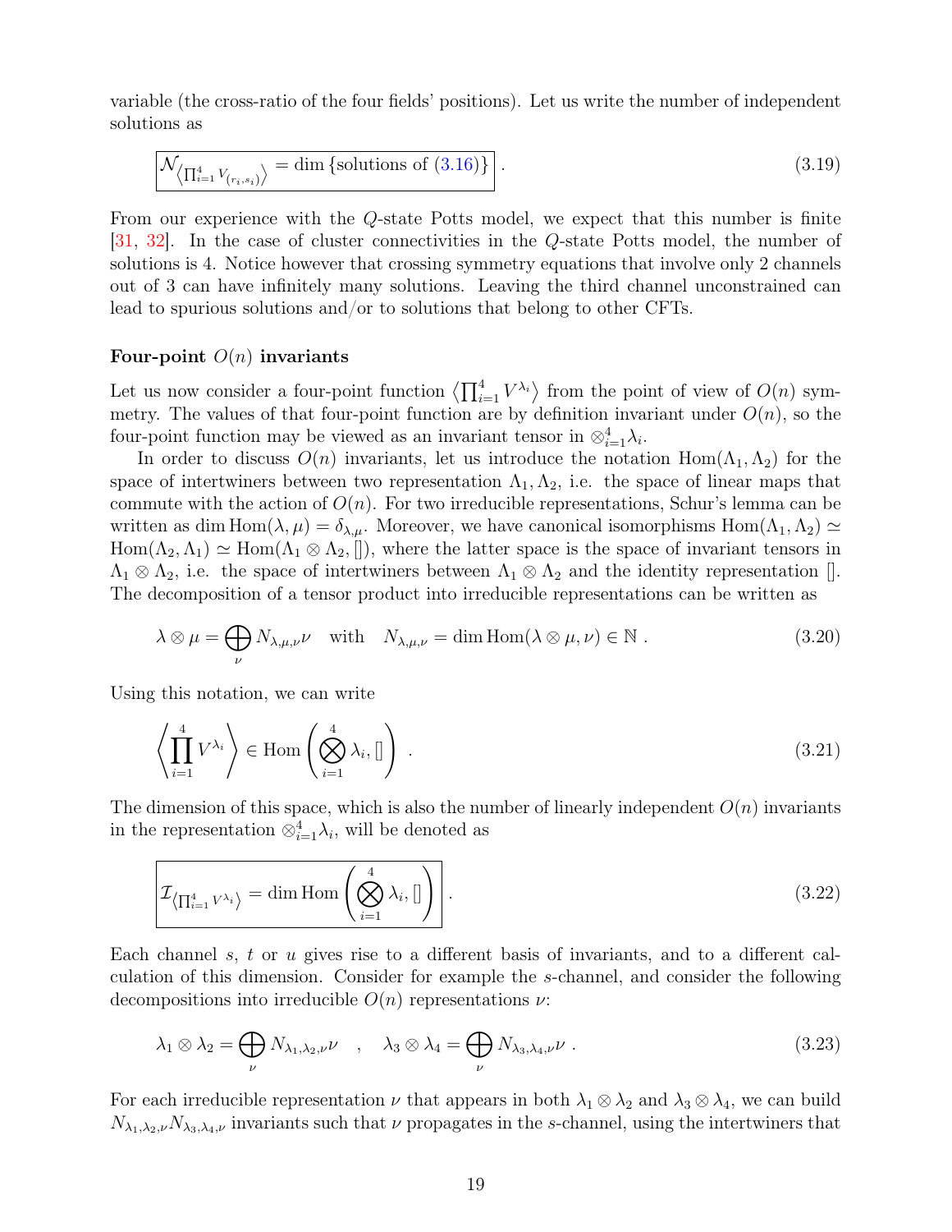variable (the cross-ratio of the four fields' positions). Let us write the number of independent solutions as

$$\boxed{\mathcal{N}_{\left\langle\prod_{i=1}^4 V_{(r_i,s_i)}\right\rangle} = \dim\left\{\text{solutions of (3.16)}\right\}} \ . \tag{3.19}$$

From our experience with the $Q$-state Potts model, we expect that this number is finite [31, 32]. In the case of cluster connectivities in the $Q$-state Potts model, the number of solutions is 4. Notice however that crossing symmetry equations that involve only 2 channels out of 3 can have infinitely many solutions. Leaving the third channel unconstrained can lead to spurious solutions and/or to solutions that belong to other CFTs.

**Four-point $O(n)$ invariants**

Let us now consider a four-point function $\left\langle\prod_{i=1}^4 V^{\lambda_i}\right\rangle$ from the point of view of $O(n)$ symmetry. The values of that four-point function are by definition invariant under $O(n)$, so the four-point function may be viewed as an invariant tensor in $\otimes_{i=1}^4\lambda_i$.

In order to discuss $O(n)$ invariants, let us introduce the notation $\operatorname{Hom}(\Lambda_1,\Lambda_2)$ for the space of intertwiners between two representation $\Lambda_1,\Lambda_2$, i.e. the space of linear maps that commute with the action of $O(n)$. For two irreducible representations, Schur's lemma can be written as $\dim\operatorname{Hom}(\lambda,\mu)=\delta_{\lambda,\mu}$. Moreover, we have canonical isomorphisms $\operatorname{Hom}(\Lambda_1,\Lambda_2)\simeq\operatorname{Hom}(\Lambda_2,\Lambda_1)\simeq\operatorname{Hom}(\Lambda_1\otimes\Lambda_2,[])$, where the latter space is the space of invariant tensors in $\Lambda_1\otimes\Lambda_2$, i.e. the space of intertwiners between $\Lambda_1\otimes\Lambda_2$ and the identity representation $[]$. The decomposition of a tensor product into irreducible representations can be written as

$$\lambda\otimes\mu = \bigoplus_\nu N_{\lambda,\mu,\nu}\nu \quad \text{with} \quad N_{\lambda,\mu,\nu} = \dim\operatorname{Hom}(\lambda\otimes\mu,\nu)\in\mathbb{N} \ . \tag{3.20}$$

Using this notation, we can write

$$\left\langle\prod_{i=1}^4 V^{\lambda_i}\right\rangle \in \operatorname{Hom}\left(\bigotimes_{i=1}^4\lambda_i,[]\right) \ . \tag{3.21}$$

The dimension of this space, which is also the number of linearly independent $O(n)$ invariants in the representation $\otimes_{i=1}^4\lambda_i$, will be denoted as

$$\boxed{\mathcal{I}_{\left\langle\prod_{i=1}^4 V^{\lambda_i}\right\rangle} = \dim\operatorname{Hom}\left(\bigotimes_{i=1}^4\lambda_i,[]\right)} \ . \tag{3.22}$$

Each channel $s$, $t$ or $u$ gives rise to a different basis of invariants, and to a different calculation of this dimension. Consider for example the $s$-channel, and consider the following decompositions into irreducible $O(n)$ representations $\nu$:

$$\lambda_1\otimes\lambda_2 = \bigoplus_\nu N_{\lambda_1,\lambda_2,\nu}\nu \quad , \quad \lambda_3\otimes\lambda_4 = \bigoplus_\nu N_{\lambda_3,\lambda_4,\nu}\nu \ . \tag{3.23}$$

For each irreducible representation $\nu$ that appears in both $\lambda_1\otimes\lambda_2$ and $\lambda_3\otimes\lambda_4$, we can build $N_{\lambda_1,\lambda_2,\nu}N_{\lambda_3,\lambda_4,\nu}$ invariants such that $\nu$ propagates in the $s$-channel, using the intertwiners that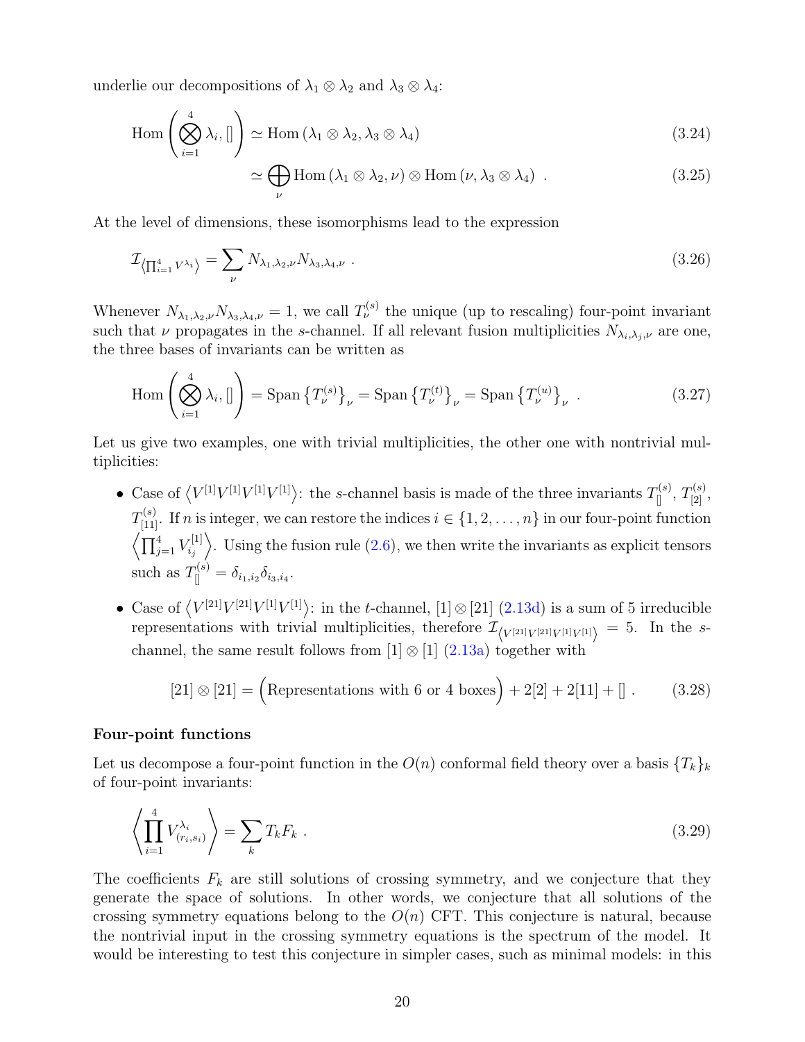underlie our decompositions of $\lambda_1 \otimes \lambda_2$ and $\lambda_3 \otimes \lambda_4$:

$$\mathrm{Hom}\left(\bigotimes_{i=1}^{4} \lambda_i, []\right) \simeq \mathrm{Hom}\left(\lambda_1 \otimes \lambda_2, \lambda_3 \otimes \lambda_4\right) \tag{3.24}$$

$$\simeq \bigoplus_{\nu} \mathrm{Hom}\left(\lambda_1 \otimes \lambda_2, \nu\right) \otimes \mathrm{Hom}\left(\nu, \lambda_3 \otimes \lambda_4\right) \ . \tag{3.25}$$

At the level of dimensions, these isomorphisms lead to the expression

$$\mathcal{I}_{\left\langle \prod_{i=1}^4 V^{\lambda_i} \right\rangle} = \sum_{\nu} N_{\lambda_1,\lambda_2,\nu} N_{\lambda_3,\lambda_4,\nu} \ . \tag{3.26}$$

Whenever $N_{\lambda_1,\lambda_2,\nu} N_{\lambda_3,\lambda_4,\nu} = 1$, we call $T^{(s)}_\nu$ the unique (up to rescaling) four-point invariant such that $\nu$ propagates in the $s$-channel. If all relevant fusion multiplicities $N_{\lambda_i,\lambda_j,\nu}$ are one, the three bases of invariants can be written as

$$\mathrm{Hom}\left(\bigotimes_{i=1}^{4} \lambda_i, []\right) = \mathrm{Span}\left\{T^{(s)}_\nu\right\}_\nu = \mathrm{Span}\left\{T^{(t)}_\nu\right\}_\nu = \mathrm{Span}\left\{T^{(u)}_\nu\right\}_\nu \ . \tag{3.27}$$

Let us give two examples, one with trivial multiplicities, the other one with nontrivial multiplicities:

- Case of $\left\langle V^{[1]} V^{[1]} V^{[1]} V^{[1]} \right\rangle$: the $s$-channel basis is made of the three invariants $T^{(s)}_{[]}$, $T^{(s)}_{[2]}$, $T^{(s)}_{[11]}$. If $n$ is integer, we can restore the indices $i \in \{1, 2, \dots, n\}$ in our four-point function $\left\langle \prod_{j=1}^4 V^{[1]}_{i_j} \right\rangle$. Using the fusion rule (2.6), we then write the invariants as explicit tensors such as $T^{(s)}_{[]} = \delta_{i_1,i_2}\delta_{i_3,i_4}$.
- Case of $\left\langle V^{[21]} V^{[21]} V^{[1]} V^{[1]} \right\rangle$: in the $t$-channel, $[1] \otimes [21]$ (2.13d) is a sum of 5 irreducible representations with trivial multiplicities, therefore $\mathcal{I}_{\left\langle V^{[21]} V^{[21]} V^{[1]} V^{[1]} \right\rangle} = 5$. In the $s$-channel, the same result follows from $[1] \otimes [1]$ (2.13a) together with

$$[21] \otimes [21] = \Big(\text{Representations with 6 or 4 boxes}\Big) + 2[2] + 2[11] + [] \ . \tag{3.28}$$

**Four-point functions**

Let us decompose a four-point function in the $O(n)$ conformal field theory over a basis $\{T_k\}_k$ of four-point invariants:

$$\left\langle \prod_{i=1}^{4} V^{\lambda_i}_{(r_i,s_i)} \right\rangle = \sum_k T_k F_k \ . \tag{3.29}$$

The coefficients $F_k$ are still solutions of crossing symmetry, and we conjecture that they generate the space of solutions. In other words, we conjecture that all solutions of the crossing symmetry equations belong to the $O(n)$ CFT. This conjecture is natural, because the nontrivial input in the crossing symmetry equations is the spectrum of the model. It would be interesting to test this conjecture in simpler cases, such as minimal models: in this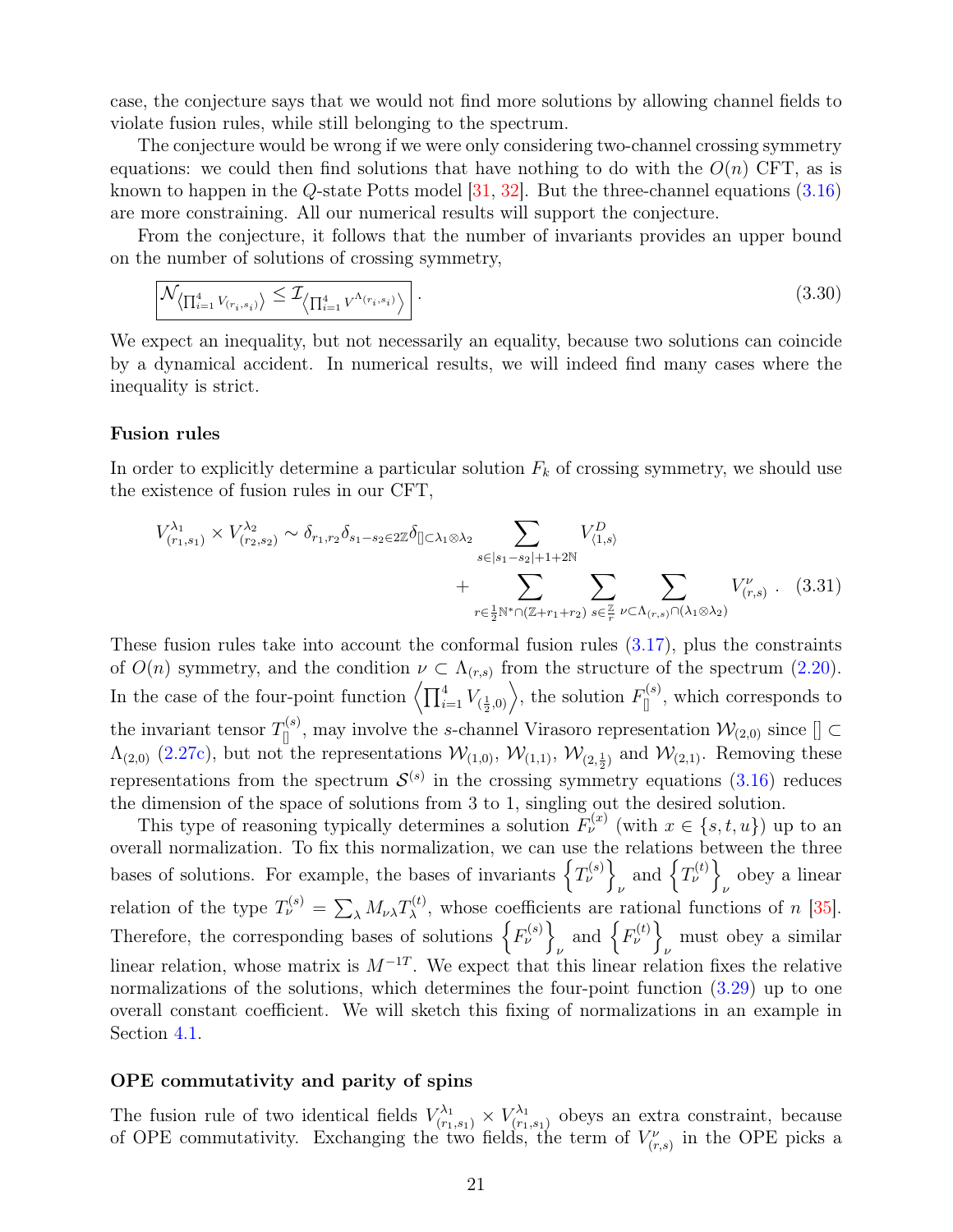case, the conjecture says that we would not find more solutions by allowing channel fields to violate fusion rules, while still belonging to the spectrum.

The conjecture would be wrong if we were only considering two-channel crossing symmetry equations: we could then find solutions that have nothing to do with the $O(n)$ CFT, as is known to happen in the $Q$-state Potts model [31, 32]. But the three-channel equations (3.16) are more constraining. All our numerical results will support the conjecture.

From the conjecture, it follows that the number of invariants provides an upper bound on the number of solutions of crossing symmetry,

$$\boxed{\mathcal{N}_{\left\langle \prod_{i=1}^4 V_{(r_i,s_i)}\right\rangle} \leq \mathcal{I}_{\left\langle \prod_{i=1}^4 V^{\Lambda_{(r_i,s_i)}}\right\rangle}} \ . \tag{3.30}$$

We expect an inequality, but not necessarily an equality, because two solutions can coincide by a dynamical accident. In numerical results, we will indeed find many cases where the inequality is strict.

### Fusion rules

In order to explicitly determine a particular solution $F_k$ of crossing symmetry, we should use the existence of fusion rules in our CFT,

$$V^{\lambda_1}_{(r_1,s_1)} \times V^{\lambda_2}_{(r_2,s_2)} \sim \delta_{r_1,r_2}\delta_{s_1-s_2\in 2\mathbb{Z}}\delta_{[]\subset\lambda_1\otimes\lambda_2} \sum_{s\in|s_1-s_2|+1+2\mathbb{N}} V^D_{\langle 1,s\rangle} \\ + \sum_{r\in\frac12\mathbb{N}^*\cap(\mathbb{Z}+r_1+r_2)} \sum_{s\in\frac{\mathbb{Z}}{r}} \sum_{\nu\subset\Lambda_{(r,s)}\cap(\lambda_1\otimes\lambda_2)} V^\nu_{(r,s)} \ . \tag{3.31}$$

These fusion rules take into account the conformal fusion rules (3.17), plus the constraints of $O(n)$ symmetry, and the condition $\nu \subset \Lambda_{(r,s)}$ from the structure of the spectrum (2.20). In the case of the four-point function $\left\langle \prod_{i=1}^4 V_{(\frac12,0)}\right\rangle$, the solution $F^{(s)}_{[]}$, which corresponds to the invariant tensor $T^{(s)}_{[]}$, may involve the $s$-channel Virasoro representation $\mathcal{W}_{(2,0)}$ since $[] \subset \Lambda_{(2,0)}$ (2.27c), but not the representations $\mathcal{W}_{(1,0)}$, $\mathcal{W}_{(1,1)}$, $\mathcal{W}_{(2,\frac12)}$ and $\mathcal{W}_{(2,1)}$. Removing these representations from the spectrum $\mathcal{S}^{(s)}$ in the crossing symmetry equations (3.16) reduces the dimension of the space of solutions from 3 to 1, singling out the desired solution.

This type of reasoning typically determines a solution $F^{(x)}_\nu$ (with $x \in \{s,t,u\}$) up to an overall normalization. To fix this normalization, we can use the relations between the three bases of solutions. For example, the bases of invariants $\left\{T^{(s)}_\nu\right\}_\nu$ and $\left\{T^{(t)}_\nu\right\}_\nu$ obey a linear relation of the type $T^{(s)}_\nu = \sum_\lambda M_{\nu\lambda}T^{(t)}_\lambda$, whose coefficients are rational functions of $n$ [35]. Therefore, the corresponding bases of solutions $\left\{F^{(s)}_\nu\right\}_\nu$ and $\left\{F^{(t)}_\nu\right\}_\nu$ must obey a similar linear relation, whose matrix is $M^{-1T}$. We expect that this linear relation fixes the relative normalizations of the solutions, which determines the four-point function (3.29) up to one overall constant coefficient. We will sketch this fixing of normalizations in an example in Section 4.1.

### OPE commutativity and parity of spins

The fusion rule of two identical fields $V^{\lambda_1}_{(r_1,s_1)} \times V^{\lambda_1}_{(r_1,s_1)}$ obeys an extra constraint, because of OPE commutativity. Exchanging the two fields, the term of $V^\nu_{(r,s)}$ in the OPE picks a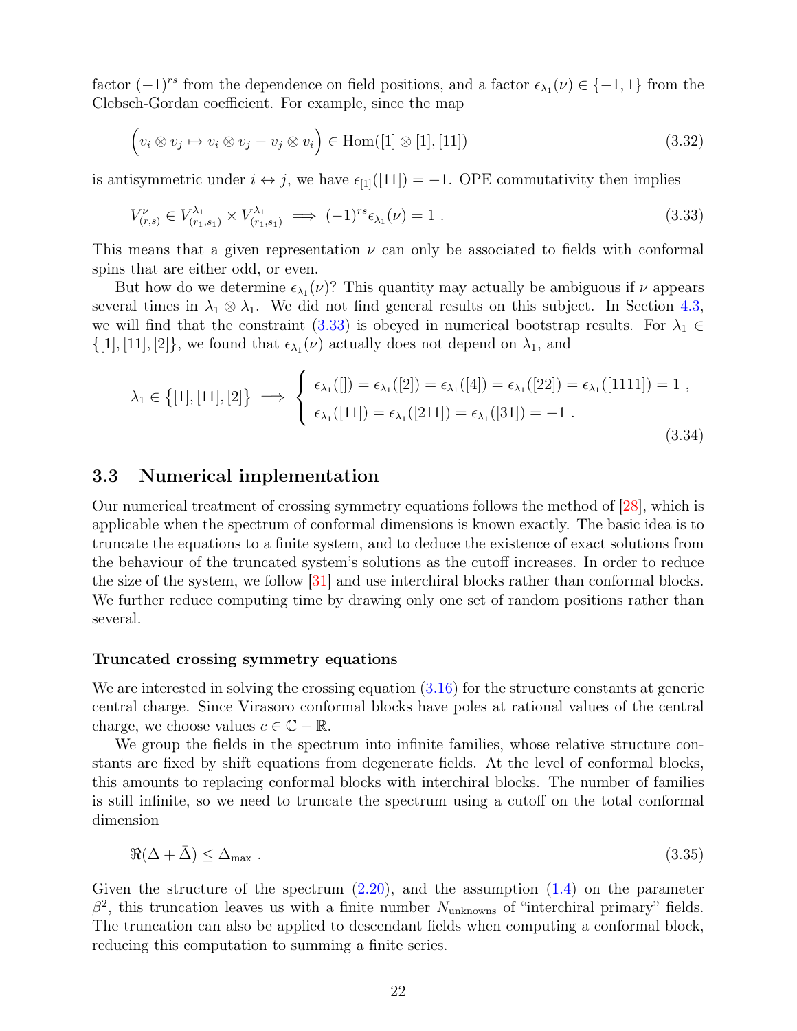factor $(-1)^{rs}$ from the dependence on field positions, and a factor $\epsilon_{\lambda_1}(\nu) \in \{-1, 1\}$ from the Clebsch-Gordan coefficient. For example, since the map

$$\Big(v_i \otimes v_j \mapsto v_i \otimes v_j - v_j \otimes v_i\Big) \in \text{Hom}([1] \otimes [1], [11]) \tag{3.32}$$

is antisymmetric under $i \leftrightarrow j$, we have $\epsilon_{[1]}([11]) = -1$. OPE commutativity then implies

$$V^{\nu}_{(r,s)} \in V^{\lambda_1}_{(r_1,s_1)} \times V^{\lambda_1}_{(r_1,s_1)} \implies (-1)^{rs}\epsilon_{\lambda_1}(\nu) = 1 \ . \tag{3.33}$$

This means that a given representation $\nu$ can only be associated to fields with conformal spins that are either odd, or even.

But how do we determine $\epsilon_{\lambda_1}(\nu)$? This quantity may actually be ambiguous if $\nu$ appears several times in $\lambda_1 \otimes \lambda_1$. We did not find general results on this subject. In Section 4.3, we will find that the constraint (3.33) is obeyed in numerical bootstrap results. For $\lambda_1 \in \{[1], [11], [2]\}$, we found that $\epsilon_{\lambda_1}(\nu)$ actually does not depend on $\lambda_1$, and

$$\lambda_1 \in \big\{[1], [11], [2]\big\} \implies \left\{ \begin{array}{l} \epsilon_{\lambda_1}([]) = \epsilon_{\lambda_1}([2]) = \epsilon_{\lambda_1}([4]) = \epsilon_{\lambda_1}([22]) = \epsilon_{\lambda_1}([1111]) = 1 \ , \\ \epsilon_{\lambda_1}([11]) = \epsilon_{\lambda_1}([211]) = \epsilon_{\lambda_1}([31]) = -1 \ . \end{array} \right. \tag{3.34}$$

## 3.3 Numerical implementation

Our numerical treatment of crossing symmetry equations follows the method of [28], which is applicable when the spectrum of conformal dimensions is known exactly. The basic idea is to truncate the equations to a finite system, and to deduce the existence of exact solutions from the behaviour of the truncated system's solutions as the cutoff increases. In order to reduce the size of the system, we follow [31] and use interchiral blocks rather than conformal blocks. We further reduce computing time by drawing only one set of random positions rather than several.

#### Truncated crossing symmetry equations

We are interested in solving the crossing equation (3.16) for the structure constants at generic central charge. Since Virasoro conformal blocks have poles at rational values of the central charge, we choose values $c \in \mathbb{C} - \mathbb{R}$.

We group the fields in the spectrum into infinite families, whose relative structure constants are fixed by shift equations from degenerate fields. At the level of conformal blocks, this amounts to replacing conformal blocks with interchiral blocks. The number of families is still infinite, so we need to truncate the spectrum using a cutoff on the total conformal dimension

$$\Re(\Delta + \bar{\Delta}) \leq \Delta_{\max} \ . \tag{3.35}$$

Given the structure of the spectrum (2.20), and the assumption (1.4) on the parameter $\beta^2$, this truncation leaves us with a finite number $N_{\text{unknowns}}$ of "interchiral primary" fields. The truncation can also be applied to descendant fields when computing a conformal block, reducing this computation to summing a finite series.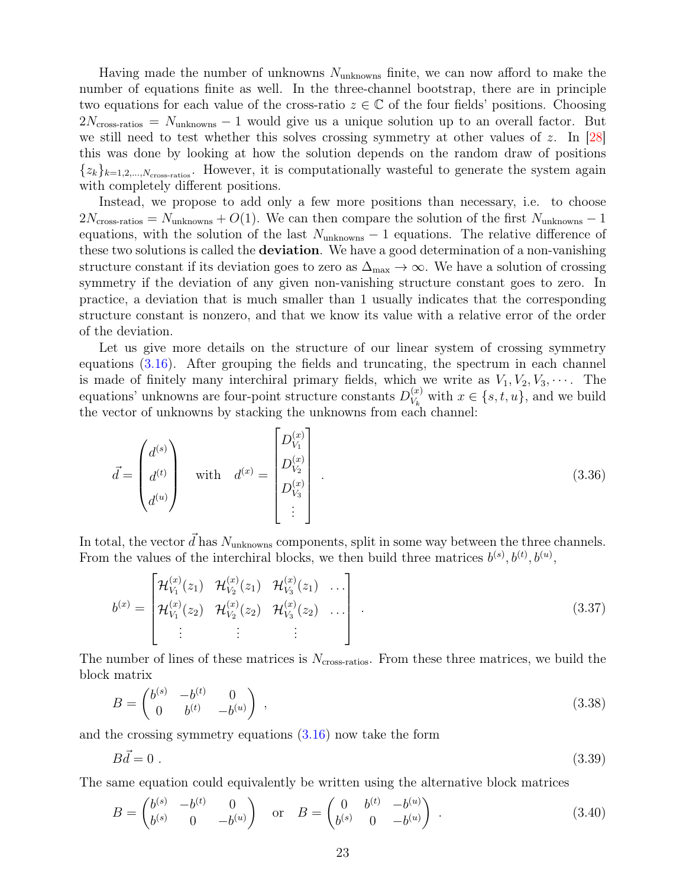Having made the number of unknowns $N_{\text{unknowns}}$ finite, we can now afford to make the number of equations finite as well. In the three-channel bootstrap, there are in principle two equations for each value of the cross-ratio $z \in \mathbb{C}$ of the four fields' positions. Choosing $2N_{\text{cross-ratios}} = N_{\text{unknowns}} - 1$ would give us a unique solution up to an overall factor. But we still need to test whether this solves crossing symmetry at other values of $z$. In [28] this was done by looking at how the solution depends on the random draw of positions $\{z_k\}_{k=1,2,\dots,N_{\text{cross-ratios}}}$. However, it is computationally wasteful to generate the system again with completely different positions.

Instead, we propose to add only a few more positions than necessary, i.e. to choose $2N_{\text{cross-ratios}} = N_{\text{unknowns}} + O(1)$. We can then compare the solution of the first $N_{\text{unknowns}} - 1$ equations, with the solution of the last $N_{\text{unknowns}} - 1$ equations. The relative difference of these two solutions is called the **deviation**. We have a good determination of a non-vanishing structure constant if its deviation goes to zero as $\Delta_{\max} \to \infty$. We have a solution of crossing symmetry if the deviation of any given non-vanishing structure constant goes to zero. In practice, a deviation that is much smaller than 1 usually indicates that the corresponding structure constant is nonzero, and that we know its value with a relative error of the order of the deviation.

Let us give more details on the structure of our linear system of crossing symmetry equations (3.16). After grouping the fields and truncating, the spectrum in each channel is made of finitely many interchiral primary fields, which we write as $V_1, V_2, V_3, \cdots$. The equations' unknowns are four-point structure constants $D^{(x)}_{V_k}$ with $x \in \{s,t,u\}$, and we build the vector of unknowns by stacking the unknowns from each channel:

$$\vec{d} = \begin{pmatrix} d^{(s)} \\ d^{(t)} \\ d^{(u)} \end{pmatrix} \quad \text{with} \quad d^{(x)} = \begin{bmatrix} D^{(x)}_{V_1} \\ D^{(x)}_{V_2} \\ D^{(x)}_{V_3} \\ \vdots \end{bmatrix} . \tag{3.36}$$

In total, the vector $\vec{d}$ has $N_{\text{unknowns}}$ components, split in some way between the three channels. From the values of the interchiral blocks, we then build three matrices $b^{(s)}, b^{(t)}, b^{(u)}$,

$$b^{(x)} = \begin{bmatrix} \mathcal{H}^{(x)}_{V_1}(z_1) & \mathcal{H}^{(x)}_{V_2}(z_1) & \mathcal{H}^{(x)}_{V_3}(z_1) & \dots \\ \mathcal{H}^{(x)}_{V_1}(z_2) & \mathcal{H}^{(x)}_{V_2}(z_2) & \mathcal{H}^{(x)}_{V_3}(z_2) & \dots \\ \vdots & \vdots & \vdots & \end{bmatrix} . \tag{3.37}$$

The number of lines of these matrices is $N_{\text{cross-ratios}}$. From these three matrices, we build the block matrix

$$B = \begin{pmatrix} b^{(s)} & -b^{(t)} & 0 \\ 0 & b^{(t)} & -b^{(u)} \end{pmatrix} , \tag{3.38}$$

and the crossing symmetry equations (3.16) now take the form

$$B\vec{d} = 0 . \tag{3.39}$$

The same equation could equivalently be written using the alternative block matrices

$$B = \begin{pmatrix} b^{(s)} & -b^{(t)} & 0 \\ b^{(s)} & 0 & -b^{(u)} \end{pmatrix} \quad \text{or} \quad B = \begin{pmatrix} 0 & b^{(t)} & -b^{(u)} \\ b^{(s)} & 0 & -b^{(u)} \end{pmatrix} . \tag{3.40}$$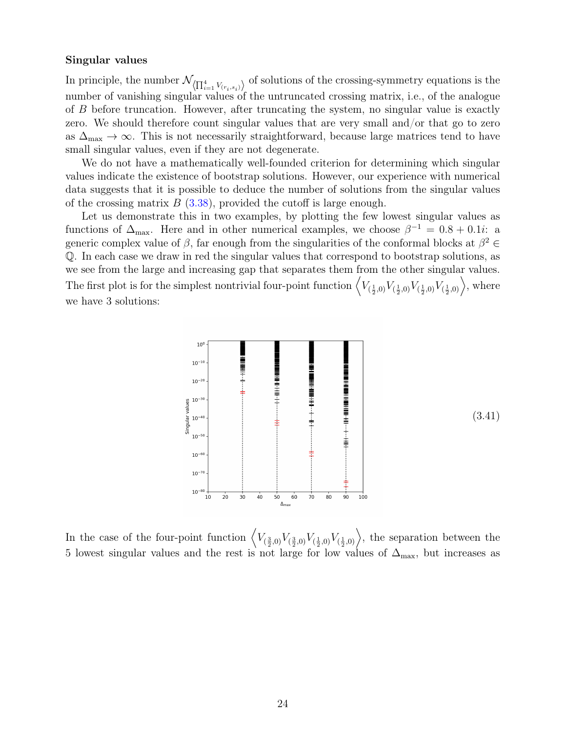**Singular values**

In principle, the number $\mathcal{N}_{\langle \prod_{i=1}^4 V_{(r_i,s_i)}\rangle}$ of solutions of the crossing-symmetry equations is the number of vanishing singular values of the untruncated crossing matrix, i.e., of the analogue of $B$ before truncation. However, after truncating the system, no singular value is exactly zero. We should therefore count singular values that are very small and/or that go to zero as $\Delta_{\max} \to \infty$. This is not necessarily straightforward, because large matrices tend to have small singular values, even if they are not degenerate.

We do not have a mathematically well-founded criterion for determining which singular values indicate the existence of bootstrap solutions. However, our experience with numerical data suggests that it is possible to deduce the number of solutions from the singular values of the crossing matrix $B$ (3.38), provided the cutoff is large enough.

Let us demonstrate this in two examples, by plotting the few lowest singular values as functions of $\Delta_{\max}$. Here and in other numerical examples, we choose $\beta^{-1} = 0.8 + 0.1i$: a generic complex value of $\beta$, far enough from the singularities of the conformal blocks at $\beta^2 \in \mathbb{Q}$. In each case we draw in red the singular values that correspond to bootstrap solutions, as we see from the large and increasing gap that separates them from the other singular values. The first plot is for the simplest nontrivial four-point function $\left\langle V_{(\frac12,0)}V_{(\frac12,0)}V_{(\frac12,0)}V_{(\frac12,0)}\right\rangle$, where we have 3 solutions:

(3.41)

In the case of the four-point function $\left\langle V_{(\frac32,0)}V_{(\frac32,0)}V_{(\frac12,0)}V_{(\frac12,0)}\right\rangle$, the separation between the 5 lowest singular values and the rest is not large for low values of $\Delta_{\max}$, but increases as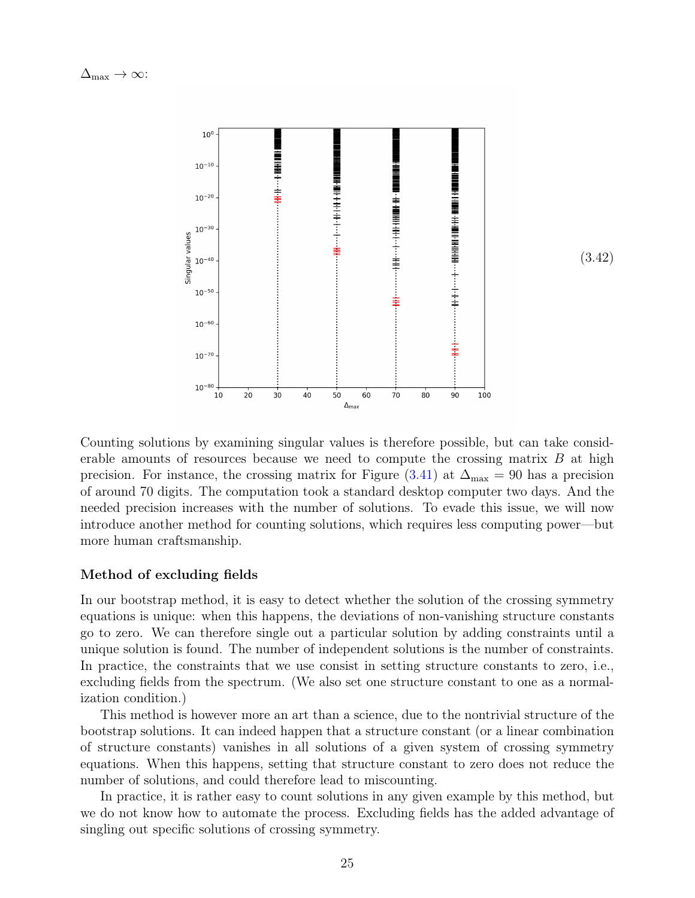$\Delta_{\max} \to \infty$:

$$(3.42)$$

Counting solutions by examining singular values is therefore possible, but can take considerable amounts of resources because we need to compute the crossing matrix $B$ at high precision. For instance, the crossing matrix for Figure (3.41) at $\Delta_{\max} = 90$ has a precision of around 70 digits. The computation took a standard desktop computer two days. And the needed precision increases with the number of solutions. To evade this issue, we will now introduce another method for counting solutions, which requires less computing power—but more human craftsmanship.

#### Method of excluding fields

In our bootstrap method, it is easy to detect whether the solution of the crossing symmetry equations is unique: when this happens, the deviations of non-vanishing structure constants go to zero. We can therefore single out a particular solution by adding constraints until a unique solution is found. The number of independent solutions is the number of constraints. In practice, the constraints that we use consist in setting structure constants to zero, i.e., excluding fields from the spectrum. (We also set one structure constant to one as a normalization condition.)

This method is however more an art than a science, due to the nontrivial structure of the bootstrap solutions. It can indeed happen that a structure constant (or a linear combination of structure constants) vanishes in all solutions of a given system of crossing symmetry equations. When this happens, setting that structure constant to zero does not reduce the number of solutions, and could therefore lead to miscounting.

In practice, it is rather easy to count solutions in any given example by this method, but we do not know how to automate the process. Excluding fields has the added advantage of singling out specific solutions of crossing symmetry.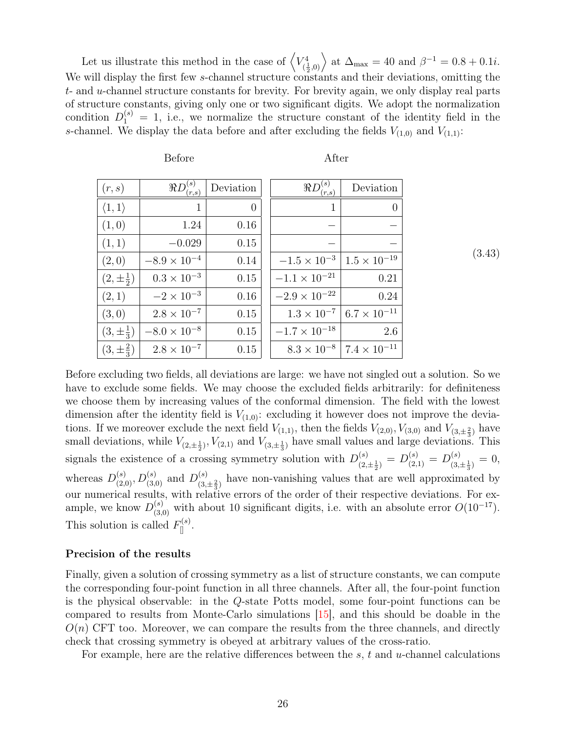Let us illustrate this method in the case of $\left\langle V^4_{(\frac12,0)}\right\rangle$ at $\Delta_{\max} = 40$ and $\beta^{-1} = 0.8 + 0.1i$. We will display the first few $s$-channel structure constants and their deviations, omitting the $t$- and $u$-channel structure constants for brevity. For brevity again, we only display real parts of structure constants, giving only one or two significant digits. We adopt the normalization condition $D^{(s)}_1 = 1$, i.e., we normalize the structure constant of the identity field in the $s$-channel. We display the data before and after excluding the fields $V_{(1,0)}$ and $V_{(1,1)}$:

$$\tag{3.43}$$

| $(r,s)$ | Before: $\Re D^{(s)}_{(r,s)}$ | Before: Deviation | After: $\Re D^{(s)}_{(r,s)}$ | After: Deviation |
|---|---|---|---|---|
| $\langle 1,1\rangle$ | $1$ | $0$ | $1$ | $0$ |
| $(1,0)$ | $1.24$ | $0.16$ | $-$ | $-$ |
| $(1,1)$ | $-0.029$ | $0.15$ | $-$ | $-$ |
| $(2,0)$ | $-8.9\times 10^{-4}$ | $0.14$ | $-1.5\times 10^{-3}$ | $1.5\times 10^{-19}$ |
| $(2,\pm\frac12)$ | $0.3\times 10^{-3}$ | $0.15$ | $-1.1\times 10^{-21}$ | $0.21$ |
| $(2,1)$ | $-2\times 10^{-3}$ | $0.16$ | $-2.9\times 10^{-22}$ | $0.24$ |
| $(3,0)$ | $2.8\times 10^{-7}$ | $0.15$ | $1.3\times 10^{-7}$ | $6.7\times 10^{-11}$ |
| $(3,\pm\frac13)$ | $-8.0\times 10^{-8}$ | $0.15$ | $-1.7\times 10^{-18}$ | $2.6$ |
| $(3,\pm\frac23)$ | $2.8\times 10^{-7}$ | $0.15$ | $8.3\times 10^{-8}$ | $7.4\times 10^{-11}$ |

Before excluding two fields, all deviations are large: we have not singled out a solution. So we have to exclude some fields. We may choose the excluded fields arbitrarily: for definiteness we choose them by increasing values of the conformal dimension. The field with the lowest dimension after the identity field is $V_{(1,0)}$: excluding it however does not improve the deviations. If we moreover exclude the next field $V_{(1,1)}$, then the fields $V_{(2,0)}, V_{(3,0)}$ and $V_{(3,\pm\frac23)}$ have small deviations, while $V_{(2,\pm\frac12)}, V_{(2,1)}$ and $V_{(3,\pm\frac13)}$ have small values and large deviations. This signals the existence of a crossing symmetry solution with $D^{(s)}_{(2,\pm\frac12)} = D^{(s)}_{(2,1)} = D^{(s)}_{(3,\pm\frac13)} = 0$, whereas $D^{(s)}_{(2,0)}, D^{(s)}_{(3,0)}$ and $D^{(s)}_{(3,\pm\frac23)}$ have non-vanishing values that are well approximated by our numerical results, with relative errors of the order of their respective deviations. For example, we know $D^{(s)}_{(3,0)}$ with about 10 significant digits, i.e. with an absolute error $O(10^{-17})$. This solution is called $F^{(s)}_{[]}$.

### Precision of the results

Finally, given a solution of crossing symmetry as a list of structure constants, we can compute the corresponding four-point function in all three channels. After all, the four-point function is the physical observable: in the $Q$-state Potts model, some four-point functions can be compared to results from Monte-Carlo simulations [15], and this should be doable in the $O(n)$ CFT too. Moreover, we can compare the results from the three channels, and directly check that crossing symmetry is obeyed at arbitrary values of the cross-ratio.

For example, here are the relative differences between the $s$, $t$ and $u$-channel calculations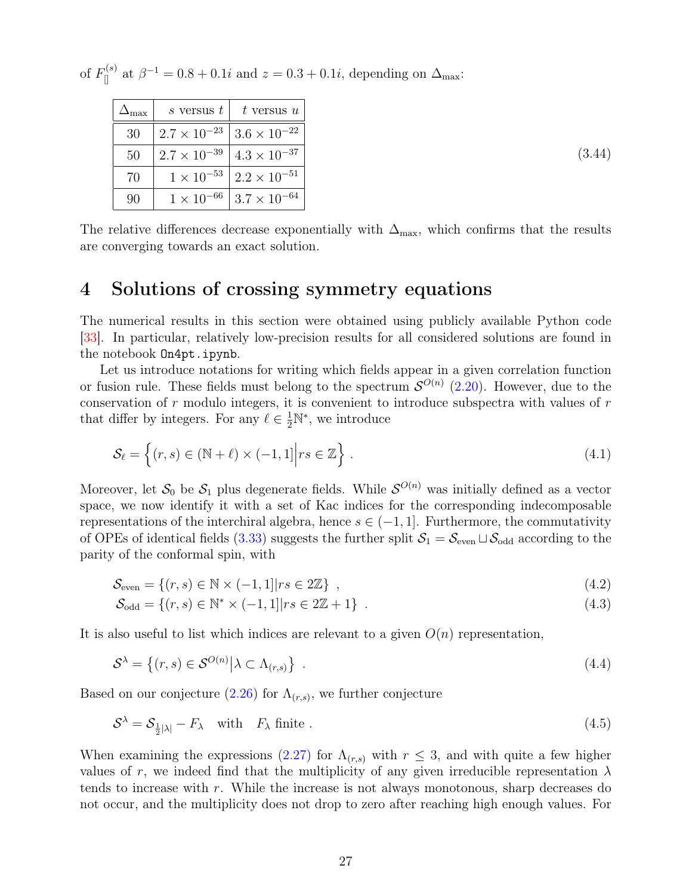of $F^{(s)}_{[]}$ at $\beta^{-1} = 0.8 + 0.1i$ and $z = 0.3 + 0.1i$, depending on $\Delta_{\max}$:

| $\Delta_{\max}$ | $s$ versus $t$ | $t$ versus $u$ |
|---|---|---|
| 30 | $2.7 \times 10^{-23}$ | $3.6 \times 10^{-22}$ |
| 50 | $2.7 \times 10^{-39}$ | $4.3 \times 10^{-37}$ |
| 70 | $1 \times 10^{-53}$ | $2.2 \times 10^{-51}$ |
| 90 | $1 \times 10^{-66}$ | $3.7 \times 10^{-64}$ |

(3.44)

The relative differences decrease exponentially with $\Delta_{\max}$, which confirms that the results are converging towards an exact solution.

# 4 Solutions of crossing symmetry equations

The numerical results in this section were obtained using publicly available Python code [33]. In particular, relatively low-precision results for all considered solutions are found in the notebook `On4pt.ipynb`.

Let us introduce notations for writing which fields appear in a given correlation function or fusion rule. These fields must belong to the spectrum $\mathcal{S}^{O(n)}$ (2.20). However, due to the conservation of $r$ modulo integers, it is convenient to introduce subspectra with values of $r$ that differ by integers. For any $\ell \in \frac12\mathbb{N}^*$, we introduce

$$\mathcal{S}_\ell = \left\{(r,s) \in (\mathbb{N}+\ell)\times(-1,1]\middle| rs \in \mathbb{Z}\right\} . \tag{4.1}$$

Moreover, let $\mathcal{S}_0$ be $\mathcal{S}_1$ plus degenerate fields. While $\mathcal{S}^{O(n)}$ was initially defined as a vector space, we now identify it with a set of Kac indices for the corresponding indecomposable representations of the interchiral algebra, hence $s \in (-1,1]$. Furthermore, the commutativity of OPEs of identical fields (3.33) suggests the further split $\mathcal{S}_1 = \mathcal{S}_{\text{even}} \sqcup \mathcal{S}_{\text{odd}}$ according to the parity of the conformal spin, with

$$\mathcal{S}_{\text{even}} = \{(r,s)\in \mathbb{N}\times(-1,1] | rs \in 2\mathbb{Z}\} \ , \tag{4.2}$$

$$\mathcal{S}_{\text{odd}} = \{(r,s)\in \mathbb{N}^*\times(-1,1] | rs \in 2\mathbb{Z}+1\} \ . \tag{4.3}$$

It is also useful to list which indices are relevant to a given $O(n)$ representation,

$$\mathcal{S}^\lambda = \left\{(r,s)\in\mathcal{S}^{O(n)}\middle|\lambda\subset\Lambda_{(r,s)}\right\} \ . \tag{4.4}$$

Based on our conjecture (2.26) for $\Lambda_{(r,s)}$, we further conjecture

$$\mathcal{S}^\lambda = \mathcal{S}_{\frac12|\lambda|} - F_\lambda \quad \text{with} \quad F_\lambda \text{ finite} . \tag{4.5}$$

When examining the expressions (2.27) for $\Lambda_{(r,s)}$ with $r \leq 3$, and with quite a few higher values of $r$, we indeed find that the multiplicity of any given irreducible representation $\lambda$ tends to increase with $r$. While the increase is not always monotonous, sharp decreases do not occur, and the multiplicity does not drop to zero after reaching high enough values. For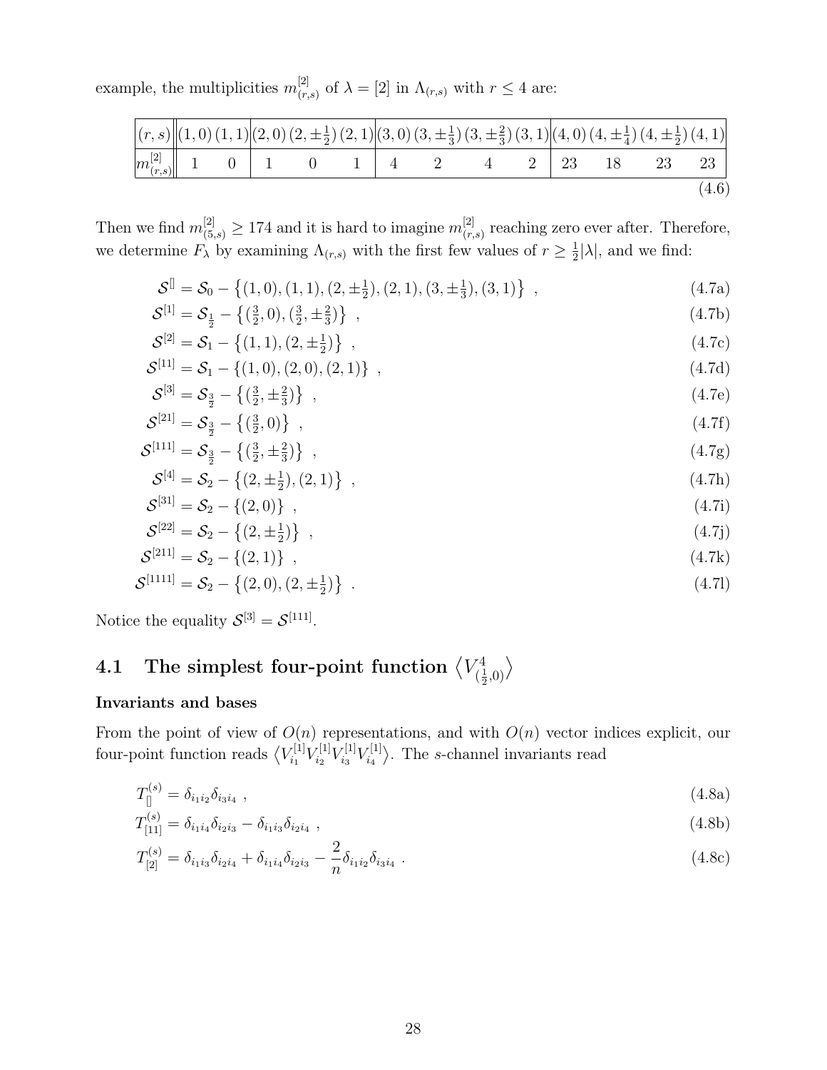example, the multiplicities $m^{[2]}_{(r,s)}$ of $\lambda = [2]$ in $\Lambda_{(r,s)}$ with $r \leq 4$ are:

| $(r,s)$ | $(1,0)$ | $(1,1)$ | $(2,0)$ | $(2,\pm\frac{1}{2})$ | $(2,1)$ | $(3,0)$ | $(3,\pm\frac{1}{3})$ | $(3,\pm\frac{2}{3})$ | $(3,1)$ | $(4,0)$ | $(4,\pm\frac{1}{4})$ | $(4,\pm\frac{1}{2})$ | $(4,1)$ |
|---|---|---|---|---|---|---|---|---|---|---|---|---|---|
| $m^{[2]}_{(r,s)}$ | 1 | 0 | 1 | 0 | 1 | 4 | 2 | 4 | 2 | 23 | 18 | 23 | 23 |

(4.6)

Then we find $m^{[2]}_{(5,s)} \geq 174$ and it is hard to imagine $m^{[2]}_{(r,s)}$ reaching zero ever after. Therefore, we determine $F_\lambda$ by examining $\Lambda_{(r,s)}$ with the first few values of $r \geq \frac{1}{2}|\lambda|$, and we find:

$$\mathcal{S}^{[]} = \mathcal{S}_0 - \left\{(1,0),(1,1),(2,\pm\tfrac{1}{2}),(2,1),(3,\pm\tfrac{1}{3}),(3,1)\right\} \ , \tag{4.7a}$$

$$\mathcal{S}^{[1]} = \mathcal{S}_{\frac{1}{2}} - \left\{(\tfrac{3}{2},0),(\tfrac{3}{2},\pm\tfrac{2}{3})\right\} \ , \tag{4.7b}$$

$$\mathcal{S}^{[2]} = \mathcal{S}_1 - \left\{(1,1),(2,\pm\tfrac{1}{2})\right\} \ , \tag{4.7c}$$

$$\mathcal{S}^{[11]} = \mathcal{S}_1 - \left\{(1,0),(2,0),(2,1)\right\} \ , \tag{4.7d}$$

$$\mathcal{S}^{[3]} = \mathcal{S}_{\frac{3}{2}} - \left\{(\tfrac{3}{2},\pm\tfrac{2}{3})\right\} \ , \tag{4.7e}$$

$$\mathcal{S}^{[21]} = \mathcal{S}_{\frac{3}{2}} - \left\{(\tfrac{3}{2},0)\right\} \ , \tag{4.7f}$$

$$\mathcal{S}^{[111]} = \mathcal{S}_{\frac{3}{2}} - \left\{(\tfrac{3}{2},\pm\tfrac{2}{3})\right\} \ , \tag{4.7g}$$

$$\mathcal{S}^{[4]} = \mathcal{S}_2 - \left\{(2,\pm\tfrac{1}{2}),(2,1)\right\} \ , \tag{4.7h}$$

$$\mathcal{S}^{[31]} = \mathcal{S}_2 - \left\{(2,0)\right\} \ , \tag{4.7i}$$

$$\mathcal{S}^{[22]} = \mathcal{S}_2 - \left\{(2,\pm\tfrac{1}{2})\right\} \ , \tag{4.7j}$$

$$\mathcal{S}^{[211]} = \mathcal{S}_2 - \left\{(2,1)\right\} \ , \tag{4.7k}$$

$$\mathcal{S}^{[1111]} = \mathcal{S}_2 - \left\{(2,0),(2,\pm\tfrac{1}{2})\right\} \ . \tag{4.7l}$$

Notice the equality $\mathcal{S}^{[3]} = \mathcal{S}^{[111]}$.

## 4.1 The simplest four-point function $\left\langle V^4_{(\frac{1}{2},0)} \right\rangle$

### Invariants and bases

From the point of view of $O(n)$ representations, and with $O(n)$ vector indices explicit, our four-point function reads $\left\langle V^{[1]}_{i_1} V^{[1]}_{i_2} V^{[1]}_{i_3} V^{[1]}_{i_4} \right\rangle$. The $s$-channel invariants read

$$T^{(s)}_{[]} = \delta_{i_1 i_2}\delta_{i_3 i_4} \ , \tag{4.8a}$$

$$T^{(s)}_{[11]} = \delta_{i_1 i_4}\delta_{i_2 i_3} - \delta_{i_1 i_3}\delta_{i_2 i_4} \ , \tag{4.8b}$$

$$T^{(s)}_{[2]} = \delta_{i_1 i_3}\delta_{i_2 i_4} + \delta_{i_1 i_4}\delta_{i_2 i_3} - \frac{2}{n}\delta_{i_1 i_2}\delta_{i_3 i_4} \ . \tag{4.8c}$$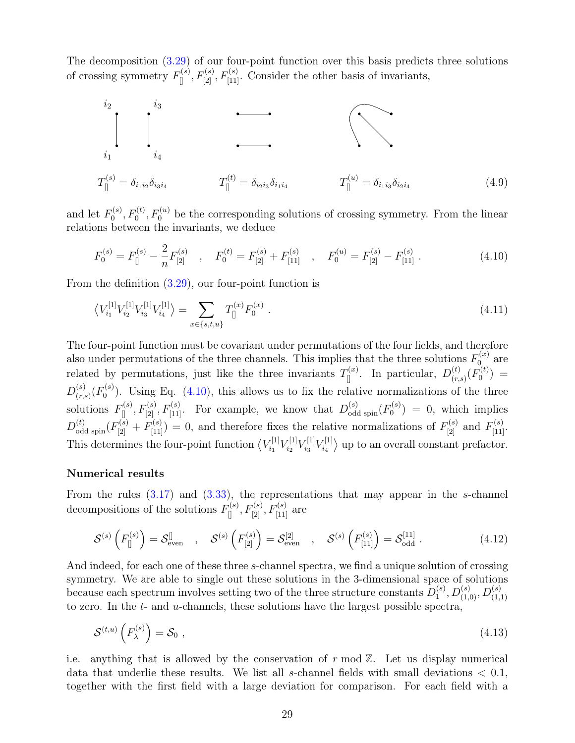The decomposition (3.29) of our four-point function over this basis predicts three solutions of crossing symmetry $F^{(s)}_{[]}, F^{(s)}_{[2]}, F^{(s)}_{[11]}$. Consider the other basis of invariants,

$$T^{(s)}_{[]} = \delta_{i_1 i_2}\delta_{i_3 i_4} \qquad T^{(t)}_{[]} = \delta_{i_2 i_3}\delta_{i_1 i_4} \qquad T^{(u)}_{[]} = \delta_{i_1 i_3}\delta_{i_2 i_4} \tag{4.9}$$

and let $F^{(s)}_0, F^{(t)}_0, F^{(u)}_0$ be the corresponding solutions of crossing symmetry. From the linear relations between the invariants, we deduce

$$F^{(s)}_0 = F^{(s)}_{[]} - \frac{2}{n} F^{(s)}_{[2]} \quad , \quad F^{(t)}_0 = F^{(s)}_{[2]} + F^{(s)}_{[11]} \quad , \quad F^{(u)}_0 = F^{(s)}_{[2]} - F^{(s)}_{[11]} \; . \tag{4.10}$$

From the definition (3.29), our four-point function is

$$\left< V^{[1]}_{i_1} V^{[1]}_{i_2} V^{[1]}_{i_3} V^{[1]}_{i_4} \right> = \sum_{x\in\{s,t,u\}} T^{(x)}_{[]} F^{(x)}_0 \; . \tag{4.11}$$

The four-point function must be covariant under permutations of the four fields, and therefore also under permutations of the three channels. This implies that the three solutions $F^{(x)}_0$ are related by permutations, just like the three invariants $T^{(x)}_{[]}$. In particular, $D^{(t)}_{(r,s)}(F^{(t)}_0) = D^{(s)}_{(r,s)}(F^{(s)}_0)$. Using Eq. (4.10), this allows us to fix the relative normalizations of the three solutions $F^{(s)}_{[]}, F^{(s)}_{[2]}, F^{(s)}_{[11]}$. For example, we know that $D^{(s)}_{\text{odd spin}}(F^{(s)}_0) = 0$, which implies $D^{(t)}_{\text{odd spin}}(F^{(s)}_{[2]} + F^{(s)}_{[11]}) = 0$, and therefore fixes the relative normalizations of $F^{(s)}_{[2]}$ and $F^{(s)}_{[11]}$. This determines the four-point function $\left< V^{[1]}_{i_1} V^{[1]}_{i_2} V^{[1]}_{i_3} V^{[1]}_{i_4} \right>$ up to an overall constant prefactor.

**Numerical results**

From the rules (3.17) and (3.33), the representations that may appear in the $s$-channel decompositions of the solutions $F^{(s)}_{[]}, F^{(s)}_{[2]}, F^{(s)}_{[11]}$ are

$$\mathcal{S}^{(s)}\left(F^{(s)}_{[]}\right) = \mathcal{S}^{[]}_{\text{even}} \quad , \quad \mathcal{S}^{(s)}\left(F^{(s)}_{[2]}\right) = \mathcal{S}^{[2]}_{\text{even}} \quad , \quad \mathcal{S}^{(s)}\left(F^{(s)}_{[11]}\right) = \mathcal{S}^{[11]}_{\text{odd}} \; . \tag{4.12}$$

And indeed, for each one of these three $s$-channel spectra, we find a unique solution of crossing symmetry. We are able to single out these solutions in the 3-dimensional space of solutions because each spectrum involves setting two of the three structure constants $D^{(s)}_1, D^{(s)}_{(1,0)}, D^{(s)}_{(1,1)}$ to zero. In the $t$- and $u$-channels, these solutions have the largest possible spectra,

$$\mathcal{S}^{(t,u)}\left(F^{(s)}_\lambda\right) = \mathcal{S}_0 \; , \tag{4.13}$$

i.e. anything that is allowed by the conservation of $r \bmod \mathbb{Z}$. Let us display numerical data that underlie these results. We list all $s$-channel fields with small deviations $< 0.1$, together with the first field with a large deviation for comparison. For each field with a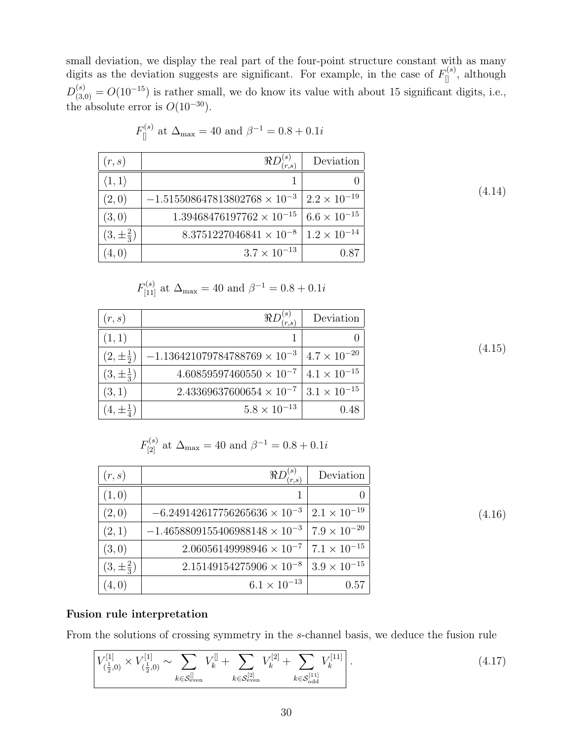small deviation, we display the real part of the four-point structure constant with as many digits as the deviation suggests are significant. For example, in the case of $F^{(s)}_{[]}$, although $D^{(s)}_{(3,0)} = O(10^{-15})$ is rather small, we do know its value with about 15 significant digits, i.e., the absolute error is $O(10^{-30})$.

$F^{(s)}_{[]}$ at $\Delta_{\max} = 40$ and $\beta^{-1} = 0.8 + 0.1i$

| $(r, s)$ | $\Re D^{(s)}_{(r,s)}$ | Deviation |
|---|---:|---:|
| $\langle 1, 1\rangle$ | $1$ | $0$ |
| $(2, 0)$ | $-1.515508647813802768 \times 10^{-3}$ | $2.2 \times 10^{-19}$ |
| $(3, 0)$ | $1.39468476197762 \times 10^{-15}$ | $6.6 \times 10^{-15}$ |
| $(3, \pm\frac{2}{3})$ | $8.3751227046841 \times 10^{-8}$ | $1.2 \times 10^{-14}$ |
| $(4, 0)$ | $3.7 \times 10^{-13}$ | $0.87$ |

(4.14)

$F^{(s)}_{[11]}$ at $\Delta_{\max} = 40$ and $\beta^{-1} = 0.8 + 0.1i$

| $(r, s)$ | $\Re D^{(s)}_{(r,s)}$ | Deviation |
|---|---:|---:|
| $(1, 1)$ | $1$ | $0$ |
| $(2, \pm\frac{1}{2})$ | $-1.136421079784788769 \times 10^{-3}$ | $4.7 \times 10^{-20}$ |
| $(3, \pm\frac{1}{3})$ | $4.60859597460550 \times 10^{-7}$ | $4.1 \times 10^{-15}$ |
| $(3, 1)$ | $2.43369637600654 \times 10^{-7}$ | $3.1 \times 10^{-15}$ |
| $(4, \pm\frac{1}{4})$ | $5.8 \times 10^{-13}$ | $0.48$ |

(4.15)

$F^{(s)}_{[2]}$ at $\Delta_{\max} = 40$ and $\beta^{-1} = 0.8 + 0.1i$

| $(r, s)$ | $\Re D^{(s)}_{(r,s)}$ | Deviation |
|---|---:|---:|
| $(1, 0)$ | $1$ | $0$ |
| $(2, 0)$ | $-6.249142617756265636 \times 10^{-3}$ | $2.1 \times 10^{-19}$ |
| $(2, 1)$ | $-1.465880915540698814 8 \times 10^{-3}$ | $7.9 \times 10^{-20}$ |
| $(3, 0)$ | $2.06056149998946 \times 10^{-7}$ | $7.1 \times 10^{-15}$ |
| $(3, \pm\frac{2}{3})$ | $2.15149154275906 \times 10^{-8}$ | $3.9 \times 10^{-15}$ |
| $(4, 0)$ | $6.1 \times 10^{-13}$ | $0.57$ |

(4.16)

**Fusion rule interpretation**

From the solutions of crossing symmetry in the $s$-channel basis, we deduce the fusion rule

$$\boxed{V^{[1]}_{(\frac{1}{2},0)} \times V^{[1]}_{(\frac{1}{2},0)} \sim \sum_{k\in\mathcal{S}^{[]}_{\text{even}}} V^{[]}_k + \sum_{k\in\mathcal{S}^{[2]}_{\text{even}}} V^{[2]}_k + \sum_{k\in\mathcal{S}^{[11]}_{\text{odd}}} V^{[11]}_k} \,. \tag{4.17}$$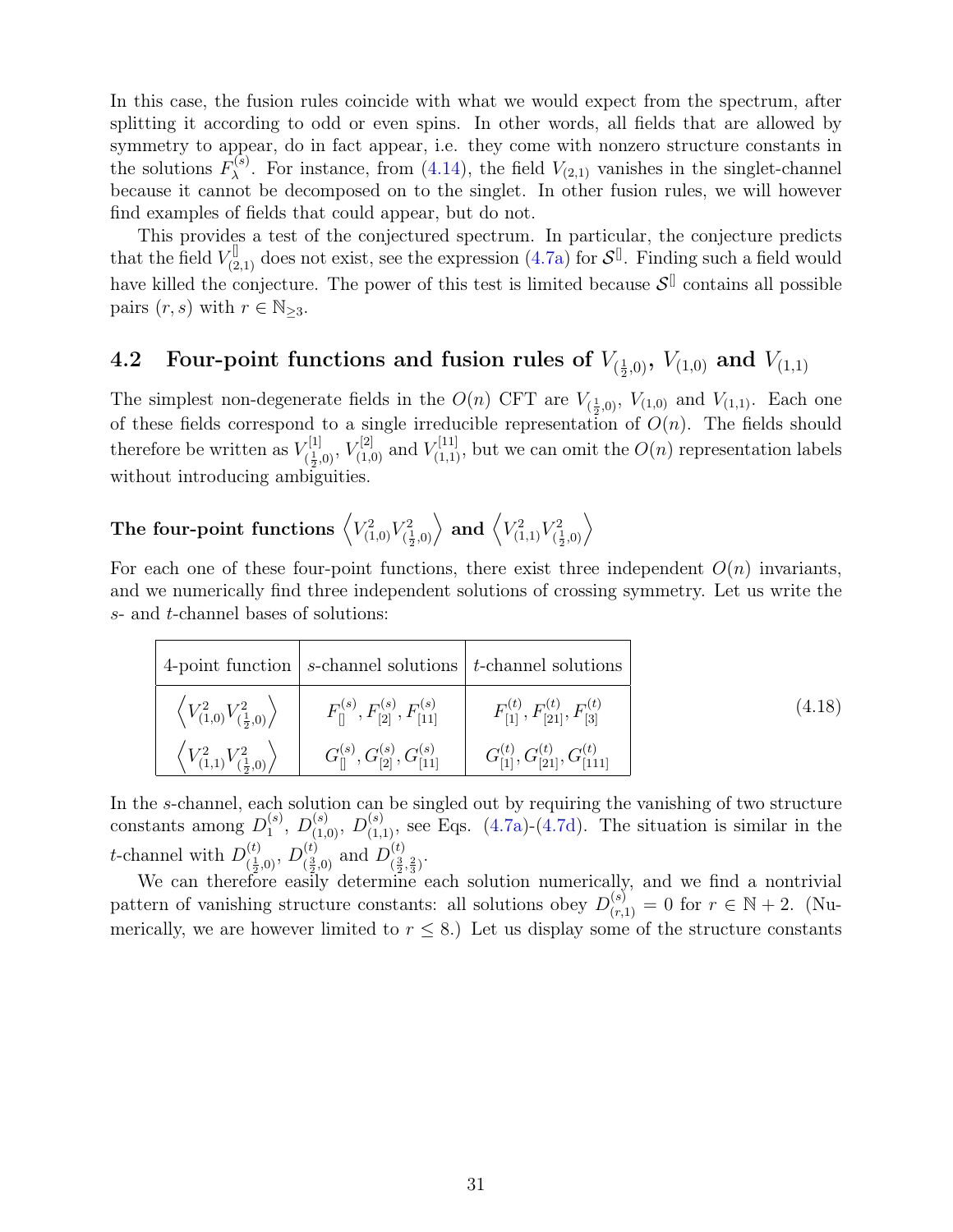In this case, the fusion rules coincide with what we would expect from the spectrum, after splitting it according to odd or even spins. In other words, all fields that are allowed by symmetry to appear, do in fact appear, i.e. they come with nonzero structure constants in the solutions $F^{(s)}_\lambda$. For instance, from (4.14), the field $V_{(2,1)}$ vanishes in the singlet-channel because it cannot be decomposed on to the singlet. In other fusion rules, we will however find examples of fields that could appear, but do not.

This provides a test of the conjectured spectrum. In particular, the conjecture predicts that the field $V^{[]}_{(2,1)}$ does not exist, see the expression (4.7a) for $\mathcal{S}^{[]}$. Finding such a field would have killed the conjecture. The power of this test is limited because $\mathcal{S}^{[]}$ contains all possible pairs $(r,s)$ with $r \in \mathbb{N}_{\geq 3}$.

## 4.2 Four-point functions and fusion rules of $V_{(\frac{1}{2},0)}$, $V_{(1,0)}$ and $V_{(1,1)}$

The simplest non-degenerate fields in the $O(n)$ CFT are $V_{(\frac{1}{2},0)}$, $V_{(1,0)}$ and $V_{(1,1)}$. Each one of these fields correspond to a single irreducible representation of $O(n)$. The fields should therefore be written as $V^{[1]}_{(\frac{1}{2},0)}$, $V^{[2]}_{(1,0)}$ and $V^{[11]}_{(1,1)}$, but we can omit the $O(n)$ representation labels without introducing ambiguities.

#### The four-point functions $\left\langle V^2_{(1,0)} V^2_{(\frac{1}{2},0)} \right\rangle$ and $\left\langle V^2_{(1,1)} V^2_{(\frac{1}{2},0)} \right\rangle$

For each one of these four-point functions, there exist three independent $O(n)$ invariants, and we numerically find three independent solutions of crossing symmetry. Let us write the $s$- and $t$-channel bases of solutions:

$$(4.18)$$

| 4-point function | $s$-channel solutions | $t$-channel solutions |
|---|---|---|
| $\left\langle V^2_{(1,0)} V^2_{(\frac{1}{2},0)} \right\rangle$ | $F^{(s)}_{[]}, F^{(s)}_{[2]}, F^{(s)}_{[11]}$ | $F^{(t)}_{[1]}, F^{(t)}_{[21]}, F^{(t)}_{[3]}$ |
| $\left\langle V^2_{(1,1)} V^2_{(\frac{1}{2},0)} \right\rangle$ | $G^{(s)}_{[]}, G^{(s)}_{[2]}, G^{(s)}_{[11]}$ | $G^{(t)}_{[1]}, G^{(t)}_{[21]}, G^{(t)}_{[111]}$ |

In the $s$-channel, each solution can be singled out by requiring the vanishing of two structure constants among $D^{(s)}_{1}$, $D^{(s)}_{(1,0)}$, $D^{(s)}_{(1,1)}$, see Eqs. (4.7a)-(4.7d). The situation is similar in the $t$-channel with $D^{(t)}_{(\frac{1}{2},0)}$, $D^{(t)}_{(\frac{3}{2},0)}$ and $D^{(t)}_{(\frac{3}{2},\frac{2}{3})}$.

We can therefore easily determine each solution numerically, and we find a nontrivial pattern of vanishing structure constants: all solutions obey $D^{(s)}_{(r,1)} = 0$ for $r \in \mathbb{N}+2$. (Numerically, we are however limited to $r \leq 8$.) Let us display some of the structure constants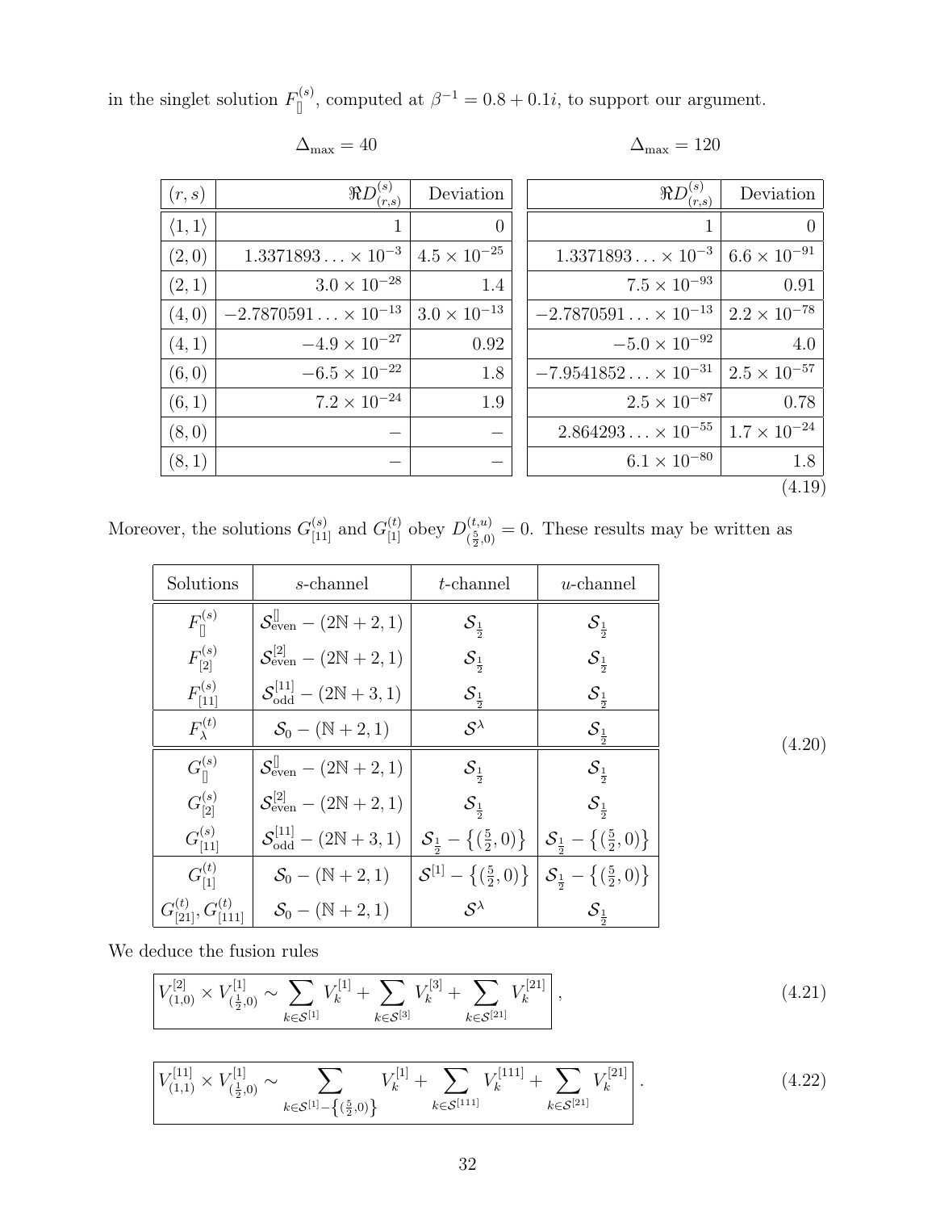in the singlet solution $F^{(s)}_{[]}$, computed at $\beta^{-1} = 0.8 + 0.1i$, to support our argument.

| $(r,s)$ | $\Re D^{(s)}_{(r,s)}$ ($\Delta_{\max} = 40$) | Deviation ($\Delta_{\max} = 40$) | $\Re D^{(s)}_{(r,s)}$ ($\Delta_{\max} = 120$) | Deviation ($\Delta_{\max} = 120$) |
|---|---|---|---|---|
| $\langle 1,1 \rangle$ | $1$ | $0$ | $1$ | $0$ |
| $(2,0)$ | $1.3371893\ldots \times 10^{-3}$ | $4.5 \times 10^{-25}$ | $1.3371893\ldots \times 10^{-3}$ | $6.6 \times 10^{-91}$ |
| $(2,1)$ | $3.0 \times 10^{-28}$ | $1.4$ | $7.5 \times 10^{-93}$ | $0.91$ |
| $(4,0)$ | $-2.7870591\ldots \times 10^{-13}$ | $3.0 \times 10^{-13}$ | $-2.7870591\ldots \times 10^{-13}$ | $2.2 \times 10^{-78}$ |
| $(4,1)$ | $-4.9 \times 10^{-27}$ | $0.92$ | $-5.0 \times 10^{-92}$ | $4.0$ |
| $(6,0)$ | $-6.5 \times 10^{-22}$ | $1.8$ | $-7.9541852\ldots \times 10^{-31}$ | $2.5 \times 10^{-57}$ |
| $(6,1)$ | $7.2 \times 10^{-24}$ | $1.9$ | $2.5 \times 10^{-87}$ | $0.78$ |
| $(8,0)$ | $-$ | $-$ | $2.864293\ldots \times 10^{-55}$ | $1.7 \times 10^{-24}$ |
| $(8,1)$ | $-$ | $-$ | $6.1 \times 10^{-80}$ | $1.8$ |

(4.19)

Moreover, the solutions $G^{(s)}_{[11]}$ and $G^{(t)}_{[1]}$ obey $D^{(t,u)}_{(\frac{5}{2},0)} = 0$. These results may be written as

| Solutions | $s$-channel | $t$-channel | $u$-channel |
|---|---|---|---|
| $F^{(s)}_{[]}$ | $\mathcal{S}^{[]}_{\text{even}} - (2\mathbb{N}+2, 1)$ | $\mathcal{S}_{\frac{1}{2}}$ | $\mathcal{S}_{\frac{1}{2}}$ |
| $F^{(s)}_{[2]}$ | $\mathcal{S}^{[2]}_{\text{even}} - (2\mathbb{N}+2, 1)$ | $\mathcal{S}_{\frac{1}{2}}$ | $\mathcal{S}_{\frac{1}{2}}$ |
| $F^{(s)}_{[11]}$ | $\mathcal{S}^{[11]}_{\text{odd}} - (2\mathbb{N}+3, 1)$ | $\mathcal{S}_{\frac{1}{2}}$ | $\mathcal{S}_{\frac{1}{2}}$ |
| $F^{(t)}_{\lambda}$ | $\mathcal{S}_0 - (\mathbb{N}+2, 1)$ | $\mathcal{S}^{\lambda}$ | $\mathcal{S}_{\frac{1}{2}}$ |
| $G^{(s)}_{[]}$ | $\mathcal{S}^{[]}_{\text{even}} - (2\mathbb{N}+2, 1)$ | $\mathcal{S}_{\frac{1}{2}}$ | $\mathcal{S}_{\frac{1}{2}}$ |
| $G^{(s)}_{[2]}$ | $\mathcal{S}^{[2]}_{\text{even}} - (2\mathbb{N}+2, 1)$ | $\mathcal{S}_{\frac{1}{2}}$ | $\mathcal{S}_{\frac{1}{2}}$ |
| $G^{(s)}_{[11]}$ | $\mathcal{S}^{[11]}_{\text{odd}} - (2\mathbb{N}+3, 1)$ | $\mathcal{S}_{\frac{1}{2}} - \left\{(\frac{5}{2}, 0)\right\}$ | $\mathcal{S}_{\frac{1}{2}} - \left\{(\frac{5}{2}, 0)\right\}$ |
| $G^{(t)}_{[1]}$ | $\mathcal{S}_0 - (\mathbb{N}+2, 1)$ | $\mathcal{S}^{[1]} - \left\{(\frac{5}{2}, 0)\right\}$ | $\mathcal{S}_{\frac{1}{2}} - \left\{(\frac{5}{2}, 0)\right\}$ |
| $G^{(t)}_{[21]}, G^{(t)}_{[111]}$ | $\mathcal{S}_0 - (\mathbb{N}+2, 1)$ | $\mathcal{S}^{\lambda}$ | $\mathcal{S}_{\frac{1}{2}}$ |

(4.20)

We deduce the fusion rules

$$\boxed{V^{[2]}_{(1,0)} \times V^{[1]}_{(\frac{1}{2},0)} \sim \sum_{k \in \mathcal{S}^{[1]}} V^{[1]}_k + \sum_{k \in \mathcal{S}^{[3]}} V^{[3]}_k + \sum_{k \in \mathcal{S}^{[21]}} V^{[21]}_k}\ , \tag{4.21}$$

$$\boxed{V^{[11]}_{(1,1)} \times V^{[1]}_{(\frac{1}{2},0)} \sim \sum_{k \in \mathcal{S}^{[1]} - \left\{(\frac{5}{2},0)\right\}} V^{[1]}_k + \sum_{k \in \mathcal{S}^{[111]}} V^{[111]}_k + \sum_{k \in \mathcal{S}^{[21]}} V^{[21]}_k}\ . \tag{4.22}$$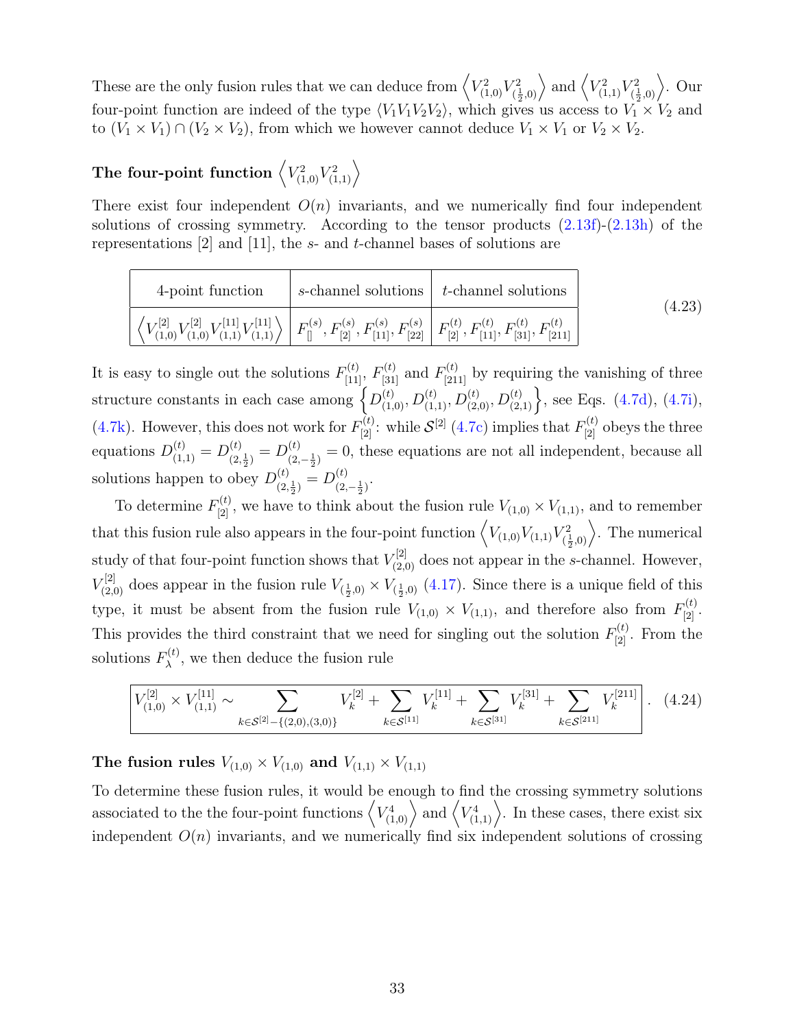These are the only fusion rules that we can deduce from $\left\langle V^2_{(1,0)} V^2_{(\frac12,0)}\right\rangle$ and $\left\langle V^2_{(1,1)} V^2_{(\frac12,0)}\right\rangle$. Our four-point function are indeed of the type $\langle V_1V_1V_2V_2\rangle$, which gives us access to $V_1 \times V_2$ and to $(V_1 \times V_1) \cap (V_2 \times V_2)$, from which we however cannot deduce $V_1 \times V_1$ or $V_2 \times V_2$.

### The four-point function $\left\langle V^2_{(1,0)} V^2_{(1,1)}\right\rangle$

There exist four independent $O(n)$ invariants, and we numerically find four independent solutions of crossing symmetry. According to the tensor products (2.13f)-(2.13h) of the representations [2] and [11], the $s$- and $t$-channel bases of solutions are

| 4-point function | $s$-channel solutions | $t$-channel solutions |
| --- | --- | --- |
| $\left\langle V^{[2]}_{(1,0)} V^{[2]}_{(1,0)} V^{[11]}_{(1,1)} V^{[11]}_{(1,1)}\right\rangle$ | $F^{(s)}_{[]}, F^{(s)}_{[2]}, F^{(s)}_{[11]}, F^{(s)}_{[22]}$ | $F^{(t)}_{[2]}, F^{(t)}_{[11]}, F^{(t)}_{[31]}, F^{(t)}_{[211]}$ |

(4.23)

It is easy to single out the solutions $F^{(t)}_{[11]}$, $F^{(t)}_{[31]}$ and $F^{(t)}_{[211]}$ by requiring the vanishing of three structure constants in each case among $\left\{D^{(t)}_{(1,0)}, D^{(t)}_{(1,1)}, D^{(t)}_{(2,0)}, D^{(t)}_{(2,1)}\right\}$, see Eqs. (4.7d), (4.7i), (4.7k). However, this does not work for $F^{(t)}_{[2]}$: while $\mathcal{S}^{[2]}$ (4.7c) implies that $F^{(t)}_{[2]}$ obeys the three equations $D^{(t)}_{(1,1)} = D^{(t)}_{(2,\frac12)} = D^{(t)}_{(2,-\frac12)} = 0$, these equations are not all independent, because all solutions happen to obey $D^{(t)}_{(2,\frac12)} = D^{(t)}_{(2,-\frac12)}$.

To determine $F^{(t)}_{[2]}$, we have to think about the fusion rule $V_{(1,0)} \times V_{(1,1)}$, and to remember that this fusion rule also appears in the four-point function $\left\langle V_{(1,0)} V_{(1,1)} V^2_{(\frac12,0)}\right\rangle$. The numerical study of that four-point function shows that $V^{[2]}_{(2,0)}$ does not appear in the $s$-channel. However, $V^{[2]}_{(2,0)}$ does appear in the fusion rule $V_{(\frac12,0)} \times V_{(\frac12,0)}$ (4.17). Since there is a unique field of this type, it must be absent from the fusion rule $V_{(1,0)} \times V_{(1,1)}$, and therefore also from $F^{(t)}_{[2]}$. This provides the third constraint that we need for singling out the solution $F^{(t)}_{[2]}$. From the solutions $F^{(t)}_\lambda$, we then deduce the fusion rule

$$\boxed{V^{[2]}_{(1,0)} \times V^{[11]}_{(1,1)} \sim \sum_{k\in\mathcal{S}^{[2]}-\{(2,0),(3,0)\}} V^{[2]}_k + \sum_{k\in\mathcal{S}^{[11]}} V^{[11]}_k + \sum_{k\in\mathcal{S}^{[31]}} V^{[31]}_k + \sum_{k\in\mathcal{S}^{[211]}} V^{[211]}_k} \,. \tag{4.24}$$

### The fusion rules $V_{(1,0)} \times V_{(1,0)}$ and $V_{(1,1)} \times V_{(1,1)}$

To determine these fusion rules, it would be enough to find the crossing symmetry solutions associated to the the four-point functions $\left\langle V^4_{(1,0)}\right\rangle$ and $\left\langle V^4_{(1,1)}\right\rangle$. In these cases, there exist six independent $O(n)$ invariants, and we numerically find six independent solutions of crossing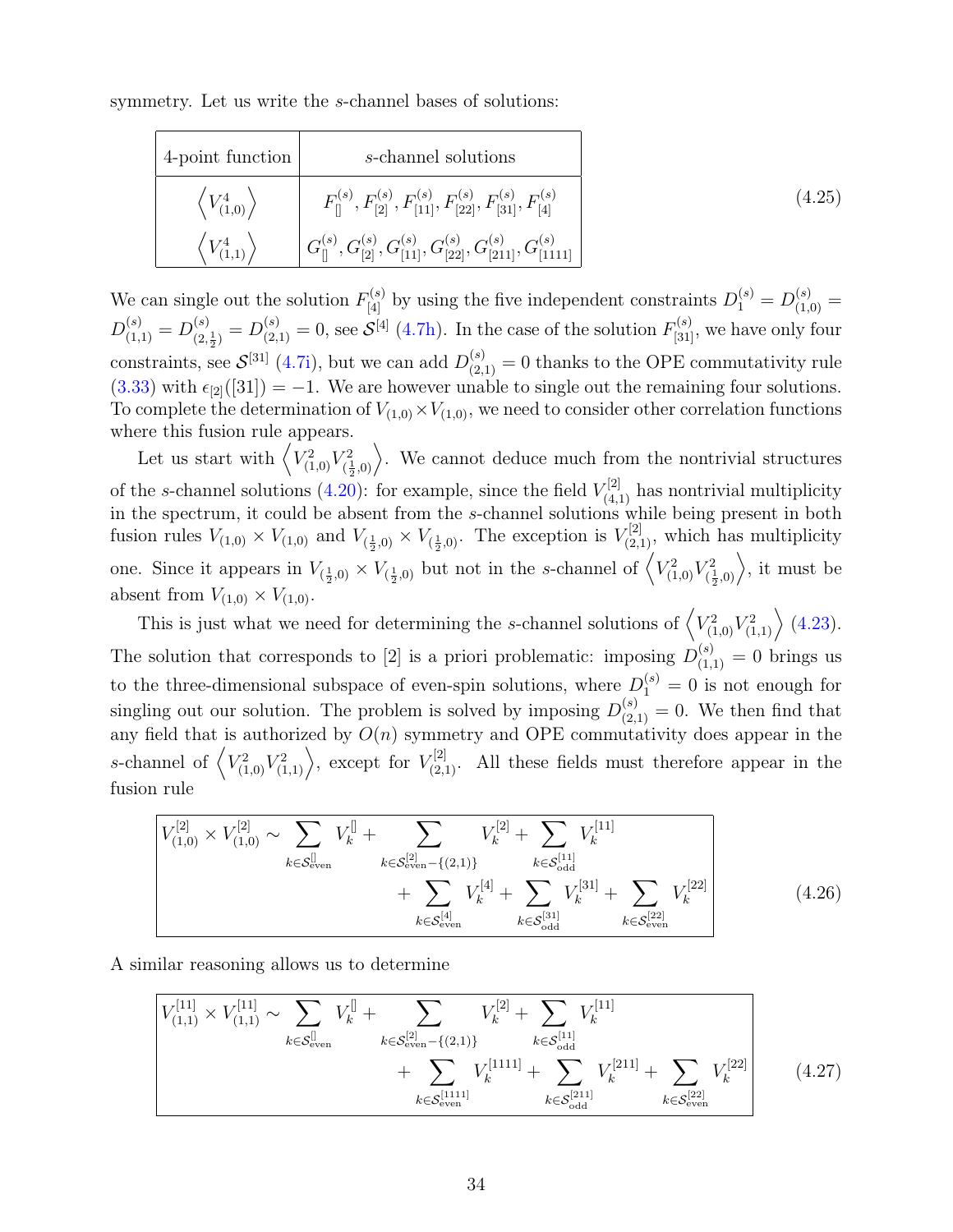symmetry. Let us write the $s$-channel bases of solutions:

| 4-point function | $s$-channel solutions |
|---|---|
| $\left\langle V^4_{(1,0)} \right\rangle$ | $F^{(s)}_{[]}, F^{(s)}_{[2]}, F^{(s)}_{[11]}, F^{(s)}_{[22]}, F^{(s)}_{[31]}, F^{(s)}_{[4]}$ |
| $\left\langle V^4_{(1,1)} \right\rangle$ | $G^{(s)}_{[]}, G^{(s)}_{[2]}, G^{(s)}_{[11]}, G^{(s)}_{[22]}, G^{(s)}_{[211]}, G^{(s)}_{[1111]}$ |

(4.25)

We can single out the solution $F^{(s)}_{[4]}$ by using the five independent constraints $D^{(s)}_1 = D^{(s)}_{(1,0)} = D^{(s)}_{(1,1)} = D^{(s)}_{(2,\frac12)} = D^{(s)}_{(2,1)} = 0$, see $\mathcal{S}^{[4]}$ (4.7h). In the case of the solution $F^{(s)}_{[31]}$, we have only four constraints, see $\mathcal{S}^{[31]}$ (4.7i), but we can add $D^{(s)}_{(2,1)} = 0$ thanks to the OPE commutativity rule (3.33) with $\epsilon_{[2]}([31]) = -1$. We are however unable to single out the remaining four solutions. To complete the determination of $V_{(1,0)} \times V_{(1,0)}$, we need to consider other correlation functions where this fusion rule appears.

Let us start with $\left\langle V^2_{(1,0)} V^2_{(\frac12,0)} \right\rangle$. We cannot deduce much from the nontrivial structures of the $s$-channel solutions (4.20): for example, since the field $V^{[2]}_{(4,1)}$ has nontrivial multiplicity in the spectrum, it could be absent from the $s$-channel solutions while being present in both fusion rules $V_{(1,0)} \times V_{(1,0)}$ and $V_{(\frac12,0)} \times V_{(\frac12,0)}$. The exception is $V^{[2]}_{(2,1)}$, which has multiplicity one. Since it appears in $V_{(\frac12,0)} \times V_{(\frac12,0)}$ but not in the $s$-channel of $\left\langle V^2_{(1,0)} V^2_{(\frac12,0)} \right\rangle$, it must be absent from $V_{(1,0)} \times V_{(1,0)}$.

This is just what we need for determining the $s$-channel solutions of $\left\langle V^2_{(1,0)} V^2_{(1,1)} \right\rangle$ (4.23). The solution that corresponds to [2] is a priori problematic: imposing $D^{(s)}_{(1,1)} = 0$ brings us to the three-dimensional subspace of even-spin solutions, where $D^{(s)}_1 = 0$ is not enough for singling out our solution. The problem is solved by imposing $D^{(s)}_{(2,1)} = 0$. We then find that any field that is authorized by $O(n)$ symmetry and OPE commutativity does appear in the $s$-channel of $\left\langle V^2_{(1,0)} V^2_{(1,1)} \right\rangle$, except for $V^{[2]}_{(2,1)}$. All these fields must therefore appear in the fusion rule

$$\boxed{\begin{aligned} V^{[2]}_{(1,0)} \times V^{[2]}_{(1,0)} \sim \sum_{k\in\mathcal{S}^{[]}_{\text{even}}} V^{[]}_k + \sum_{k\in\mathcal{S}^{[2]}_{\text{even}}-\{(2,1)\}} V^{[2]}_k + \sum_{k\in\mathcal{S}^{[11]}_{\text{odd}}} V^{[11]}_k \\ + \sum_{k\in\mathcal{S}^{[4]}_{\text{even}}} V^{[4]}_k + \sum_{k\in\mathcal{S}^{[31]}_{\text{odd}}} V^{[31]}_k + \sum_{k\in\mathcal{S}^{[22]}_{\text{even}}} V^{[22]}_k \end{aligned}} \tag{4.26}$$

A similar reasoning allows us to determine

$$\boxed{\begin{aligned} V^{[11]}_{(1,1)} \times V^{[11]}_{(1,1)} \sim \sum_{k\in\mathcal{S}^{[]}_{\text{even}}} V^{[]}_k + \sum_{k\in\mathcal{S}^{[2]}_{\text{even}}-\{(2,1)\}} V^{[2]}_k + \sum_{k\in\mathcal{S}^{[11]}_{\text{odd}}} V^{[11]}_k \\ + \sum_{k\in\mathcal{S}^{[1111]}_{\text{even}}} V^{[1111]}_k + \sum_{k\in\mathcal{S}^{[211]}_{\text{odd}}} V^{[211]}_k + \sum_{k\in\mathcal{S}^{[22]}_{\text{even}}} V^{[22]}_k \end{aligned}} \tag{4.27}$$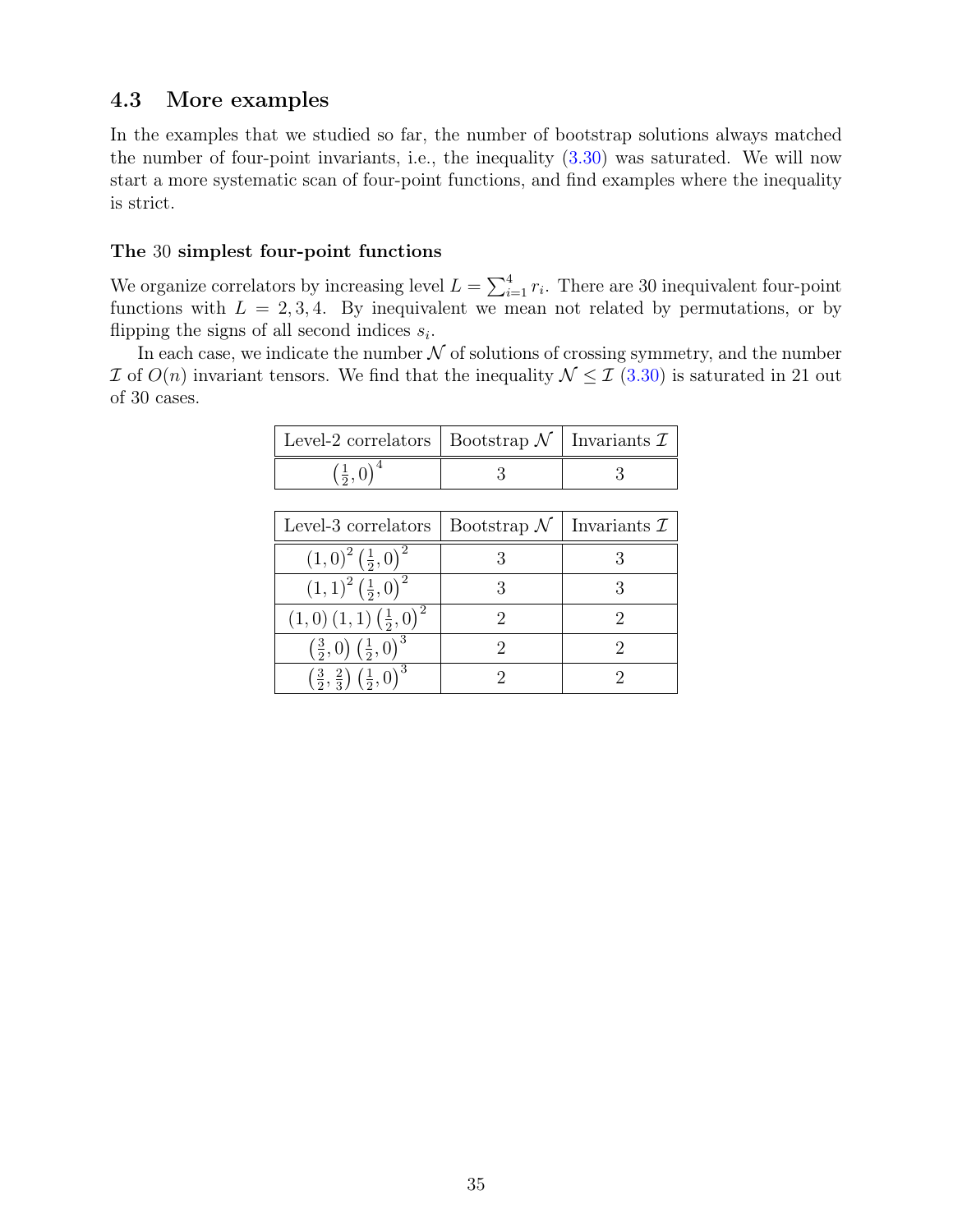## 4.3 More examples

In the examples that we studied so far, the number of bootstrap solutions always matched the number of four-point invariants, i.e., the inequality (3.30) was saturated. We will now start a more systematic scan of four-point functions, and find examples where the inequality is strict.

### The 30 simplest four-point functions

We organize correlators by increasing level $L = \sum_{i=1}^{4} r_i$. There are 30 inequivalent four-point functions with $L = 2, 3, 4$. By inequivalent we mean not related by permutations, or by flipping the signs of all second indices $s_i$.

In each case, we indicate the number $\mathcal{N}$ of solutions of crossing symmetry, and the number $\mathcal{I}$ of $O(n)$ invariant tensors. We find that the inequality $\mathcal{N} \leq \mathcal{I}$ (3.30) is saturated in 21 out of 30 cases.

| Level-2 correlators | Bootstrap $\mathcal{N}$ | Invariants $\mathcal{I}$ |
|---|---|---|
| $\left(\frac{1}{2}, 0\right)^4$ | 3 | 3 |

| Level-3 correlators | Bootstrap $\mathcal{N}$ | Invariants $\mathcal{I}$ |
|---|---|---|
| $(1,0)^2 \left(\frac{1}{2}, 0\right)^2$ | 3 | 3 |
| $(1,1)^2 \left(\frac{1}{2}, 0\right)^2$ | 3 | 3 |
| $(1,0)(1,1) \left(\frac{1}{2}, 0\right)^2$ | 2 | 2 |
| $\left(\frac{3}{2}, 0\right) \left(\frac{1}{2}, 0\right)^3$ | 2 | 2 |
| $\left(\frac{3}{2}, \frac{2}{3}\right) \left(\frac{1}{2}, 0\right)^3$ | 2 | 2 |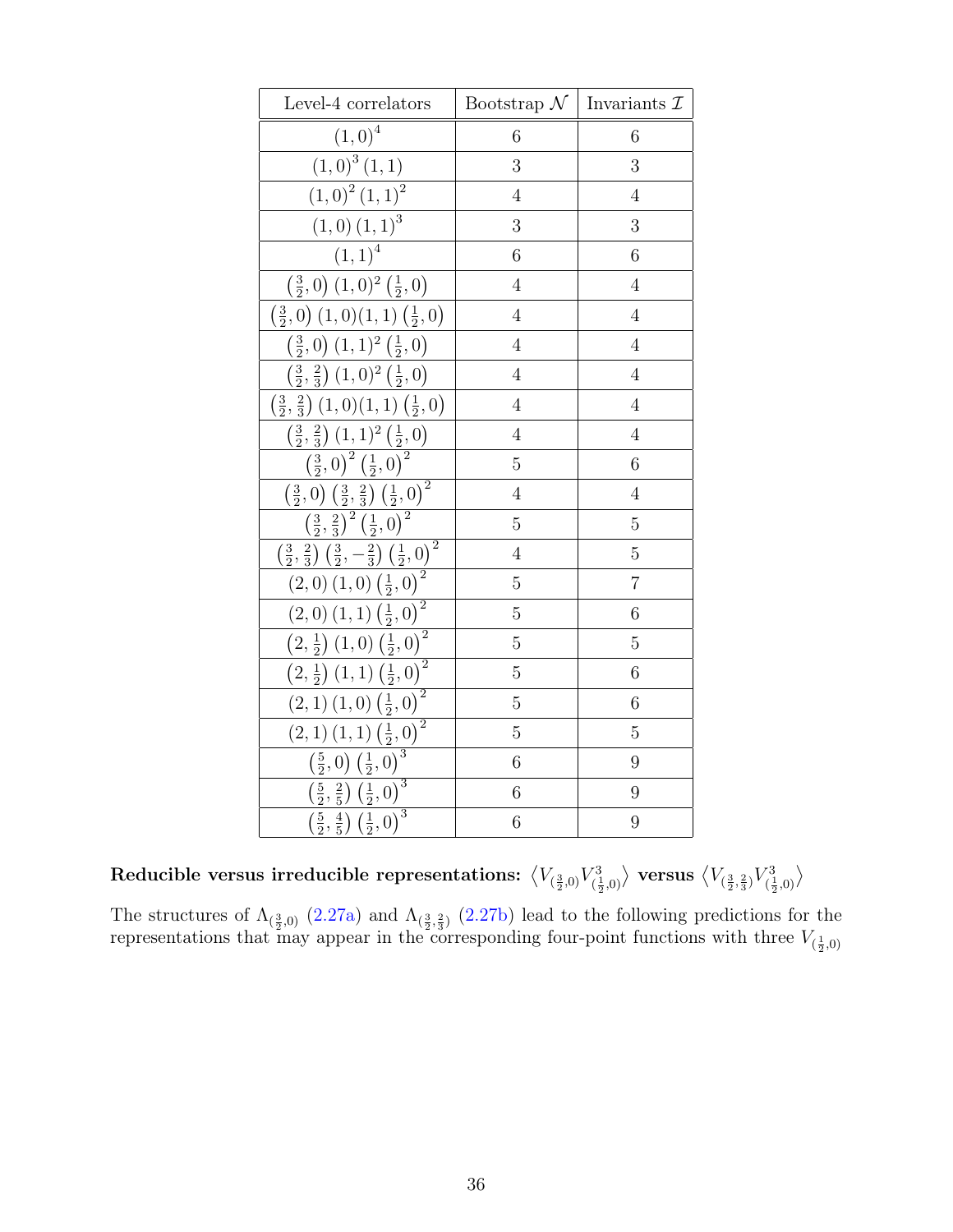| Level-4 correlators | Bootstrap $\mathcal{N}$ | Invariants $\mathcal{I}$ |
|---|---|---|
| $(1,0)^4$ | 6 | 6 |
| $(1,0)^3\,(1,1)$ | 3 | 3 |
| $(1,0)^2\,(1,1)^2$ | 4 | 4 |
| $(1,0)\,(1,1)^3$ | 3 | 3 |
| $(1,1)^4$ | 6 | 6 |
| $\left(\frac{3}{2},0\right)\,(1,0)^2\left(\frac{1}{2},0\right)$ | 4 | 4 |
| $\left(\frac{3}{2},0\right)\,(1,0)(1,1)\left(\frac{1}{2},0\right)$ | 4 | 4 |
| $\left(\frac{3}{2},0\right)\,(1,1)^2\left(\frac{1}{2},0\right)$ | 4 | 4 |
| $\left(\frac{3}{2},\frac{2}{3}\right)\,(1,0)^2\left(\frac{1}{2},0\right)$ | 4 | 4 |
| $\left(\frac{3}{2},\frac{2}{3}\right)\,(1,0)(1,1)\left(\frac{1}{2},0\right)$ | 4 | 4 |
| $\left(\frac{3}{2},\frac{2}{3}\right)\,(1,1)^2\left(\frac{1}{2},0\right)$ | 4 | 4 |
| $\left(\frac{3}{2},0\right)^2\left(\frac{1}{2},0\right)^2$ | 5 | 6 |
| $\left(\frac{3}{2},0\right)\left(\frac{3}{2},\frac{2}{3}\right)\left(\frac{1}{2},0\right)^2$ | 4 | 4 |
| $\left(\frac{3}{2},\frac{2}{3}\right)^2\left(\frac{1}{2},0\right)^2$ | 5 | 5 |
| $\left(\frac{3}{2},\frac{2}{3}\right)\left(\frac{3}{2},-\frac{2}{3}\right)\left(\frac{1}{2},0\right)^2$ | 4 | 5 |
| $(2,0)\,(1,0)\left(\frac{1}{2},0\right)^2$ | 5 | 7 |
| $(2,0)\,(1,1)\left(\frac{1}{2},0\right)^2$ | 5 | 6 |
| $\left(2,\frac{1}{2}\right)(1,0)\left(\frac{1}{2},0\right)^2$ | 5 | 5 |
| $\left(2,\frac{1}{2}\right)(1,1)\left(\frac{1}{2},0\right)^2$ | 5 | 6 |
| $(2,1)\,(1,0)\left(\frac{1}{2},0\right)^2$ | 5 | 6 |
| $(2,1)\,(1,1)\left(\frac{1}{2},0\right)^2$ | 5 | 5 |
| $\left(\frac{5}{2},0\right)\left(\frac{1}{2},0\right)^3$ | 6 | 9 |
| $\left(\frac{5}{2},\frac{2}{5}\right)\left(\frac{1}{2},0\right)^3$ | 6 | 9 |
| $\left(\frac{5}{2},\frac{4}{5}\right)\left(\frac{1}{2},0\right)^3$ | 6 | 9 |

**Reducible versus irreducible representations: $\left\langle V_{(\frac{3}{2},0)}V^3_{(\frac{1}{2},0)}\right\rangle$ versus $\left\langle V_{(\frac{3}{2},\frac{2}{3})}V^3_{(\frac{1}{2},0)}\right\rangle$**

The structures of $\Lambda_{(\frac{3}{2},0)}$ (2.27a) and $\Lambda_{(\frac{3}{2},\frac{2}{3})}$ (2.27b) lead to the following predictions for the representations that may appear in the corresponding four-point functions with three $V_{(\frac{1}{2},0)}$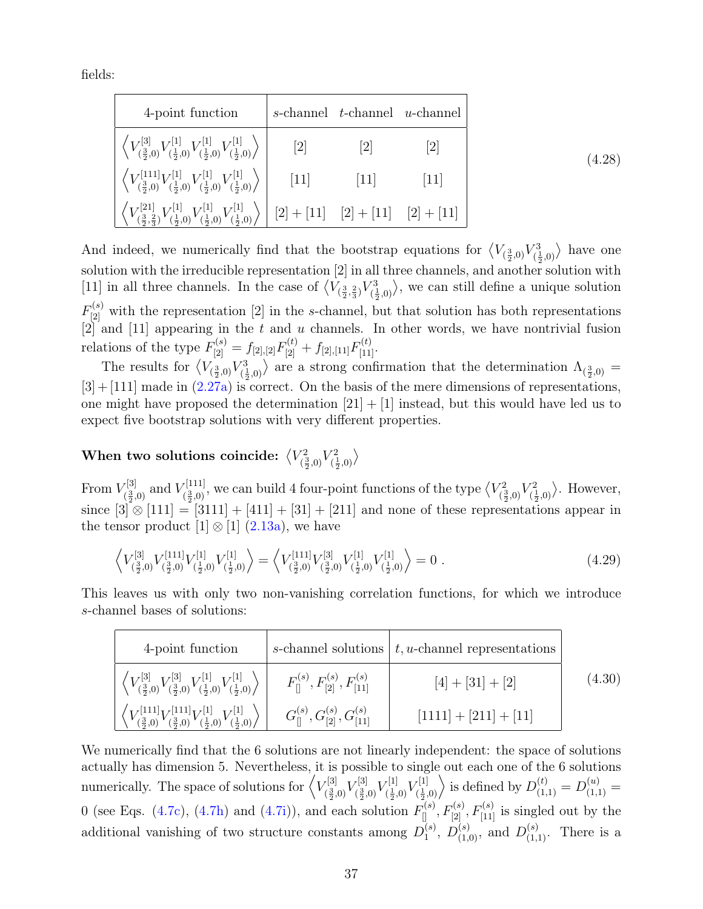fields:

| 4-point function | $s$-channel | $t$-channel | $u$-channel |
|---|---|---|---|
| $\left\langle V^{[3]}_{(\frac32,0)} V^{[1]}_{(\frac12,0)} V^{[1]}_{(\frac12,0)} V^{[1]}_{(\frac12,0)} \right\rangle$ | $[2]$ | $[2]$ | $[2]$ |
| $\left\langle V^{[111]}_{(\frac32,0)} V^{[1]}_{(\frac12,0)} V^{[1]}_{(\frac12,0)} V^{[1]}_{(\frac12,0)} \right\rangle$ | $[11]$ | $[11]$ | $[11]$ |
| $\left\langle V^{[21]}_{(\frac32,\frac23)} V^{[1]}_{(\frac12,0)} V^{[1]}_{(\frac12,0)} V^{[1]}_{(\frac12,0)} \right\rangle$ | $[2]+[11]$ | $[2]+[11]$ | $[2]+[11]$ |

(4.28)

And indeed, we numerically find that the bootstrap equations for $\left\langle V_{(\frac32,0)} V^3_{(\frac12,0)}\right\rangle$ have one solution with the irreducible representation $[2]$ in all three channels, and another solution with $[11]$ in all three channels. In the case of $\left\langle V_{(\frac32,\frac23)} V^3_{(\frac12,0)}\right\rangle$, we can still define a unique solution $F^{(s)}_{[2]}$ with the representation $[2]$ in the $s$-channel, but that solution has both representations $[2]$ and $[11]$ appearing in the $t$ and $u$ channels. In other words, we have nontrivial fusion relations of the type $F^{(s)}_{[2]} = f_{[2],[2]}F^{(t)}_{[2]} + f_{[2],[11]}F^{(t)}_{[11]}$.

The results for $\left\langle V_{(\frac32,0)} V^3_{(\frac12,0)}\right\rangle$ are a strong confirmation that the determination $\Lambda_{(\frac32,0)} = [3]+[111]$ made in (2.27a) is correct. On the basis of the mere dimensions of representations, one might have proposed the determination $[21]+[1]$ instead, but this would have led us to expect five bootstrap solutions with very different properties.

#### When two solutions coincide: $\left\langle V^2_{(\frac32,0)} V^2_{(\frac12,0)}\right\rangle$

From $V^{[3]}_{(\frac32,0)}$ and $V^{[111]}_{(\frac32,0)}$, we can build 4 four-point functions of the type $\left\langle V^2_{(\frac32,0)} V^2_{(\frac12,0)}\right\rangle$. However, since $[3]\otimes[111] = [3111]+[411]+[31]+[211]$ and none of these representations appear in the tensor product $[1]\otimes[1]$ (2.13a), we have

$$\left\langle V^{[3]}_{(\frac32,0)} V^{[111]}_{(\frac32,0)} V^{[1]}_{(\frac12,0)} V^{[1]}_{(\frac12,0)} \right\rangle = \left\langle V^{[111]}_{(\frac32,0)} V^{[3]}_{(\frac32,0)} V^{[1]}_{(\frac12,0)} V^{[1]}_{(\frac12,0)} \right\rangle = 0\ . \tag{4.29}$$

This leaves us with only two non-vanishing correlation functions, for which we introduce $s$-channel bases of solutions:

| 4-point function | $s$-channel solutions | $t,u$-channel representations |
|---|---|---|
| $\left\langle V^{[3]}_{(\frac32,0)} V^{[3]}_{(\frac32,0)} V^{[1]}_{(\frac12,0)} V^{[1]}_{(\frac12,0)} \right\rangle$ | $F^{(s)}_{[]}, F^{(s)}_{[2]}, F^{(s)}_{[11]}$ | $[4]+[31]+[2]$ |
| $\left\langle V^{[111]}_{(\frac32,0)} V^{[111]}_{(\frac32,0)} V^{[1]}_{(\frac12,0)} V^{[1]}_{(\frac12,0)} \right\rangle$ | $G^{(s)}_{[]}, G^{(s)}_{[2]}, G^{(s)}_{[11]}$ | $[1111]+[211]+[11]$ |

(4.30)

We numerically find that the 6 solutions are not linearly independent: the space of solutions actually has dimension 5. Nevertheless, it is possible to single out each one of the 6 solutions numerically. The space of solutions for $\left\langle V^{[3]}_{(\frac32,0)} V^{[3]}_{(\frac32,0)} V^{[1]}_{(\frac12,0)} V^{[1]}_{(\frac12,0)} \right\rangle$ is defined by $D^{(t)}_{(1,1)} = D^{(u)}_{(1,1)} = 0$ (see Eqs. (4.7c), (4.7h) and (4.7i)), and each solution $F^{(s)}_{[]}, F^{(s)}_{[2]}, F^{(s)}_{[11]}$ is singled out by the additional vanishing of two structure constants among $D^{(s)}_1$, $D^{(s)}_{(1,0)}$, and $D^{(s)}_{(1,1)}$. There is a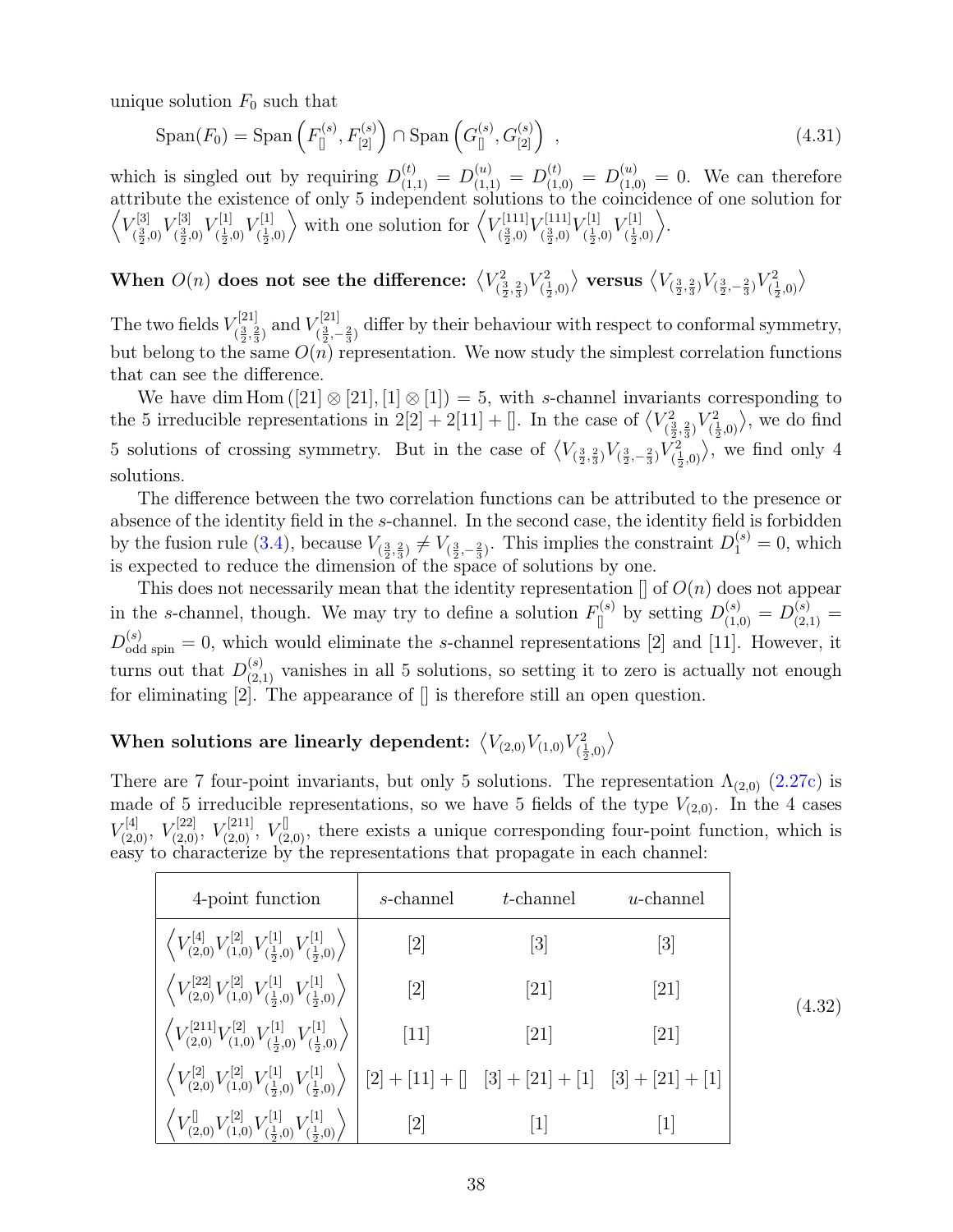unique solution $F_0$ such that

$$\text{Span}(F_0) = \text{Span}\left(F^{(s)}_{[]}, F^{(s)}_{[2]}\right) \cap \text{Span}\left(G^{(s)}_{[]}, G^{(s)}_{[2]}\right) \ , \tag{4.31}$$

which is singled out by requiring $D^{(t)}_{(1,1)} = D^{(u)}_{(1,1)} = D^{(t)}_{(1,0)} = D^{(u)}_{(1,0)} = 0$. We can therefore attribute the existence of only 5 independent solutions to the coincidence of one solution for $\left\langle V^{[3]}_{(\frac32,0)} V^{[3]}_{(\frac32,0)} V^{[1]}_{(\frac12,0)} V^{[1]}_{(\frac12,0)} \right\rangle$ with one solution for $\left\langle V^{[111]}_{(\frac32,0)} V^{[111]}_{(\frac32,0)} V^{[1]}_{(\frac12,0)} V^{[1]}_{(\frac12,0)} \right\rangle$.

### When $O(n)$ does not see the difference: $\left\langle V^2_{(\frac32,\frac23)} V^2_{(\frac12,0)} \right\rangle$ versus $\left\langle V_{(\frac32,\frac23)} V_{(\frac32,-\frac23)} V^2_{(\frac12,0)} \right\rangle$

The two fields $V^{[21]}_{(\frac32,\frac23)}$ and $V^{[21]}_{(\frac32,-\frac23)}$ differ by their behaviour with respect to conformal symmetry, but belong to the same $O(n)$ representation. We now study the simplest correlation functions that can see the difference.

We have $\dim \text{Hom}\left([21] \otimes [21], [1] \otimes [1]\right) = 5$, with $s$-channel invariants corresponding to the 5 irreducible representations in $2[2] + 2[11] + []$. In the case of $\left\langle V^2_{(\frac32,\frac23)} V^2_{(\frac12,0)} \right\rangle$, we do find 5 solutions of crossing symmetry. But in the case of $\left\langle V_{(\frac32,\frac23)} V_{(\frac32,-\frac23)} V^2_{(\frac12,0)} \right\rangle$, we find only 4 solutions.

The difference between the two correlation functions can be attributed to the presence or absence of the identity field in the $s$-channel. In the second case, the identity field is forbidden by the fusion rule (3.4), because $V_{(\frac32,\frac23)} \neq V_{(\frac32,-\frac23)}$. This implies the constraint $D^{(s)}_{1} = 0$, which is expected to reduce the dimension of the space of solutions by one.

This does not necessarily mean that the identity representation $[]$ of $O(n)$ does not appear in the $s$-channel, though. We may try to define a solution $F^{(s)}_{[]}$ by setting $D^{(s)}_{(1,0)} = D^{(s)}_{(2,1)} = D^{(s)}_{\text{odd spin}} = 0$, which would eliminate the $s$-channel representations $[2]$ and $[11]$. However, it turns out that $D^{(s)}_{(2,1)}$ vanishes in all 5 solutions, so setting it to zero is actually not enough for eliminating $[2]$. The appearance of $[]$ is therefore still an open question.

### When solutions are linearly dependent: $\left\langle V_{(2,0)} V_{(1,0)} V^2_{(\frac12,0)} \right\rangle$

There are 7 four-point invariants, but only 5 solutions. The representation $\Lambda_{(2,0)}$ (2.27c) is made of 5 irreducible representations, so we have 5 fields of the type $V_{(2,0)}$. In the 4 cases $V^{[4]}_{(2,0)}$, $V^{[22]}_{(2,0)}$, $V^{[211]}_{(2,0)}$, $V^{[]}_{(2,0)}$, there exists a unique corresponding four-point function, which is easy to characterize by the representations that propagate in each channel:

| 4-point function | $s$-channel | $t$-channel | $u$-channel |
|---|---|---|---|
| $\left\langle V^{[4]}_{(2,0)} V^{[2]}_{(1,0)} V^{[1]}_{(\frac12,0)} V^{[1]}_{(\frac12,0)} \right\rangle$ | $[2]$ | $[3]$ | $[3]$ |
| $\left\langle V^{[22]}_{(2,0)} V^{[2]}_{(1,0)} V^{[1]}_{(\frac12,0)} V^{[1]}_{(\frac12,0)} \right\rangle$ | $[2]$ | $[21]$ | $[21]$ |
| $\left\langle V^{[211]}_{(2,0)} V^{[2]}_{(1,0)} V^{[1]}_{(\frac12,0)} V^{[1]}_{(\frac12,0)} \right\rangle$ | $[11]$ | $[21]$ | $[21]$ |
| $\left\langle V^{[2]}_{(2,0)} V^{[2]}_{(1,0)} V^{[1]}_{(\frac12,0)} V^{[1]}_{(\frac12,0)} \right\rangle$ | $[2] + [11] + []$ | $[3] + [21] + [1]$ | $[3] + [21] + [1]$ |
| $\left\langle V^{[]}_{(2,0)} V^{[2]}_{(1,0)} V^{[1]}_{(\frac12,0)} V^{[1]}_{(\frac12,0)} \right\rangle$ | $[2]$ | $[1]$ | $[1]$ |

(4.32)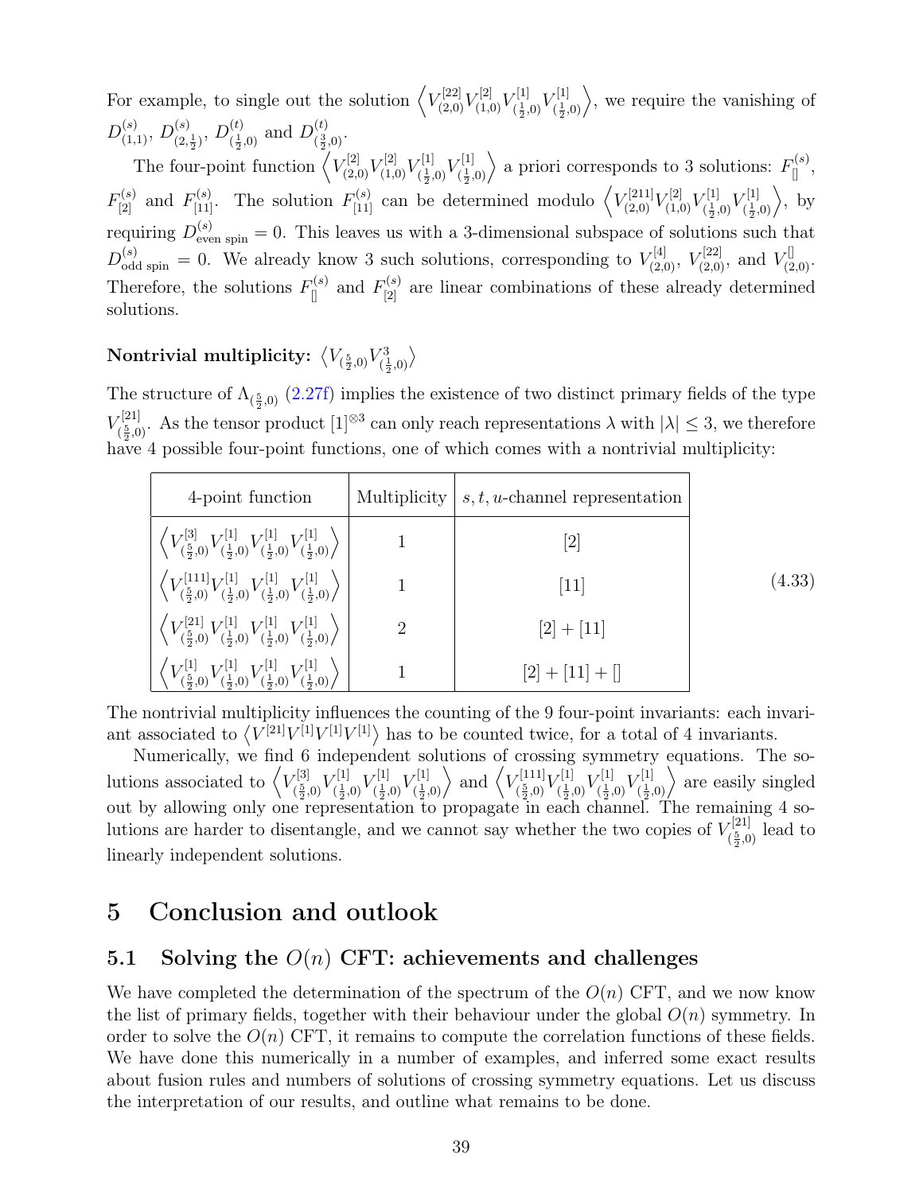For example, to single out the solution $\left\langle V^{[22]}_{(2,0)} V^{[2]}_{(1,0)} V^{[1]}_{(\frac12,0)} V^{[1]}_{(\frac12,0)} \right\rangle$, we require the vanishing of $D^{(s)}_{(1,1)}$, $D^{(s)}_{(2,\frac12)}$, $D^{(t)}_{(\frac12,0)}$ and $D^{(t)}_{(\frac32,0)}$.

The four-point function $\left\langle V^{[2]}_{(2,0)} V^{[2]}_{(1,0)} V^{[1]}_{(\frac12,0)} V^{[1]}_{(\frac12,0)} \right\rangle$ a priori corresponds to 3 solutions: $F^{(s)}_{[]}$, $F^{(s)}_{[2]}$ and $F^{(s)}_{[11]}$. The solution $F^{(s)}_{[11]}$ can be determined modulo $\left\langle V^{[211]}_{(2,0)} V^{[2]}_{(1,0)} V^{[1]}_{(\frac12,0)} V^{[1]}_{(\frac12,0)} \right\rangle$, by requiring $D^{(s)}_{\text{even spin}} = 0$. This leaves us with a 3-dimensional subspace of solutions such that $D^{(s)}_{\text{odd spin}} = 0$. We already know 3 such solutions, corresponding to $V^{[4]}_{(2,0)}$, $V^{[22]}_{(2,0)}$, and $V^{[]}_{(2,0)}$. Therefore, the solutions $F^{(s)}_{[]}$ and $F^{(s)}_{[2]}$ are linear combinations of these already determined solutions.

#### Nontrivial multiplicity: $\left\langle V_{(\frac52,0)} V^3_{(\frac12,0)} \right\rangle$

The structure of $\Lambda_{(\frac52,0)}$ (2.27f) implies the existence of two distinct primary fields of the type $V^{[21]}_{(\frac52,0)}$. As the tensor product $[1]^{\otimes 3}$ can only reach representations $\lambda$ with $|\lambda| \leq 3$, we therefore have 4 possible four-point functions, one of which comes with a nontrivial multiplicity:

| 4-point function | Multiplicity | $s,t,u$-channel representation |
|---|---|---|
| $\left\langle V^{[3]}_{(\frac52,0)} V^{[1]}_{(\frac12,0)} V^{[1]}_{(\frac12,0)} V^{[1]}_{(\frac12,0)} \right\rangle$ | 1 | $[2]$ |
| $\left\langle V^{[111]}_{(\frac52,0)} V^{[1]}_{(\frac12,0)} V^{[1]}_{(\frac12,0)} V^{[1]}_{(\frac12,0)} \right\rangle$ | 1 | $[11]$ |
| $\left\langle V^{[21]}_{(\frac52,0)} V^{[1]}_{(\frac12,0)} V^{[1]}_{(\frac12,0)} V^{[1]}_{(\frac12,0)} \right\rangle$ | 2 | $[2]+[11]$ |
| $\left\langle V^{[1]}_{(\frac52,0)} V^{[1]}_{(\frac12,0)} V^{[1]}_{(\frac12,0)} V^{[1]}_{(\frac12,0)} \right\rangle$ | 1 | $[2]+[11]+[]$ |

(4.33)

The nontrivial multiplicity influences the counting of the 9 four-point invariants: each invariant associated to $\left\langle V^{[21]} V^{[1]} V^{[1]} V^{[1]} \right\rangle$ has to be counted twice, for a total of 4 invariants.

Numerically, we find 6 independent solutions of crossing symmetry equations. The solutions associated to $\left\langle V^{[3]}_{(\frac52,0)} V^{[1]}_{(\frac12,0)} V^{[1]}_{(\frac12,0)} V^{[1]}_{(\frac12,0)} \right\rangle$ and $\left\langle V^{[111]}_{(\frac52,0)} V^{[1]}_{(\frac12,0)} V^{[1]}_{(\frac12,0)} V^{[1]}_{(\frac12,0)} \right\rangle$ are easily singled out by allowing only one representation to propagate in each channel. The remaining 4 solutions are harder to disentangle, and we cannot say whether the two copies of $V^{[21]}_{(\frac52,0)}$ lead to linearly independent solutions.

# 5 Conclusion and outlook

## 5.1 Solving the $O(n)$ CFT: achievements and challenges

We have completed the determination of the spectrum of the $O(n)$ CFT, and we now know the list of primary fields, together with their behaviour under the global $O(n)$ symmetry. In order to solve the $O(n)$ CFT, it remains to compute the correlation functions of these fields. We have done this numerically in a number of examples, and inferred some exact results about fusion rules and numbers of solutions of crossing symmetry equations. Let us discuss the interpretation of our results, and outline what remains to be done.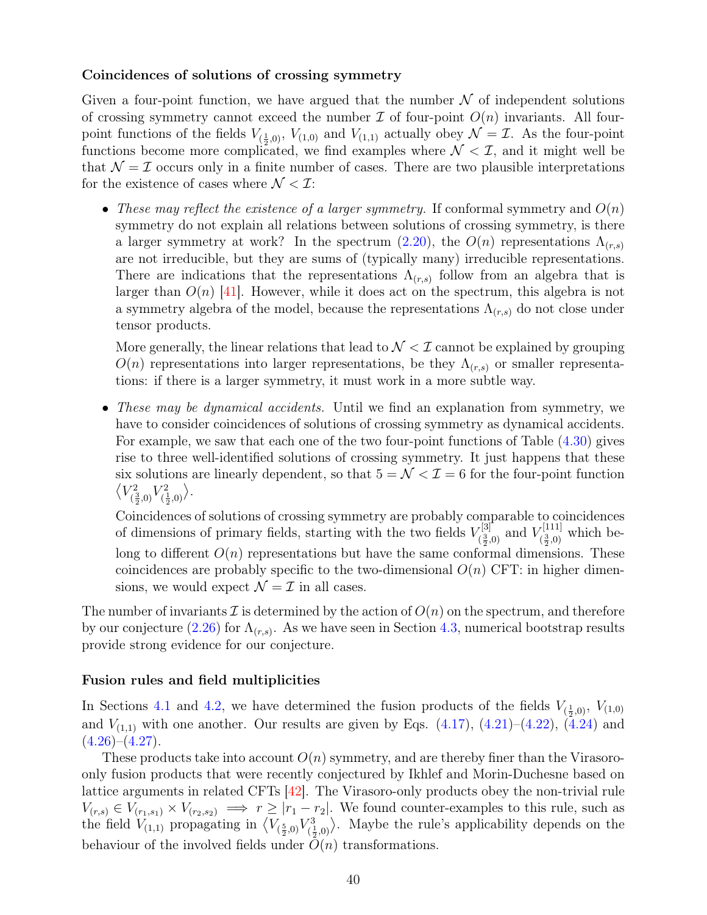### Coincidences of solutions of crossing symmetry

Given a four-point function, we have argued that the number $\mathcal{N}$ of independent solutions of crossing symmetry cannot exceed the number $\mathcal{I}$ of four-point $O(n)$ invariants. All four-point functions of the fields $V_{(\frac12,0)}$, $V_{(1,0)}$ and $V_{(1,1)}$ actually obey $\mathcal{N} = \mathcal{I}$. As the four-point functions become more complicated, we find examples where $\mathcal{N} < \mathcal{I}$, and it might well be that $\mathcal{N} = \mathcal{I}$ occurs only in a finite number of cases. There are two plausible interpretations for the existence of cases where $\mathcal{N} < \mathcal{I}$:

- *These may reflect the existence of a larger symmetry.* If conformal symmetry and $O(n)$ symmetry do not explain all relations between solutions of crossing symmetry, is there a larger symmetry at work? In the spectrum (2.20), the $O(n)$ representations $\Lambda_{(r,s)}$ are not irreducible, but they are sums of (typically many) irreducible representations. There are indications that the representations $\Lambda_{(r,s)}$ follow from an algebra that is larger than $O(n)$ [41]. However, while it does act on the spectrum, this algebra is not a symmetry algebra of the model, because the representations $\Lambda_{(r,s)}$ do not close under tensor products.

  More generally, the linear relations that lead to $\mathcal{N} < \mathcal{I}$ cannot be explained by grouping $O(n)$ representations into larger representations, be they $\Lambda_{(r,s)}$ or smaller representations: if there is a larger symmetry, it must work in a more subtle way.

- *These may be dynamical accidents.* Until we find an explanation from symmetry, we have to consider coincidences of solutions of crossing symmetry as dynamical accidents. For example, we saw that each one of the two four-point functions of Table (4.30) gives rise to three well-identified solutions of crossing symmetry. It just happens that these six solutions are linearly dependent, so that $5 = \mathcal{N} < \mathcal{I} = 6$ for the four-point function $\left\langle V^2_{(\frac32,0)} V^2_{(\frac12,0)} \right\rangle$.

  Coincidences of solutions of crossing symmetry are probably comparable to coincidences of dimensions of primary fields, starting with the two fields $V^{[3]}_{(\frac32,0)}$ and $V^{[111]}_{(\frac32,0)}$ which belong to different $O(n)$ representations but have the same conformal dimensions. These coincidences are probably specific to the two-dimensional $O(n)$ CFT: in higher dimensions, we would expect $\mathcal{N} = \mathcal{I}$ in all cases.

The number of invariants $\mathcal{I}$ is determined by the action of $O(n)$ on the spectrum, and therefore by our conjecture (2.26) for $\Lambda_{(r,s)}$. As we have seen in Section 4.3, numerical bootstrap results provide strong evidence for our conjecture.

### Fusion rules and field multiplicities

In Sections 4.1 and 4.2, we have determined the fusion products of the fields $V_{(\frac12,0)}$, $V_{(1,0)}$ and $V_{(1,1)}$ with one another. Our results are given by Eqs. (4.17), (4.21)–(4.22), (4.24) and (4.26)–(4.27).

These products take into account $O(n)$ symmetry, and are thereby finer than the Virasoro-only fusion products that were recently conjectured by Ikhlef and Morin-Duchesne based on lattice arguments in related CFTs [42]. The Virasoro-only products obey the non-trivial rule $V_{(r,s)} \in V_{(r_1,s_1)} \times V_{(r_2,s_2)} \implies r \geq |r_1 - r_2|$. We found counter-examples to this rule, such as the field $V_{(1,1)}$ propagating in $\left\langle V_{(\frac52,0)} V^3_{(\frac12,0)} \right\rangle$. Maybe the rule's applicability depends on the behaviour of the involved fields under $O(n)$ transformations.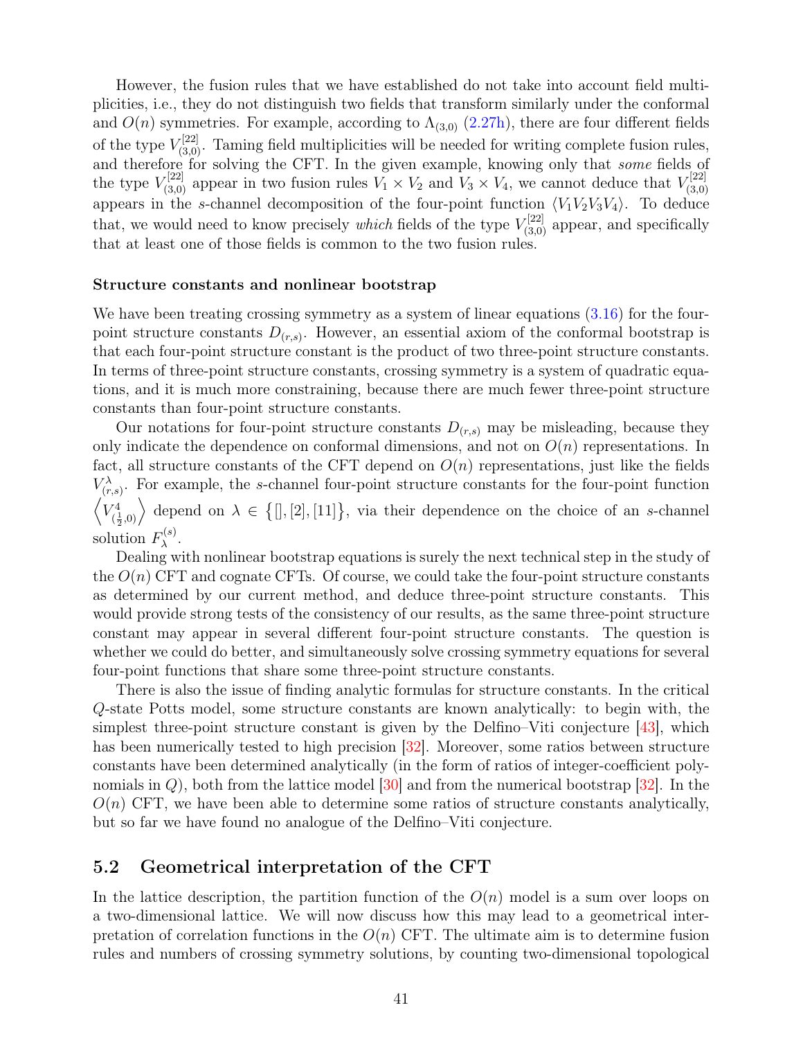However, the fusion rules that we have established do not take into account field multiplicities, i.e., they do not distinguish two fields that transform similarly under the conformal and $O(n)$ symmetries. For example, according to $\Lambda_{(3,0)}$ (2.27h), there are four different fields of the type $V^{[22]}_{(3,0)}$. Taming field multiplicities will be needed for writing complete fusion rules, and therefore for solving the CFT. In the given example, knowing only that *some* fields of the type $V^{[22]}_{(3,0)}$ appear in two fusion rules $V_1 \times V_2$ and $V_3 \times V_4$, we cannot deduce that $V^{[22]}_{(3,0)}$ appears in the $s$-channel decomposition of the four-point function $\langle V_1 V_2 V_3 V_4 \rangle$. To deduce that, we would need to know precisely *which* fields of the type $V^{[22]}_{(3,0)}$ appear, and specifically that at least one of those fields is common to the two fusion rules.

#### Structure constants and nonlinear bootstrap

We have been treating crossing symmetry as a system of linear equations (3.16) for the four-point structure constants $D_{(r,s)}$. However, an essential axiom of the conformal bootstrap is that each four-point structure constant is the product of two three-point structure constants. In terms of three-point structure constants, crossing symmetry is a system of quadratic equations, and it is much more constraining, because there are much fewer three-point structure constants than four-point structure constants.

Our notations for four-point structure constants $D_{(r,s)}$ may be misleading, because they only indicate the dependence on conformal dimensions, and not on $O(n)$ representations. In fact, all structure constants of the CFT depend on $O(n)$ representations, just like the fields $V^{\lambda}_{(r,s)}$. For example, the $s$-channel four-point structure constants for the four-point function $\left\langle V^4_{(\frac12,0)} \right\rangle$ depend on $\lambda \in \{[], [2], [11]\}$, via their dependence on the choice of an $s$-channel solution $F^{(s)}_{\lambda}$.

Dealing with nonlinear bootstrap equations is surely the next technical step in the study of the $O(n)$ CFT and cognate CFTs. Of course, we could take the four-point structure constants as determined by our current method, and deduce three-point structure constants. This would provide strong tests of the consistency of our results, as the same three-point structure constant may appear in several different four-point structure constants. The question is whether we could do better, and simultaneously solve crossing symmetry equations for several four-point functions that share some three-point structure constants.

There is also the issue of finding analytic formulas for structure constants. In the critical $Q$-state Potts model, some structure constants are known analytically: to begin with, the simplest three-point structure constant is given by the Delfino–Viti conjecture [43], which has been numerically tested to high precision [32]. Moreover, some ratios between structure constants have been determined analytically (in the form of ratios of integer-coefficient polynomials in $Q$), both from the lattice model [30] and from the numerical bootstrap [32]. In the $O(n)$ CFT, we have been able to determine some ratios of structure constants analytically, but so far we have found no analogue of the Delfino–Viti conjecture.

## 5.2 Geometrical interpretation of the CFT

In the lattice description, the partition function of the $O(n)$ model is a sum over loops on a two-dimensional lattice. We will now discuss how this may lead to a geometrical interpretation of correlation functions in the $O(n)$ CFT. The ultimate aim is to determine fusion rules and numbers of crossing symmetry solutions, by counting two-dimensional topological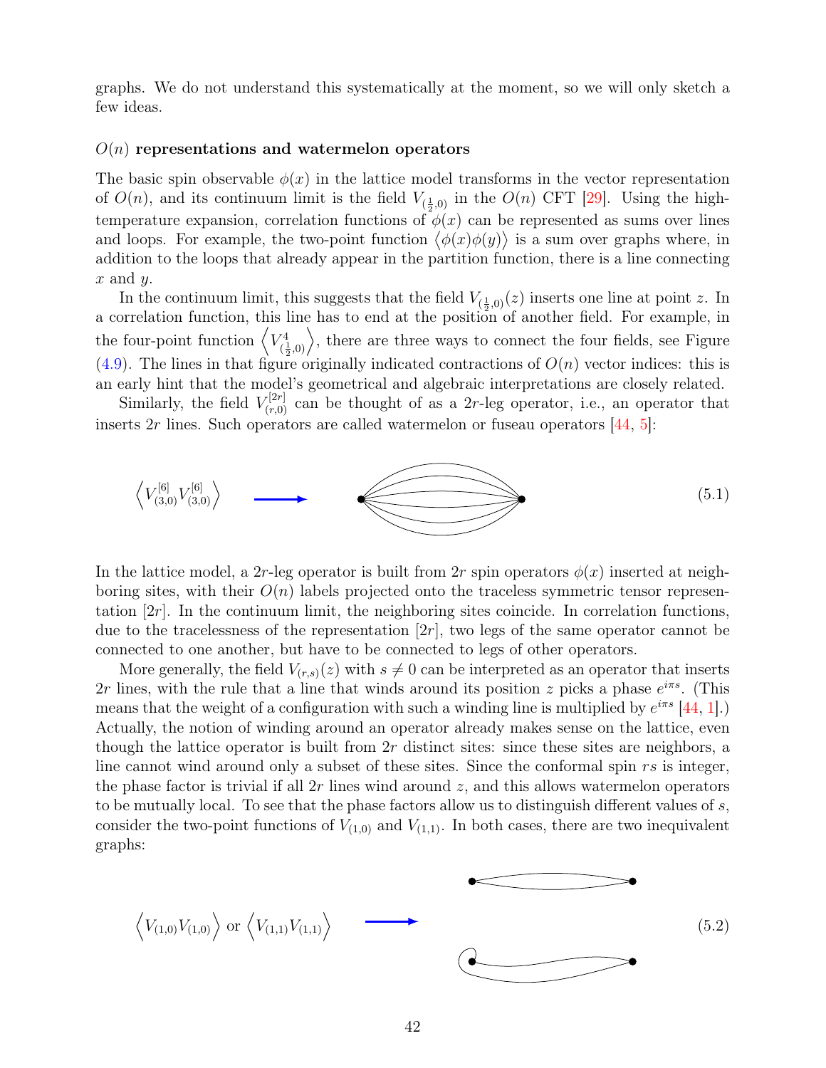graphs. We do not understand this systematically at the moment, so we will only sketch a few ideas.

**$O(n)$ representations and watermelon operators**

The basic spin observable $\phi(x)$ in the lattice model transforms in the vector representation of $O(n)$, and its continuum limit is the field $V_{(\frac12,0)}$ in the $O(n)$ CFT [29]. Using the high-temperature expansion, correlation functions of $\phi(x)$ can be represented as sums over lines and loops. For example, the two-point function $\left\langle \phi(x)\phi(y)\right\rangle$ is a sum over graphs where, in addition to the loops that already appear in the partition function, there is a line connecting $x$ and $y$.

In the continuum limit, this suggests that the field $V_{(\frac12,0)}(z)$ inserts one line at point $z$. In a correlation function, this line has to end at the position of another field. For example, in the four-point function $\left\langle V^4_{(\frac12,0)}\right\rangle$, there are three ways to connect the four fields, see Figure (4.9). The lines in that figure originally indicated contractions of $O(n)$ vector indices: this is an early hint that the model's geometrical and algebraic interpretations are closely related.

Similarly, the field $V^{[2r]}_{(r,0)}$ can be thought of as a $2r$-leg operator, i.e., an operator that inserts $2r$ lines. Such operators are called watermelon or fuseau operators [44, 5]:

$$\left\langle V^{[6]}_{(3,0)} V^{[6]}_{(3,0)} \right\rangle \longrightarrow \quad \text{(diagram)} \tag{5.1}$$

In the lattice model, a $2r$-leg operator is built from $2r$ spin operators $\phi(x)$ inserted at neighboring sites, with their $O(n)$ labels projected onto the traceless symmetric tensor representation $[2r]$. In the continuum limit, the neighboring sites coincide. In correlation functions, due to the tracelessness of the representation $[2r]$, two legs of the same operator cannot be connected to one another, but have to be connected to legs of other operators.

More generally, the field $V_{(r,s)}(z)$ with $s\neq 0$ can be interpreted as an operator that inserts $2r$ lines, with the rule that a line that winds around its position $z$ picks a phase $e^{i\pi s}$. (This means that the weight of a configuration with such a winding line is multiplied by $e^{i\pi s}$ [44, 1].) Actually, the notion of winding around an operator already makes sense on the lattice, even though the lattice operator is built from $2r$ distinct sites: since these sites are neighbors, a line cannot wind around only a subset of these sites. Since the conformal spin $rs$ is integer, the phase factor is trivial if all $2r$ lines wind around $z$, and this allows watermelon operators to be mutually local. To see that the phase factors allow us to distinguish different values of $s$, consider the two-point functions of $V_{(1,0)}$ and $V_{(1,1)}$. In both cases, there are two inequivalent graphs:

$$\left\langle V_{(1,0)} V_{(1,0)} \right\rangle \text{ or } \left\langle V_{(1,1)} V_{(1,1)} \right\rangle \longrightarrow \quad \text{(diagrams)} \tag{5.2}$$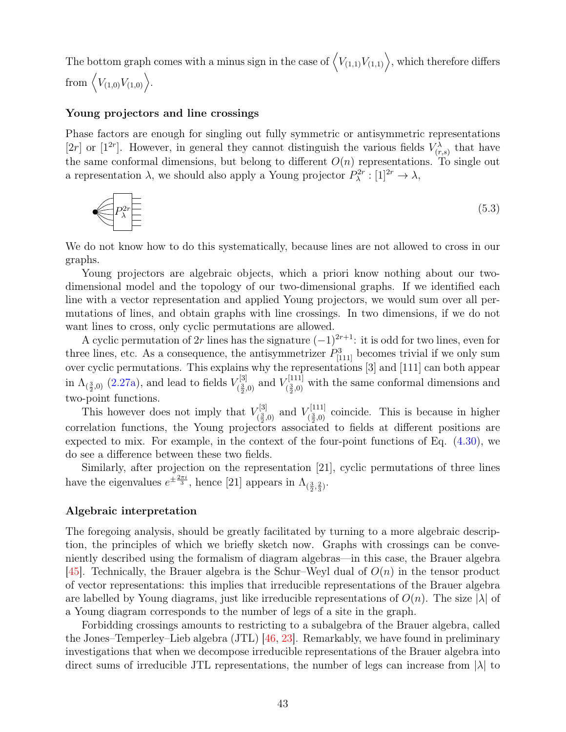The bottom graph comes with a minus sign in the case of $\left\langle V_{(1,1)}V_{(1,1)}\right\rangle$, which therefore differs from $\left\langle V_{(1,0)}V_{(1,0)}\right\rangle$.

#### Young projectors and line crossings

Phase factors are enough for singling out fully symmetric or antisymmetric representations $[2r]$ or $[1^{2r}]$. However, in general they cannot distinguish the various fields $V^{\lambda}_{(r,s)}$ that have the same conformal dimensions, but belong to different $O(n)$ representations. To single out a representation $\lambda$, we should also apply a Young projector $P^{2r}_{\lambda} : [1]^{2r} \to \lambda$,

$$P^{2r}_{\lambda} \tag{5.3}$$

We do not know how to do this systematically, because lines are not allowed to cross in our graphs.

Young projectors are algebraic objects, which a priori know nothing about our two-dimensional model and the topology of our two-dimensional graphs. If we identified each line with a vector representation and applied Young projectors, we would sum over all permutations of lines, and obtain graphs with line crossings. In two dimensions, if we do not want lines to cross, only cyclic permutations are allowed.

A cyclic permutation of $2r$ lines has the signature $(-1)^{2r+1}$: it is odd for two lines, even for three lines, etc. As a consequence, the antisymmetrizer $P^{3}_{[111]}$ becomes trivial if we only sum over cyclic permutations. This explains why the representations [3] and [111] can both appear in $\Lambda_{(\frac32,0)}$ (2.27a), and lead to fields $V^{[3]}_{(\frac32,0)}$ and $V^{[111]}_{(\frac32,0)}$ with the same conformal dimensions and two-point functions.

This however does not imply that $V^{[3]}_{(\frac32,0)}$ and $V^{[111]}_{(\frac32,0)}$ coincide. This is because in higher correlation functions, the Young projectors associated to fields at different positions are expected to mix. For example, in the context of the four-point functions of Eq. (4.30), we do see a difference between these two fields.

Similarly, after projection on the representation [21], cyclic permutations of three lines have the eigenvalues $e^{\pm\frac{2\pi i}{3}}$, hence [21] appears in $\Lambda_{(\frac32,\frac23)}$.

#### Algebraic interpretation

The foregoing analysis, should be greatly facilitated by turning to a more algebraic description, the principles of which we briefly sketch now. Graphs with crossings can be conveniently described using the formalism of diagram algebras—in this case, the Brauer algebra [45]. Technically, the Brauer algebra is the Schur–Weyl dual of $O(n)$ in the tensor product of vector representations: this implies that irreducible representations of the Brauer algebra are labelled by Young diagrams, just like irreducible representations of $O(n)$. The size $|\lambda|$ of a Young diagram corresponds to the number of legs of a site in the graph.

Forbidding crossings amounts to restricting to a subalgebra of the Brauer algebra, called the Jones–Temperley–Lieb algebra (JTL) [46, 23]. Remarkably, we have found in preliminary investigations that when we decompose irreducible representations of the Brauer algebra into direct sums of irreducible JTL representations, the number of legs can increase from $|\lambda|$ to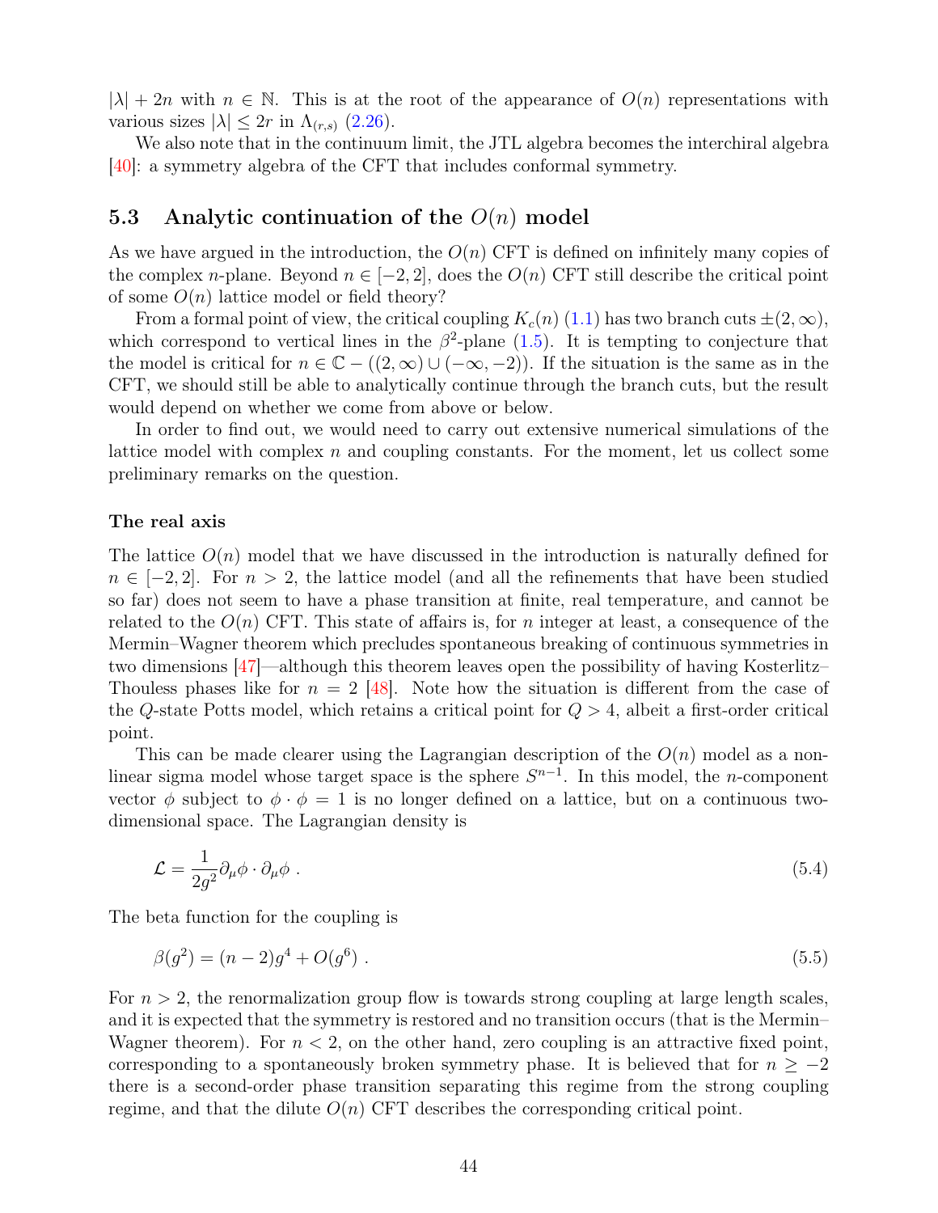$|\lambda| + 2n$ with $n \in \mathbb{N}$. This is at the root of the appearance of $O(n)$ representations with various sizes $|\lambda| \leq 2r$ in $\Lambda_{(r,s)}$ (2.26).

We also note that in the continuum limit, the JTL algebra becomes the interchiral algebra [40]: a symmetry algebra of the CFT that includes conformal symmetry.

### 5.3 Analytic continuation of the $O(n)$ model

As we have argued in the introduction, the $O(n)$ CFT is defined on infinitely many copies of the complex $n$-plane. Beyond $n \in [-2, 2]$, does the $O(n)$ CFT still describe the critical point of some $O(n)$ lattice model or field theory?

From a formal point of view, the critical coupling $K_c(n)$ (1.1) has two branch cuts $\pm(2, \infty)$, which correspond to vertical lines in the $\beta^2$-plane (1.5). It is tempting to conjecture that the model is critical for $n \in \mathbb{C} - ((2, \infty) \cup (-\infty, -2))$. If the situation is the same as in the CFT, we should still be able to analytically continue through the branch cuts, but the result would depend on whether we come from above or below.

In order to find out, we would need to carry out extensive numerical simulations of the lattice model with complex $n$ and coupling constants. For the moment, let us collect some preliminary remarks on the question.

#### The real axis

The lattice $O(n)$ model that we have discussed in the introduction is naturally defined for $n \in [-2, 2]$. For $n > 2$, the lattice model (and all the refinements that have been studied so far) does not seem to have a phase transition at finite, real temperature, and cannot be related to the $O(n)$ CFT. This state of affairs is, for $n$ integer at least, a consequence of the Mermin–Wagner theorem which precludes spontaneous breaking of continuous symmetries in two dimensions [47]—although this theorem leaves open the possibility of having Kosterlitz–Thouless phases like for $n = 2$ [48]. Note how the situation is different from the case of the $Q$-state Potts model, which retains a critical point for $Q > 4$, albeit a first-order critical point.

This can be made clearer using the Lagrangian description of the $O(n)$ model as a non-linear sigma model whose target space is the sphere $S^{n-1}$. In this model, the $n$-component vector $\phi$ subject to $\phi \cdot \phi = 1$ is no longer defined on a lattice, but on a continuous two-dimensional space. The Lagrangian density is

$$\mathcal{L} = \frac{1}{2g^2} \partial_\mu \phi \cdot \partial_\mu \phi \ . \tag{5.4}$$

The beta function for the coupling is

$$\beta(g^2) = (n-2)g^4 + O(g^6) \ . \tag{5.5}$$

For $n > 2$, the renormalization group flow is towards strong coupling at large length scales, and it is expected that the symmetry is restored and no transition occurs (that is the Mermin–Wagner theorem). For $n < 2$, on the other hand, zero coupling is an attractive fixed point, corresponding to a spontaneously broken symmetry phase. It is believed that for $n \geq -2$ there is a second-order phase transition separating this regime from the strong coupling regime, and that the dilute $O(n)$ CFT describes the corresponding critical point.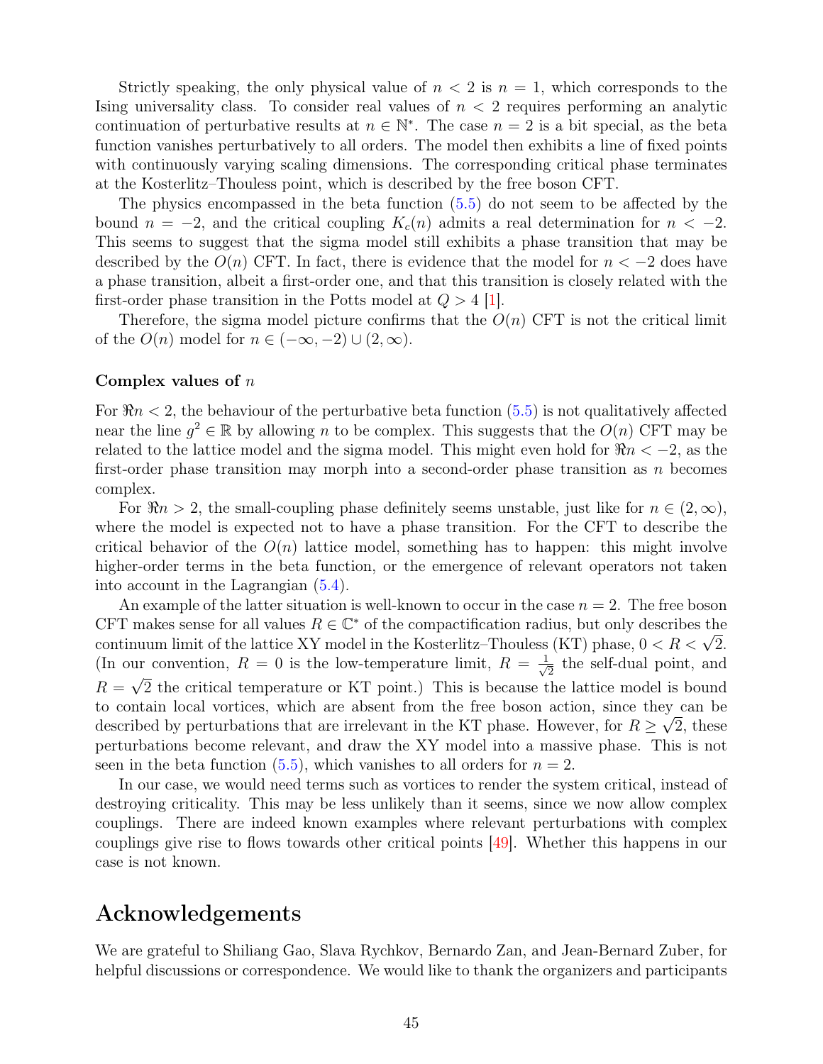Strictly speaking, the only physical value of $n < 2$ is $n = 1$, which corresponds to the Ising universality class. To consider real values of $n < 2$ requires performing an analytic continuation of perturbative results at $n \in \mathbb{N}^*$. The case $n = 2$ is a bit special, as the beta function vanishes perturbatively to all orders. The model then exhibits a line of fixed points with continuously varying scaling dimensions. The corresponding critical phase terminates at the Kosterlitz–Thouless point, which is described by the free boson CFT.

The physics encompassed in the beta function (5.5) do not seem to be affected by the bound $n = -2$, and the critical coupling $K_c(n)$ admits a real determination for $n < -2$. This seems to suggest that the sigma model still exhibits a phase transition that may be described by the $O(n)$ CFT. In fact, there is evidence that the model for $n < -2$ does have a phase transition, albeit a first-order one, and that this transition is closely related with the first-order phase transition in the Potts model at $Q > 4$ [1].

Therefore, the sigma model picture confirms that the $O(n)$ CFT is not the critical limit of the $O(n)$ model for $n \in (-\infty, -2) \cup (2, \infty)$.

**Complex values of $n$**

For $\Re n < 2$, the behaviour of the perturbative beta function (5.5) is not qualitatively affected near the line $g^2 \in \mathbb{R}$ by allowing $n$ to be complex. This suggests that the $O(n)$ CFT may be related to the lattice model and the sigma model. This might even hold for $\Re n < -2$, as the first-order phase transition may morph into a second-order phase transition as $n$ becomes complex.

For $\Re n > 2$, the small-coupling phase definitely seems unstable, just like for $n \in (2, \infty)$, where the model is expected not to have a phase transition. For the CFT to describe the critical behavior of the $O(n)$ lattice model, something has to happen: this might involve higher-order terms in the beta function, or the emergence of relevant operators not taken into account in the Lagrangian (5.4).

An example of the latter situation is well-known to occur in the case $n = 2$. The free boson CFT makes sense for all values $R \in \mathbb{C}^*$ of the compactification radius, but only describes the continuum limit of the lattice XY model in the Kosterlitz–Thouless (KT) phase, $0 < R < \sqrt{2}$. (In our convention, $R = 0$ is the low-temperature limit, $R = \frac{1}{\sqrt{2}}$ the self-dual point, and $R = \sqrt{2}$ the critical temperature or KT point.) This is because the lattice model is bound to contain local vortices, which are absent from the free boson action, since they can be described by perturbations that are irrelevant in the KT phase. However, for $R \geq \sqrt{2}$, these perturbations become relevant, and draw the XY model into a massive phase. This is not seen in the beta function (5.5), which vanishes to all orders for $n = 2$.

In our case, we would need terms such as vortices to render the system critical, instead of destroying criticality. This may be less unlikely than it seems, since we now allow complex couplings. There are indeed known examples where relevant perturbations with complex couplings give rise to flows towards other critical points [49]. Whether this happens in our case is not known.

# Acknowledgements

We are grateful to Shiliang Gao, Slava Rychkov, Bernardo Zan, and Jean-Bernard Zuber, for helpful discussions or correspondence. We would like to thank the organizers and participants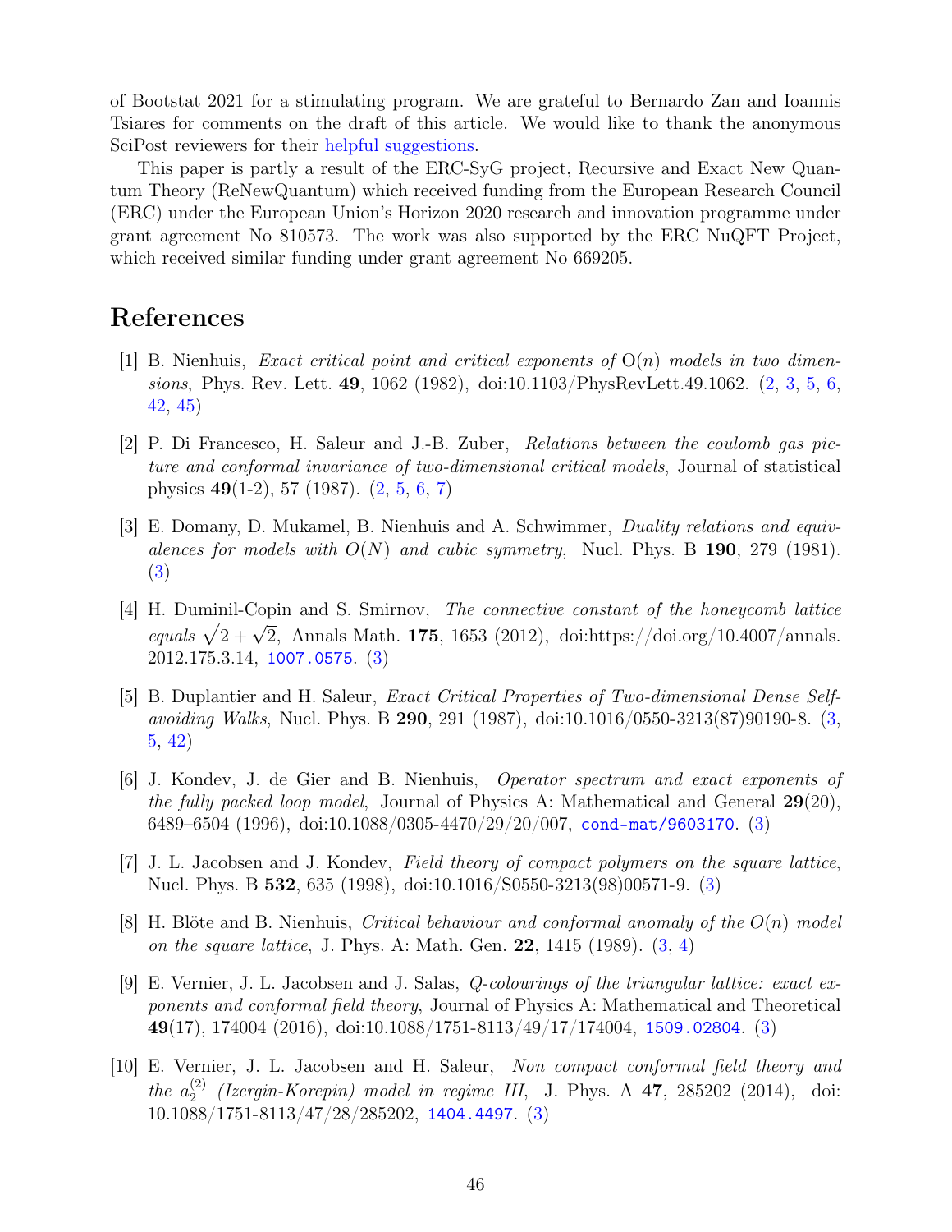of Bootstat 2021 for a stimulating program. We are grateful to Bernardo Zan and Ioannis Tsiares for comments on the draft of this article. We would like to thank the anonymous SciPost reviewers for their helpful suggestions.

This paper is partly a result of the ERC-SyG project, Recursive and Exact New Quantum Theory (ReNewQuantum) which received funding from the European Research Council (ERC) under the European Union's Horizon 2020 research and innovation programme under grant agreement No 810573. The work was also supported by the ERC NuQFT Project, which received similar funding under grant agreement No 669205.

# References

[1] B. Nienhuis, *Exact critical point and critical exponents of* O($n$) *models in two dimensions*, Phys. Rev. Lett. **49**, 1062 (1982), doi:10.1103/PhysRevLett.49.1062. (2, 3, 5, 6, 42, 45)

[2] P. Di Francesco, H. Saleur and J.-B. Zuber, *Relations between the coulomb gas picture and conformal invariance of two-dimensional critical models*, Journal of statistical physics **49**(1-2), 57 (1987). (2, 5, 6, 7)

[3] E. Domany, D. Mukamel, B. Nienhuis and A. Schwimmer, *Duality relations and equivalences for models with $O(N)$ and cubic symmetry*, Nucl. Phys. B **190**, 279 (1981). (3)

[4] H. Duminil-Copin and S. Smirnov, *The connective constant of the honeycomb lattice equals $\sqrt{2+\sqrt{2}}$*, Annals Math. **175**, 1653 (2012), doi:https://doi.org/10.4007/annals.2012.175.3.14, 1007.0575. (3)

[5] B. Duplantier and H. Saleur, *Exact Critical Properties of Two-dimensional Dense Self-avoiding Walks*, Nucl. Phys. B **290**, 291 (1987), doi:10.1016/0550-3213(87)90190-8. (3, 5, 42)

[6] J. Kondev, J. de Gier and B. Nienhuis, *Operator spectrum and exact exponents of the fully packed loop model*, Journal of Physics A: Mathematical and General **29**(20), 6489–6504 (1996), doi:10.1088/0305-4470/29/20/007, cond-mat/9603170. (3)

[7] J. L. Jacobsen and J. Kondev, *Field theory of compact polymers on the square lattice*, Nucl. Phys. B **532**, 635 (1998), doi:10.1016/S0550-3213(98)00571-9. (3)

[8] H. Blöte and B. Nienhuis, *Critical behaviour and conformal anomaly of the $O(n)$ model on the square lattice*, J. Phys. A: Math. Gen. **22**, 1415 (1989). (3, 4)

[9] E. Vernier, J. L. Jacobsen and J. Salas, *Q-colourings of the triangular lattice: exact exponents and conformal field theory*, Journal of Physics A: Mathematical and Theoretical **49**(17), 174004 (2016), doi:10.1088/1751-8113/49/17/174004, 1509.02804. (3)

[10] E. Vernier, J. L. Jacobsen and H. Saleur, *Non compact conformal field theory and the $a_2^{(2)}$ (Izergin-Korepin) model in regime III*, J. Phys. A **47**, 285202 (2014), doi:10.1088/1751-8113/47/28/285202, 1404.4497. (3)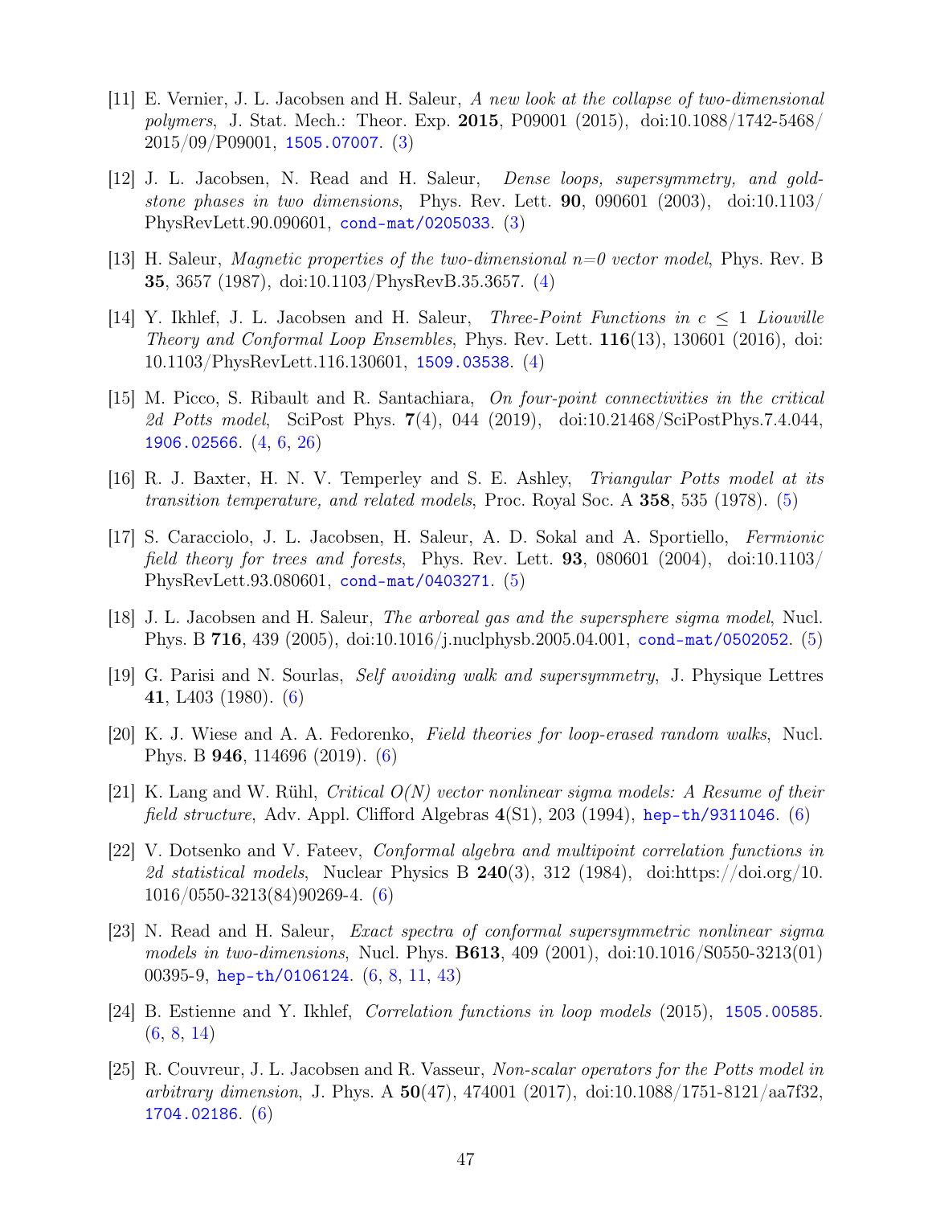[11] E. Vernier, J. L. Jacobsen and H. Saleur, *A new look at the collapse of two-dimensional polymers*, J. Stat. Mech.: Theor. Exp. **2015**, P09001 (2015), doi:10.1088/1742-5468/2015/09/P09001, 1505.07007. (3)

[12] J. L. Jacobsen, N. Read and H. Saleur, *Dense loops, supersymmetry, and goldstone phases in two dimensions*, Phys. Rev. Lett. **90**, 090601 (2003), doi:10.1103/PhysRevLett.90.090601, cond-mat/0205033. (3)

[13] H. Saleur, *Magnetic properties of the two-dimensional n=0 vector model*, Phys. Rev. B **35**, 3657 (1987), doi:10.1103/PhysRevB.35.3657. (4)

[14] Y. Ikhlef, J. L. Jacobsen and H. Saleur, *Three-Point Functions in $c \leq 1$ Liouville Theory and Conformal Loop Ensembles*, Phys. Rev. Lett. **116**(13), 130601 (2016), doi:10.1103/PhysRevLett.116.130601, 1509.03538. (4)

[15] M. Picco, S. Ribault and R. Santachiara, *On four-point connectivities in the critical 2d Potts model*, SciPost Phys. **7**(4), 044 (2019), doi:10.21468/SciPostPhys.7.4.044, 1906.02566. (4, 6, 26)

[16] R. J. Baxter, H. N. V. Temperley and S. E. Ashley, *Triangular Potts model at its transition temperature, and related models*, Proc. Royal Soc. A **358**, 535 (1978). (5)

[17] S. Caracciolo, J. L. Jacobsen, H. Saleur, A. D. Sokal and A. Sportiello, *Fermionic field theory for trees and forests*, Phys. Rev. Lett. **93**, 080601 (2004), doi:10.1103/PhysRevLett.93.080601, cond-mat/0403271. (5)

[18] J. L. Jacobsen and H. Saleur, *The arboreal gas and the supersphere sigma model*, Nucl. Phys. B **716**, 439 (2005), doi:10.1016/j.nuclphysb.2005.04.001, cond-mat/0502052. (5)

[19] G. Parisi and N. Sourlas, *Self avoiding walk and supersymmetry*, J. Physique Lettres **41**, L403 (1980). (6)

[20] K. J. Wiese and A. A. Fedorenko, *Field theories for loop-erased random walks*, Nucl. Phys. B **946**, 114696 (2019). (6)

[21] K. Lang and W. Rühl, *Critical O(N) vector nonlinear sigma models: A Resume of their field structure*, Adv. Appl. Clifford Algebras **4**(S1), 203 (1994), hep-th/9311046. (6)

[22] V. Dotsenko and V. Fateev, *Conformal algebra and multipoint correlation functions in 2d statistical models*, Nuclear Physics B **240**(3), 312 (1984), doi:https://doi.org/10.1016/0550-3213(84)90269-4. (6)

[23] N. Read and H. Saleur, *Exact spectra of conformal supersymmetric nonlinear sigma models in two-dimensions*, Nucl. Phys. **B613**, 409 (2001), doi:10.1016/S0550-3213(01)00395-9, hep-th/0106124. (6, 8, 11, 43)

[24] B. Estienne and Y. Ikhlef, *Correlation functions in loop models* (2015), 1505.00585. (6, 8, 14)

[25] R. Couvreur, J. L. Jacobsen and R. Vasseur, *Non-scalar operators for the Potts model in arbitrary dimension*, J. Phys. A **50**(47), 474001 (2017), doi:10.1088/1751-8121/aa7f32, 1704.02186. (6)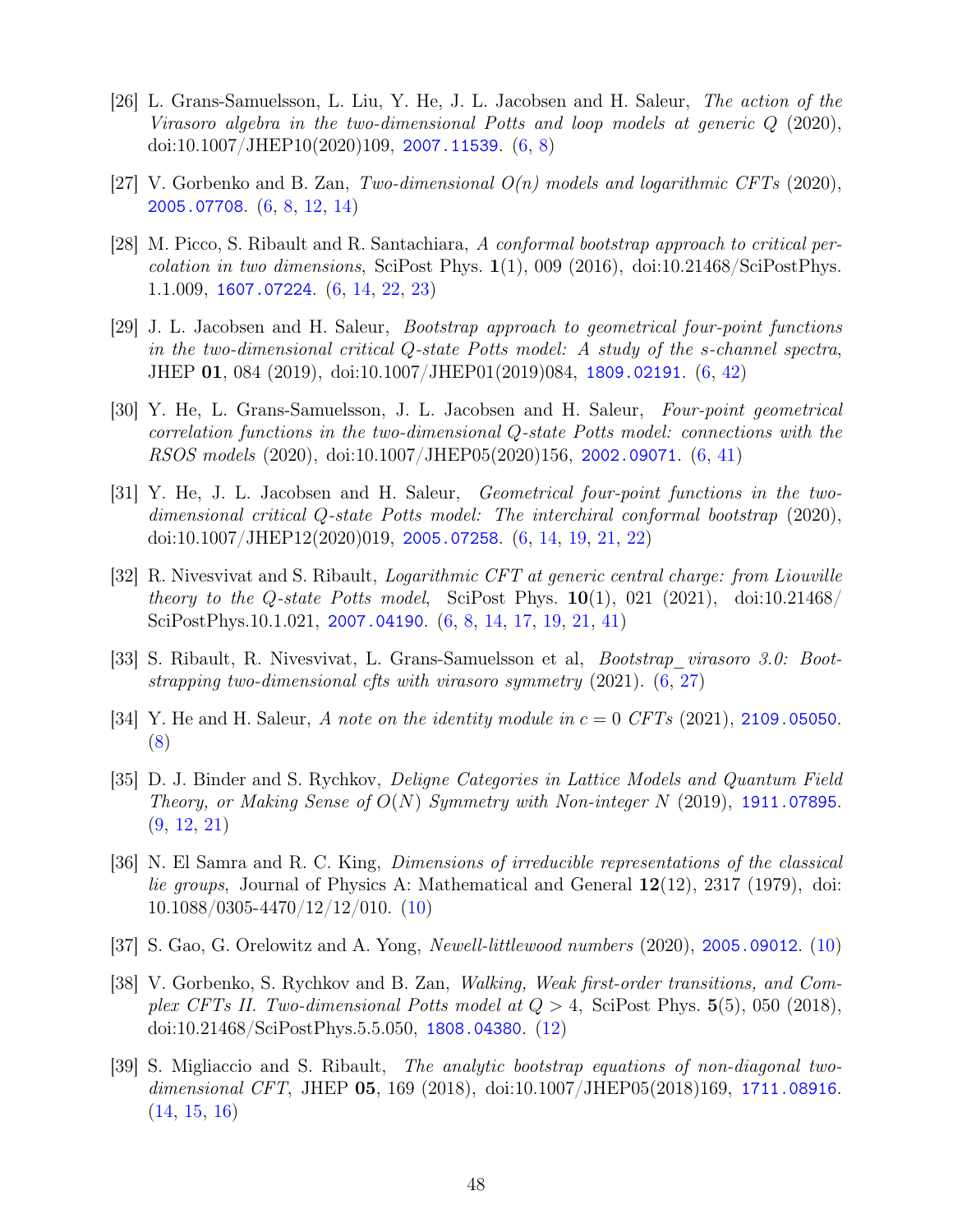[26] L. Grans-Samuelsson, L. Liu, Y. He, J. L. Jacobsen and H. Saleur, *The action of the Virasoro algebra in the two-dimensional Potts and loop models at generic Q* (2020), doi:10.1007/JHEP10(2020)109, 2007.11539. (6, 8)

[27] V. Gorbenko and B. Zan, *Two-dimensional O(n) models and logarithmic CFTs* (2020), 2005.07708. (6, 8, 12, 14)

[28] M. Picco, S. Ribault and R. Santachiara, *A conformal bootstrap approach to critical percolation in two dimensions*, SciPost Phys. **1**(1), 009 (2016), doi:10.21468/SciPostPhys.1.1.009, 1607.07224. (6, 14, 22, 23)

[29] J. L. Jacobsen and H. Saleur, *Bootstrap approach to geometrical four-point functions in the two-dimensional critical Q-state Potts model: A study of the s-channel spectra*, JHEP **01**, 084 (2019), doi:10.1007/JHEP01(2019)084, 1809.02191. (6, 42)

[30] Y. He, L. Grans-Samuelsson, J. L. Jacobsen and H. Saleur, *Four-point geometrical correlation functions in the two-dimensional Q-state Potts model: connections with the RSOS models* (2020), doi:10.1007/JHEP05(2020)156, 2002.09071. (6, 41)

[31] Y. He, J. L. Jacobsen and H. Saleur, *Geometrical four-point functions in the two-dimensional critical Q-state Potts model: The interchiral conformal bootstrap* (2020), doi:10.1007/JHEP12(2020)019, 2005.07258. (6, 14, 19, 21, 22)

[32] R. Nivesvivat and S. Ribault, *Logarithmic CFT at generic central charge: from Liouville theory to the Q-state Potts model*, SciPost Phys. **10**(1), 021 (2021), doi:10.21468/SciPostPhys.10.1.021, 2007.04190. (6, 8, 14, 17, 19, 21, 41)

[33] S. Ribault, R. Nivesvivat, L. Grans-Samuelsson et al, *Bootstrap_virasoro 3.0: Bootstrapping two-dimensional cfts with virasoro symmetry* (2021). (6, 27)

[34] Y. He and H. Saleur, *A note on the identity module in $c = 0$ CFTs* (2021), 2109.05050. (8)

[35] D. J. Binder and S. Rychkov, *Deligne Categories in Lattice Models and Quantum Field Theory, or Making Sense of $O(N)$ Symmetry with Non-integer N* (2019), 1911.07895. (9, 12, 21)

[36] N. El Samra and R. C. King, *Dimensions of irreducible representations of the classical lie groups*, Journal of Physics A: Mathematical and General **12**(12), 2317 (1979), doi:10.1088/0305-4470/12/12/010. (10)

[37] S. Gao, G. Orelowitz and A. Yong, *Newell-littlewood numbers* (2020), 2005.09012. (10)

[38] V. Gorbenko, S. Rychkov and B. Zan, *Walking, Weak first-order transitions, and Complex CFTs II. Two-dimensional Potts model at $Q > 4$*, SciPost Phys. **5**(5), 050 (2018), doi:10.21468/SciPostPhys.5.5.050, 1808.04380. (12)

[39] S. Migliaccio and S. Ribault, *The analytic bootstrap equations of non-diagonal two-dimensional CFT*, JHEP **05**, 169 (2018), doi:10.1007/JHEP05(2018)169, 1711.08916. (14, 15, 16)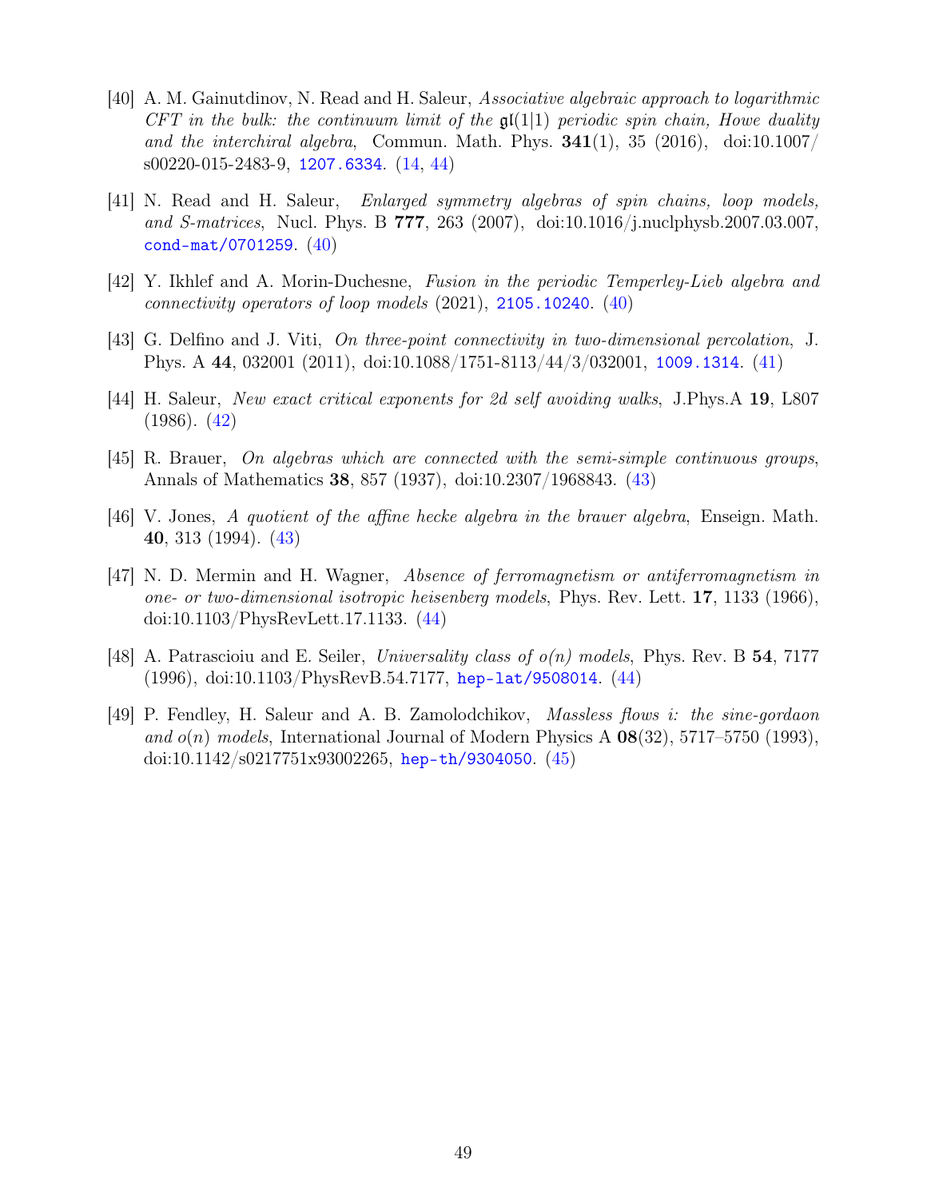- [40] A. M. Gainutdinov, N. Read and H. Saleur, *Associative algebraic approach to logarithmic CFT in the bulk: the continuum limit of the $\mathfrak{gl}(1|1)$ periodic spin chain, Howe duality and the interchiral algebra*, Commun. Math. Phys. **341**(1), 35 (2016), doi:10.1007/s00220-015-2483-9, 1207.6334. (14, 44)

- [41] N. Read and H. Saleur, *Enlarged symmetry algebras of spin chains, loop models, and S-matrices*, Nucl. Phys. B **777**, 263 (2007), doi:10.1016/j.nuclphysb.2007.03.007, cond-mat/0701259. (40)

- [42] Y. Ikhlef and A. Morin-Duchesne, *Fusion in the periodic Temperley-Lieb algebra and connectivity operators of loop models* (2021), 2105.10240. (40)

- [43] G. Delfino and J. Viti, *On three-point connectivity in two-dimensional percolation*, J. Phys. A **44**, 032001 (2011), doi:10.1088/1751-8113/44/3/032001, 1009.1314. (41)

- [44] H. Saleur, *New exact critical exponents for 2d self avoiding walks*, J.Phys.A **19**, L807 (1986). (42)

- [45] R. Brauer, *On algebras which are connected with the semi-simple continuous groups*, Annals of Mathematics **38**, 857 (1937), doi:10.2307/1968843. (43)

- [46] V. Jones, *A quotient of the affine hecke algebra in the brauer algebra*, Enseign. Math. **40**, 313 (1994). (43)

- [47] N. D. Mermin and H. Wagner, *Absence of ferromagnetism or antiferromagnetism in one- or two-dimensional isotropic heisenberg models*, Phys. Rev. Lett. **17**, 1133 (1966), doi:10.1103/PhysRevLett.17.1133. (44)

- [48] A. Patrascioiu and E. Seiler, *Universality class of o(n) models*, Phys. Rev. B **54**, 7177 (1996), doi:10.1103/PhysRevB.54.7177, hep-lat/9508014. (44)

- [49] P. Fendley, H. Saleur and A. B. Zamolodchikov, *Massless flows i: the sine-gordaon and o(n) models*, International Journal of Modern Physics A **08**(32), 5717–5750 (1993), doi:10.1142/s0217751x93002265, hep-th/9304050. (45)